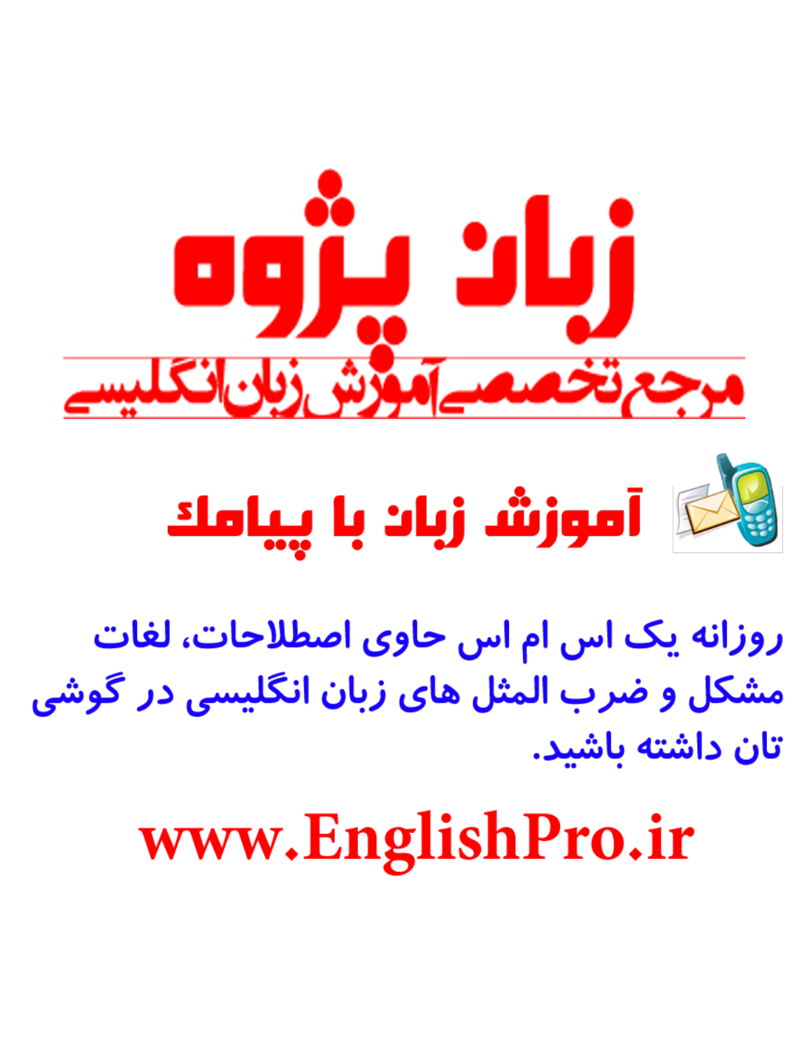# زبان پژوه

## مرجع تخصصی آموزش زبان انگلیسی

## آموزش زبان با پیامک

روزانه یک اس ام اس حاوی اصطلاحات، لغات مشکل و ضرب المثل های زبان انگلیسی در گوشی تان داشته باشید.

**www.EnglishPro.ir**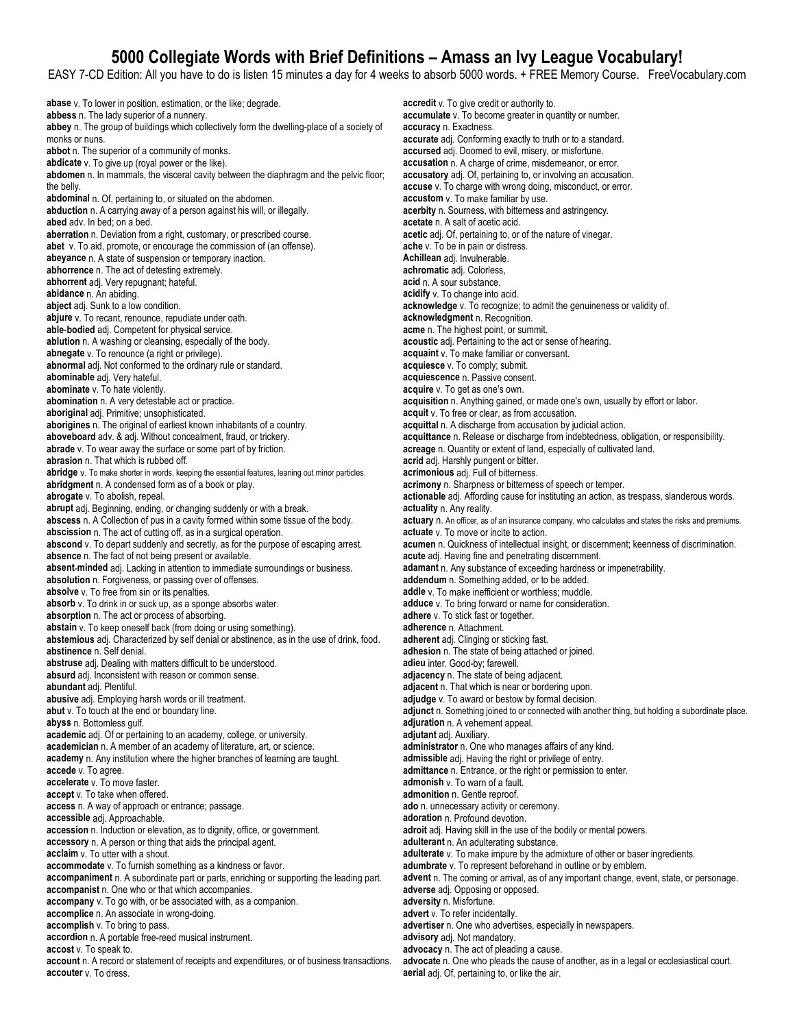# 5000 Collegiate Words with Brief Definitions – Amass an Ivy League Vocabulary!

EASY 7-CD Edition: All you have to do is listen 15 minutes a day for 4 weeks to absorb 5000 words. + FREE Memory Course. FreeVocabulary.com

**abase** v. To lower in position, estimation, or the like; degrade.
**abbess** n. The lady superior of a nunnery.
**abbey** n. The group of buildings which collectively form the dwelling-place of a society of monks or nuns.
**abbot** n. The superior of a community of monks.
**abdicate** v. To give up (royal power or the like).
**abdomen** n. In mammals, the visceral cavity between the diaphragm and the pelvic floor; the belly.
**abdominal** n. Of, pertaining to, or situated on the abdomen.
**abduction** n. A carrying away of a person against his will, or illegally.
**abed** adv. In bed; on a bed.
**aberration** n. Deviation from a right, customary, or prescribed course.
**abet** v. To aid, promote, or encourage the commission of (an offense).
**abeyance** n. A state of suspension or temporary inaction.
**abhorrence** n. The act of detesting extremely.
**abhorrent** adj. Very repugnant; hateful.
**abidance** n. An abiding.
**abject** adj. Sunk to a low condition.
**abjure** v. To recant, renounce, repudiate under oath.
**able-bodied** adj. Competent for physical service.
**ablution** n. A washing or cleansing, especially of the body.
**abnegate** v. To renounce (a right or privilege).
**abnormal** adj. Not conformed to the ordinary rule or standard.
**abominable** adj. Very hateful.
**abominate** v. To hate violently.
**abomination** n. A very detestable act or practice.
**aboriginal** adj. Primitive; unsophisticated.
**aborigines** n. The original of earliest known inhabitants of a country.
**aboveboard** adv. & adj. Without concealment, fraud, or trickery.
**abrade** v. To wear away the surface or some part of by friction.
**abrasion** n. That which is rubbed off.
**abridge** v. To make shorter in words, keeping the essential features, leaning out minor particles.
**abridgment** n. A condensed form as of a book or play.
**abrogate** v. To abolish, repeal.
**abrupt** adj. Beginning, ending, or changing suddenly or with a break.
**abscess** n. A Collection of pus in a cavity formed within some tissue of the body.
**abscission** n. The act of cutting off, as in a surgical operation.
**abscond** v. To depart suddenly and secretly, as for the purpose of escaping arrest.
**absence** n. The fact of not being present or available.
**absent-minded** adj. Lacking in attention to immediate surroundings or business.
**absolution** n. Forgiveness, or passing over of offenses.
**absolve** v. To free from sin or its penalties.
**absorb** v. To drink in or suck up, as a sponge absorbs water.
**absorption** n. The act or process of absorbing.
**abstain** v. To keep oneself back (from doing or using something).
**abstemious** adj. Characterized by self denial or abstinence, as in the use of drink, food.
**abstinence** n. Self denial.
**abstruse** adj. Dealing with matters difficult to be understood.
**absurd** adj. Inconsistent with reason or common sense.
**abundant** adj. Plentiful.
**abusive** adj. Employing harsh words or ill treatment.
**abut** v. To touch at the end or boundary line.
**abyss** n. Bottomless gulf.
**academic** adj. Of or pertaining to an academy, college, or university.
**academician** n. A member of an academy of literature, art, or science.
**academy** n. Any institution where the higher branches of learning are taught.
**accede** v. To agree.
**accelerate** v. To move faster.
**accept** v. To take when offered.
**access** n. A way of approach or entrance; passage.
**accessible** adj. Approachable.
**accession** n. Induction or elevation, as to dignity, office, or government.
**accessory** n. A person or thing that aids the principal agent.
**acclaim** v. To utter with a shout.
**accommodate** v. To furnish something as a kindness or favor.
**accompaniment** n. A subordinate part or parts, enriching or supporting the leading part.
**accompanist** n. One who or that which accompanies.
**accompany** v. To go with, or be associated with, as a companion.
**accomplice** n. An associate in wrong-doing.
**accomplish** v. To bring to pass.
**accordion** n. A portable free-reed musical instrument.
**accost** v. To speak to.
**account** n. A record or statement of receipts and expenditures, or of business transactions.
**accouter** v. To dress.
**accredit** v. To give credit or authority to.
**accumulate** v. To become greater in quantity or number.
**accuracy** n. Exactness.
**accurate** adj. Conforming exactly to truth or to a standard.
**accursed** adj. Doomed to evil, misery, or misfortune.
**accusation** n. A charge of crime, misdemeanor, or error.
**accusatory** adj. Of, pertaining to, or involving an accusation.
**accuse** v. To charge with wrong doing, misconduct, or error.
**accustom** v. To make familiar by use.
**acerbity** n. Sourness, with bitterness and astringency.
**acetate** n. A salt of acetic acid.
**acetic** adj. Of, pertaining to, or of the nature of vinegar.
**ache** v. To be in pain or distress.
**Achillean** adj. Invulnerable.
**achromatic** adj. Colorless,
**acid** n. A sour substance.
**acidify** v. To change into acid.
**acknowledge** v. To recognize; to admit the genuineness or validity of.
**acknowledgment** n. Recognition.
**acme** n. The highest point, or summit.
**acoustic** adj. Pertaining to the act or sense of hearing.
**acquaint** v. To make familiar or conversant.
**acquiesce** v. To comply; submit.
**acquiescence** n. Passive consent.
**acquire** v. To get as one's own.
**acquisition** n. Anything gained, or made one's own, usually by effort or labor.
**acquit** v. To free or clear, as from accusation.
**acquittal** n. A discharge from accusation by judicial action.
**acquittance** n. Release or discharge from indebtedness, obligation, or responsibility.
**acreage** n. Quantity or extent of land, especially of cultivated land.
**acrid** adj. Harshly pungent or bitter.
**acrimonious** adj. Full of bitterness.
**acrimony** n. Sharpness or bitterness of speech or temper.
**actionable** adj. Affording cause for instituting an action, as trespass, slanderous words.
**actuality** n. Any reality.
**actuary** n. An officer, as of an insurance company, who calculates and states the risks and premiums.
**actuate** v. To move or incite to action.
**acumen** n. Quickness of intellectual insight, or discernment; keenness of discrimination.
**acute** adj. Having fine and penetrating discernment.
**adamant** n. Any substance of exceeding hardness or impenetrability.
**addendum** n. Something added, or to be added.
**addle** v. To make inefficient or worthless; muddle.
**adduce** v. To bring forward or name for consideration.
**adhere** v. To stick fast or together.
**adherence** n. Attachment.
**adherent** adj. Clinging or sticking fast.
**adhesion** n. The state of being attached or joined.
**adieu** inter. Good-by; farewell.
**adjacency** n. The state of being adjacent.
**adjacent** n. That which is near or bordering upon.
**adjudge** v. To award or bestow by formal decision.
**adjunct** n. Something joined to or connected with another thing, but holding a subordinate place.
**adjuration** n. A vehement appeal.
**adjutant** adj. Auxiliary.
**administrator** n. One who manages affairs of any kind.
**admissible** adj. Having the right or privilege of entry.
**admittance** n. Entrance, or the right or permission to enter.
**admonish** v. To warn of a fault.
**admonition** n. Gentle reproof.
**ado** n. unnecessary activity or ceremony.
**adoration** n. Profound devotion.
**adroit** adj. Having skill in the use of the bodily or mental powers.
**adulterant** n. An adulterating substance.
**adulterate** v. To make impure by the admixture of other or baser ingredients.
**adumbrate** v. To represent beforehand in outline or by emblem.
**advent** n. The coming or arrival, as of any important change, event, state, or personage.
**adverse** adj. Opposing or opposed.
**adversity** n. Misfortune.
**advert** v. To refer incidentally.
**advertiser** n. One who advertises, especially in newspapers.
**advisory** adj. Not mandatory.
**advocacy** n. The act of pleading a cause.
**advocate** n. One who pleads the cause of another, as in a legal or ecclesiastical court.
**aerial** adj. Of, pertaining to, or like the air.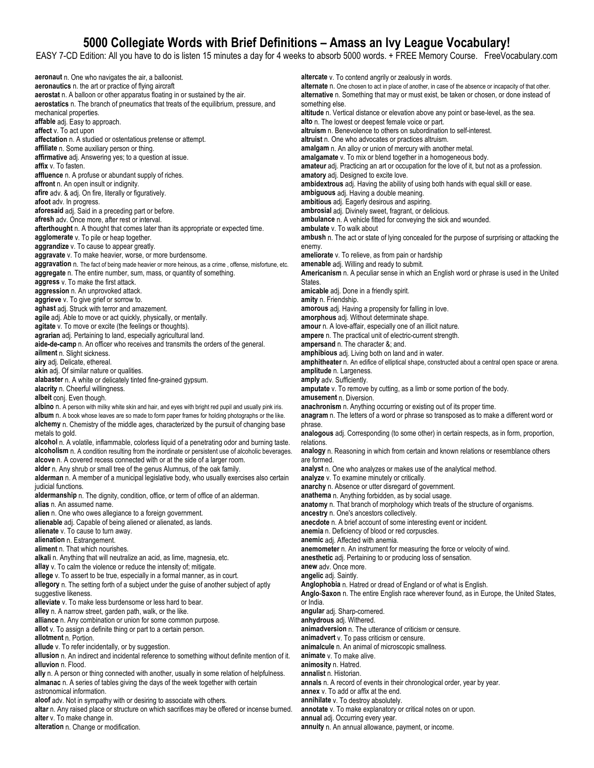# 5000 Collegiate Words with Brief Definitions – Amass an Ivy League Vocabulary!

EASY 7-CD Edition: All you have to do is listen 15 minutes a day for 4 weeks to absorb 5000 words. + FREE Memory Course. FreeVocabulary.com

**aeronaut** n. One who navigates the air, a balloonist.
**aeronautics** n. the art or practice of flying aircraft
**aerostat** n. A balloon or other apparatus floating in or sustained by the air.
**aerostatics** n. The branch of pneumatics that treats of the equilibrium, pressure, and mechanical properties.
**affable** adj. Easy to approach.
**affect** v. To act upon
**affectation** n. A studied or ostentatious pretense or attempt.
**affiliate** n. Some auxiliary person or thing.
**affirmative** adj. Answering yes; to a question at issue.
**affix** v. To fasten.
**affluence** n. A profuse or abundant supply of riches.
**affront** n. An open insult or indignity.
**afire** adv. & adj. On fire, literally or figuratively.
**afoot** adv. In progress.
**aforesaid** adj. Said in a preceding part or before.
**afresh** adv. Once more, after rest or interval.
**afterthought** n. A thought that comes later than its appropriate or expected time.
**agglomerate** v. To pile or heap together.
**aggrandize** v. To cause to appear greatly.
**aggravate** v. To make heavier, worse, or more burdensome.
**aggravation** n. The fact of being made heavier or more heinous, as a crime , offense, misfortune, etc.
**aggregate** n. The entire number, sum, mass, or quantity of something.
**aggress** v. To make the first attack.
**aggression** n. An unprovoked attack.
**aggrieve** v. To give grief or sorrow to.
**aghast** adj. Struck with terror and amazement.
**agile** adj. Able to move or act quickly, physically, or mentally.
**agitate** v. To move or excite (the feelings or thoughts).
**agrarian** adj. Pertaining to land, especially agricultural land.
**aide-de-camp** n. An officer who receives and transmits the orders of the general.
**ailment** n. Slight sickness.
**airy** adj. Delicate, ethereal.
**akin** adj. Of similar nature or qualities.
**alabaster** n. A white or delicately tinted fine-grained gypsum.
**alacrity** n. Cheerful willingness.
**albeit** conj. Even though.
**albino** n. A person with milky white skin and hair, and eyes with bright red pupil and usually pink iris.
**album** n. A book whose leaves are so made to form paper frames for holding photographs or the like.
**alchemy** n. Chemistry of the middle ages, characterized by the pursuit of changing base metals to gold.
**alcohol** n. A volatile, inflammable, colorless liquid of a penetrating odor and burning taste.
**alcoholism** n. A condition resulting from the inordinate or persistent use of alcoholic beverages.
**alcove** n. A covered recess connected with or at the side of a larger room.
**alder** n. Any shrub or small tree of the genus Alumnus, of the oak family.
**alderman** n. A member of a municipal legislative body, who usually exercises also certain judicial functions.
**aldermanship** n. The dignity, condition, office, or term of office of an alderman.
**alias** n. An assumed name.
**alien** n. One who owes allegiance to a foreign government.
**alienable** adj. Capable of being aliened or alienated, as lands.
**alienate** v. To cause to turn away.
**alienation** n. Estrangement.
**aliment** n. That which nourishes.
**alkali** n. Anything that will neutralize an acid, as lime, magnesia, etc.
**allay** v. To calm the violence or reduce the intensity of; mitigate.
**allege** v. To assert to be true, especially in a formal manner, as in court.
**allegory** n. The setting forth of a subject under the guise of another subject of aptly suggestive likeness.
**alleviate** v. To make less burdensome or less hard to bear.
**alley** n. A narrow street, garden path, walk, or the like.
**alliance** n. Any combination or union for some common purpose.
**allot** v. To assign a definite thing or part to a certain person.
**allotment** n. Portion.
**allude** v. To refer incidentally, or by suggestion.
**allusion** n. An indirect and incidental reference to something without definite mention of it.
**alluvion** n. Flood.
**ally** n. A person or thing connected with another, usually in some relation of helpfulness.
**almanac** n. A series of tables giving the days of the week together with certain astronomical information.
**aloof** adv. Not in sympathy with or desiring to associate with others.
**altar** n. Any raised place or structure on which sacrifices may be offered or incense burned.
**alter** v. To make change in.
**alteration** n. Change or modification.
**altercate** v. To contend angrily or zealously in words.
**alternate** n. One chosen to act in place of another, in case of the absence or incapacity of that other.
**alternative** n. Something that may or must exist, be taken or chosen, or done instead of something else.
**altitude** n. Vertical distance or elevation above any point or base-level, as the sea.
**alto** n. The lowest or deepest female voice or part.
**altruism** n. Benevolence to others on subordination to self-interest.
**altruist** n. One who advocates or practices altruism.
**amalgam** n. An alloy or union of mercury with another metal.
**amalgamate** v. To mix or blend together in a homogeneous body.
**amateur** adj. Practicing an art or occupation for the love of it, but not as a profession.
**amatory** adj. Designed to excite love.
**ambidextrous** adj. Having the ability of using both hands with equal skill or ease.
**ambiguous** adj. Having a double meaning.
**ambitious** adj. Eagerly desirous and aspiring.
**ambrosial** adj. Divinely sweet, fragrant, or delicious.
**ambulance** n. A vehicle fitted for conveying the sick and wounded.
**ambulate** v. To walk about
**ambush** n. The act or state of lying concealed for the purpose of surprising or attacking the enemy.
**ameliorate** v. To relieve, as from pain or hardship
**amenable** adj. Willing and ready to submit.
**Americanism** n. A peculiar sense in which an English word or phrase is used in the United States.
**amicable** adj. Done in a friendly spirit.
**amity** n. Friendship.
**amorous** adj. Having a propensity for falling in love.
**amorphous** adj. Without determinate shape.
**amour** n. A love-affair, especially one of an illicit nature.
**ampere** n. The practical unit of electric-current strength.
**ampersand** n. The character &; and.
**amphibious** adj. Living both on land and in water.
**amphitheater** n. An edifice of elliptical shape, constructed about a central open space or arena.
**amplitude** n. Largeness.
**amply** adv. Sufficiently.
**amputate** v. To remove by cutting, as a limb or some portion of the body.
**amusement** n. Diversion.
**anachronism** n. Anything occurring or existing out of its proper time.
**anagram** n. The letters of a word or phrase so transposed as to make a different word or phrase.
**analogous** adj. Corresponding (to some other) in certain respects, as in form, proportion, relations.
**analogy** n. Reasoning in which from certain and known relations or resemblance others are formed.
**analyst** n. One who analyzes or makes use of the analytical method.
**analyze** v. To examine minutely or critically.
**anarchy** n. Absence or utter disregard of government.
**anathema** n. Anything forbidden, as by social usage.
**anatomy** n. That branch of morphology which treats of the structure of organisms.
**ancestry** n. One's ancestors collectively.
**anecdote** n. A brief account of some interesting event or incident.
**anemia** n. Deficiency of blood or red corpuscles.
**anemic** adj. Affected with anemia.
**anemometer** n. An instrument for measuring the force or velocity of wind.
**anesthetic** adj. Pertaining to or producing loss of sensation.
**anew** adv. Once more.
**angelic** adj. Saintly.
**Anglophobia** n. Hatred or dread of England or of what is English.
**Anglo-Saxon** n. The entire English race wherever found, as in Europe, the United States, or India.
**angular** adj. Sharp-cornered.
**anhydrous** adj. Withered.
**animadversion** n. The utterance of criticism or censure.
**animadvert** v. To pass criticism or censure.
**animalcule** n. An animal of microscopic smallness.
**animate** v. To make alive.
**animosity** n. Hatred.
**annalist** n. Historian.
**annals** n. A record of events in their chronological order, year by year.
**annex** v. To add or affix at the end.
**annihilate** v. To destroy absolutely.
**annotate** v. To make explanatory or critical notes on or upon.
**annual** adj. Occurring every year.
**annuity** n. An annual allowance, payment, or income.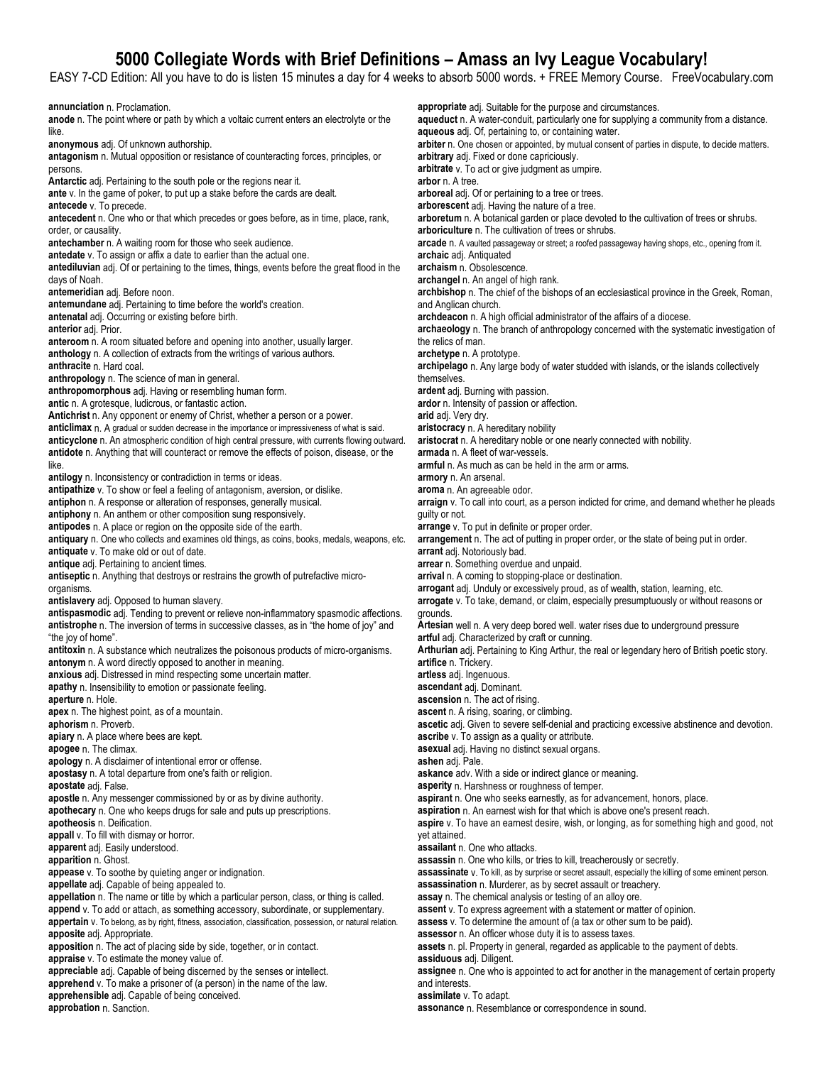# 5000 Collegiate Words with Brief Definitions – Amass an Ivy League Vocabulary!

EASY 7-CD Edition: All you have to do is listen 15 minutes a day for 4 weeks to absorb 5000 words. + FREE Memory Course. FreeVocabulary.com

**annunciation** n. Proclamation.
**anode** n. The point where or path by which a voltaic current enters an electrolyte or the like.
**anonymous** adj. Of unknown authorship.
**antagonism** n. Mutual opposition or resistance of counteracting forces, principles, or persons.
**Antarctic** adj. Pertaining to the south pole or the regions near it.
**ante** v. In the game of poker, to put up a stake before the cards are dealt.
**antecede** v. To precede.
**antecedent** n. One who or that which precedes or goes before, as in time, place, rank, order, or causality.
**antechamber** n. A waiting room for those who seek audience.
**antedate** v. To assign or affix a date to earlier than the actual one.
**antediluvian** adj. Of or pertaining to the times, things, events before the great flood in the days of Noah.
**antemeridian** adj. Before noon.
**antemundane** adj. Pertaining to time before the world's creation.
**antenatal** adj. Occurring or existing before birth.
**anterior** adj. Prior.
**anteroom** n. A room situated before and opening into another, usually larger.
**anthology** n. A collection of extracts from the writings of various authors.
**anthracite** n. Hard coal.
**anthropology** n. The science of man in general.
**anthropomorphous** adj. Having or resembling human form.
**antic** n. A grotesque, ludicrous, or fantastic action.
**Antichrist** n. Any opponent or enemy of Christ, whether a person or a power.
**anticlimax** n. A gradual or sudden decrease in the importance or impressiveness of what is said.
**anticyclone** n. An atmospheric condition of high central pressure, with currents flowing outward.
**antidote** n. Anything that will counteract or remove the effects of poison, disease, or the like.
**antilogy** n. Inconsistency or contradiction in terms or ideas.
**antipathize** v. To show or feel a feeling of antagonism, aversion, or dislike.
**antiphon** n. A response or alteration of responses, generally musical.
**antiphony** n. An anthem or other composition sung responsively.
**antipodes** n. A place or region on the opposite side of the earth.
**antiquary** n. One who collects and examines old things, as coins, books, medals, weapons, etc.
**antiquate** v. To make old or out of date.
**antique** adj. Pertaining to ancient times.
**antiseptic** n. Anything that destroys or restrains the growth of putrefactive micro-organisms.
**antislavery** adj. Opposed to human slavery.
**antispasmodic** adj. Tending to prevent or relieve non-inflammatory spasmodic affections.
**antistrophe** n. The inversion of terms in successive classes, as in "the home of joy" and "the joy of home".
**antitoxin** n. A substance which neutralizes the poisonous products of micro-organisms.
**antonym** n. A word directly opposed to another in meaning.
**anxious** adj. Distressed in mind respecting some uncertain matter.
**apathy** n. Insensibility to emotion or passionate feeling.
**aperture** n. Hole.
**apex** n. The highest point, as of a mountain.
**aphorism** n. Proverb.
**apiary** n. A place where bees are kept.
**apogee** n. The climax.
**apology** n. A disclaimer of intentional error or offense.
**apostasy** n. A total departure from one's faith or religion.
**apostate** adj. False.
**apostle** n. Any messenger commissioned by or as by divine authority.
**apothecary** n. One who keeps drugs for sale and puts up prescriptions.
**apotheosis** n. Deification.
**appall** v. To fill with dismay or horror.
**apparent** adj. Easily understood.
**apparition** n. Ghost.
**appease** v. To soothe by quieting anger or indignation.
**appellate** adj. Capable of being appealed to.
**appellation** n. The name or title by which a particular person, class, or thing is called.
**append** v. To add or attach, as something accessory, subordinate, or supplementary.
**appertain** v. To belong, as by right, fitness, association, classification, possession, or natural relation.
**apposite** adj. Appropriate.
**apposition** n. The act of placing side by side, together, or in contact.
**appraise** v. To estimate the money value of.
**appreciable** adj. Capable of being discerned by the senses or intellect.
**apprehend** v. To make a prisoner of (a person) in the name of the law.
**apprehensible** adj. Capable of being conceived.
**approbation** n. Sanction.
**appropriate** adj. Suitable for the purpose and circumstances.
**aqueduct** n. A water-conduit, particularly one for supplying a community from a distance.
**aqueous** adj. Of, pertaining to, or containing water.
**arbiter** n. One chosen or appointed, by mutual consent of parties in dispute, to decide matters.
**arbitrary** adj. Fixed or done capriciously.
**arbitrate** v. To act or give judgment as umpire.
**arbor** n. A tree.
**arboreal** adj. Of or pertaining to a tree or trees.
**arborescent** adj. Having the nature of a tree.
**arboretum** n. A botanical garden or place devoted to the cultivation of trees or shrubs.
**arboriculture** n. The cultivation of trees or shrubs.
**arcade** n. A vaulted passageway or street; a roofed passageway having shops, etc., opening from it.
**archaic** adj. Antiquated
**archaism** n. Obsolescence.
**archangel** n. An angel of high rank.
**archbishop** n. The chief of the bishops of an ecclesiastical province in the Greek, Roman, and Anglican church.
**archdeacon** n. A high official administrator of the affairs of a diocese.
**archaeology** n. The branch of anthropology concerned with the systematic investigation of the relics of man.
**archetype** n. A prototype.
**archipelago** n. Any large body of water studded with islands, or the islands collectively themselves.
**ardent** adj. Burning with passion.
**ardor** n. Intensity of passion or affection.
**arid** adj. Very dry.
**aristocracy** n. A hereditary nobility
**aristocrat** n. A hereditary noble or one nearly connected with nobility.
**armada** n. A fleet of war-vessels.
**armful** n. As much as can be held in the arm or arms.
**armory** n. An arsenal.
**aroma** n. An agreeable odor.
**arraign** v. To call into court, as a person indicted for crime, and demand whether he pleads guilty or not.
**arrange** v. To put in definite or proper order.
**arrangement** n. The act of putting in proper order, or the state of being put in order.
**arrant** adj. Notoriously bad.
**arrear** n. Something overdue and unpaid.
**arrival** n. A coming to stopping-place or destination.
**arrogant** adj. Unduly or excessively proud, as of wealth, station, learning, etc.
**arrogate** v. To take, demand, or claim, especially presumptuously or without reasons or grounds.
**Artesian** well n. A very deep bored well. water rises due to underground pressure
**artful** adj. Characterized by craft or cunning.
**Arthurian** adj. Pertaining to King Arthur, the real or legendary hero of British poetic story.
**artifice** n. Trickery.
**artless** adj. Ingenuous.
**ascendant** adj. Dominant.
**ascension** n. The act of rising.
**ascent** n. A rising, soaring, or climbing.
**ascetic** adj. Given to severe self-denial and practicing excessive abstinence and devotion.
**ascribe** v. To assign as a quality or attribute.
**asexual** adj. Having no distinct sexual organs.
**ashen** adj. Pale.
**askance** adv. With a side or indirect glance or meaning.
**asperity** n. Harshness or roughness of temper.
**aspirant** n. One who seeks earnestly, as for advancement, honors, place.
**aspiration** n. An earnest wish for that which is above one's present reach.
**aspire** v. To have an earnest desire, wish, or longing, as for something high and good, not yet attained.
**assailant** n. One who attacks.
**assassin** n. One who kills, or tries to kill, treacherously or secretly.
**assassinate** v. To kill, as by surprise or secret assault, especially the killing of some eminent person.
**assassination** n. Murderer, as by secret assault or treachery.
**assay** n. The chemical analysis or testing of an alloy ore.
**assent** v. To express agreement with a statement or matter of opinion.
**assess** v. To determine the amount of (a tax or other sum to be paid).
**assessor** n. An officer whose duty it is to assess taxes.
**assets** n. pl. Property in general, regarded as applicable to the payment of debts.
**assiduous** adj. Diligent.
**assignee** n. One who is appointed to act for another in the management of certain property and interests.
**assimilate** v. To adapt.
**assonance** n. Resemblance or correspondence in sound.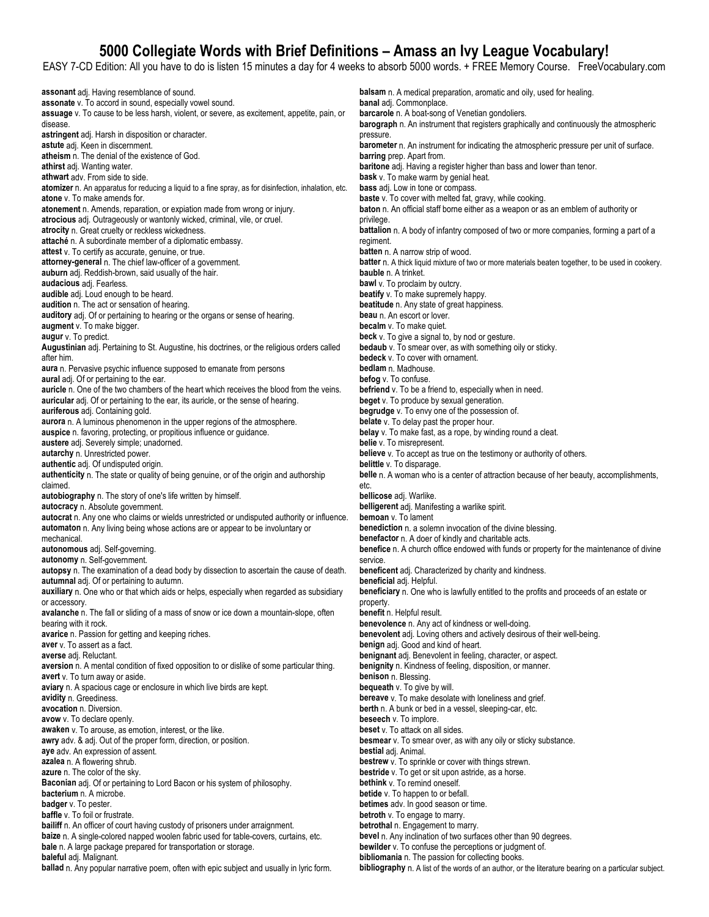# 5000 Collegiate Words with Brief Definitions – Amass an Ivy League Vocabulary!

EASY 7-CD Edition: All you have to do is listen 15 minutes a day for 4 weeks to absorb 5000 words. + FREE Memory Course. FreeVocabulary.com

**assonant** adj. Having resemblance of sound.
**assonate** v. To accord in sound, especially vowel sound.
**assuage** v. To cause to be less harsh, violent, or severe, as excitement, appetite, pain, or disease.
**astringent** adj. Harsh in disposition or character.
**astute** adj. Keen in discernment.
**atheism** n. The denial of the existence of God.
**athirst** adj. Wanting water.
**athwart** adv. From side to side.
**atomizer** n. An apparatus for reducing a liquid to a fine spray, as for disinfection, inhalation, etc.
**atone** v. To make amends for.
**atonement** n. Amends, reparation, or expiation made from wrong or injury.
**atrocious** adj. Outrageously or wantonly wicked, criminal, vile, or cruel.
**atrocity** n. Great cruelty or reckless wickedness.
**attaché** n. A subordinate member of a diplomatic embassy.
**attest** v. To certify as accurate, genuine, or true.
**attorney-general** n. The chief law-officer of a government.
**auburn** adj. Reddish-brown, said usually of the hair.
**audacious** adj. Fearless.
**audible** adj. Loud enough to be heard.
**audition** n. The act or sensation of hearing.
**auditory** adj. Of or pertaining to hearing or the organs or sense of hearing.
**augment** v. To make bigger.
**augur** v. To predict.
**Augustinian** adj. Pertaining to St. Augustine, his doctrines, or the religious orders called after him.
**aura** n. Pervasive psychic influence supposed to emanate from persons
**aural** adj. Of or pertaining to the ear.
**auricle** n. One of the two chambers of the heart which receives the blood from the veins.
**auricular** adj. Of or pertaining to the ear, its auricle, or the sense of hearing.
**auriferous** adj. Containing gold.
**aurora** n. A luminous phenomenon in the upper regions of the atmosphere.
**auspice** n. favoring, protecting, or propitious influence or guidance.
**austere** adj. Severely simple; unadorned.
**autarchy** n. Unrestricted power.
**authentic** adj. Of undisputed origin.
**authenticity** n. The state or quality of being genuine, or of the origin and authorship claimed.
**autobiography** n. The story of one's life written by himself.
**autocracy** n. Absolute government.
**autocrat** n. Any one who claims or wields unrestricted or undisputed authority or influence.
**automaton** n. Any living being whose actions are or appear to be involuntary or mechanical.
**autonomous** adj. Self-governing.
**autonomy** n. Self-government.
**autopsy** n. The examination of a dead body by dissection to ascertain the cause of death.
**autumnal** adj. Of or pertaining to autumn.
**auxiliary** n. One who or that which aids or helps, especially when regarded as subsidiary or accessory.
**avalanche** n. The fall or sliding of a mass of snow or ice down a mountain-slope, often bearing with it rock.
**avarice** n. Passion for getting and keeping riches.
**aver** v. To assert as a fact.
**averse** adj. Reluctant.
**aversion** n. A mental condition of fixed opposition to or dislike of some particular thing.
**avert** v. To turn away or aside.
**aviary** n. A spacious cage or enclosure in which live birds are kept.
**avidity** n. Greediness.
**avocation** n. Diversion.
**avow** v. To declare openly.
**awaken** v. To arouse, as emotion, interest, or the like.
**awry** adv. & adj. Out of the proper form, direction, or position.
**aye** adv. An expression of assent.
**azalea** n. A flowering shrub.
**azure** n. The color of the sky.
**Baconian** adj. Of or pertaining to Lord Bacon or his system of philosophy.
**bacterium** n. A microbe.
**badger** v. To pester.
**baffle** v. To foil or frustrate.
**bailiff** n. An officer of court having custody of prisoners under arraignment.
**baize** n. A single-colored napped woolen fabric used for table-covers, curtains, etc.
**bale** n. A large package prepared for transportation or storage.
**baleful** adj. Malignant.
**ballad** n. Any popular narrative poem, often with epic subject and usually in lyric form.
**balsam** n. A medical preparation, aromatic and oily, used for healing.
**banal** adj. Commonplace.
**barcarole** n. A boat-song of Venetian gondoliers.
**barograph** n. An instrument that registers graphically and continuously the atmospheric pressure.
**barometer** n. An instrument for indicating the atmospheric pressure per unit of surface.
**barring** prep. Apart from.
**baritone** adj. Having a register higher than bass and lower than tenor.
**bask** v. To make warm by genial heat.
**bass** adj. Low in tone or compass.
**baste** v. To cover with melted fat, gravy, while cooking.
**baton** n. An official staff borne either as a weapon or as an emblem of authority or privilege.
**battalion** n. A body of infantry composed of two or more companies, forming a part of a regiment.
**batten** n. A narrow strip of wood.
**batter** n. A thick liquid mixture of two or more materials beaten together, to be used in cookery.
**bauble** n. A trinket.
**bawl** v. To proclaim by outcry.
**beatify** v. To make supremely happy.
**beatitude** n. Any state of great happiness.
**beau** n. An escort or lover.
**becalm** v. To make quiet.
**beck** v. To give a signal to, by nod or gesture.
**bedaub** v. To smear over, as with something oily or sticky.
**bedeck** v. To cover with ornament.
**bedlam** n. Madhouse.
**befog** v. To confuse.
**befriend** v. To be a friend to, especially when in need.
**beget** v. To produce by sexual generation.
**begrudge** v. To envy one of the possession of.
**belate** v. To delay past the proper hour.
**belay** v. To make fast, as a rope, by winding round a cleat.
**belie** v. To misrepresent.
**believe** v. To accept as true on the testimony or authority of others.
**belittle** v. To disparage.
**belle** n. A woman who is a center of attraction because of her beauty, accomplishments, etc.
**bellicose** adj. Warlike.
**belligerent** adj. Manifesting a warlike spirit.
**bemoan** v. To lament
**benediction** n. a solemn invocation of the divine blessing.
**benefactor** n. A doer of kindly and charitable acts.
**benefice** n. A church office endowed with funds or property for the maintenance of divine service.
**beneficent** adj. Characterized by charity and kindness.
**beneficial** adj. Helpful.
**beneficiary** n. One who is lawfully entitled to the profits and proceeds of an estate or property.
**benefit** n. Helpful result.
**benevolence** n. Any act of kindness or well-doing.
**benevolent** adj. Loving others and actively desirous of their well-being.
**benign** adj. Good and kind of heart.
**benignant** adj. Benevolent in feeling, character, or aspect.
**benignity** n. Kindness of feeling, disposition, or manner.
**benison** n. Blessing.
**bequeath** v. To give by will.
**bereave** v. To make desolate with loneliness and grief.
**berth** n. A bunk or bed in a vessel, sleeping-car, etc.
**beseech** v. To implore.
**beset** v. To attack on all sides.
**besmear** v. To smear over, as with any oily or sticky substance.
**bestial** adj. Animal.
**bestrew** v. To sprinkle or cover with things strewn.
**bestride** v. To get or sit upon astride, as a horse.
**bethink** v. To remind oneself.
**betide** v. To happen to or befall.
**betimes** adv. In good season or time.
**betroth** v. To engage to marry.
**betrothal** n. Engagement to marry.
**bevel** n. Any inclination of two surfaces other than 90 degrees.
**bewilder** v. To confuse the perceptions or judgment of.
**bibliomania** n. The passion for collecting books.
**bibliography** n. A list of the words of an author, or the literature bearing on a particular subject.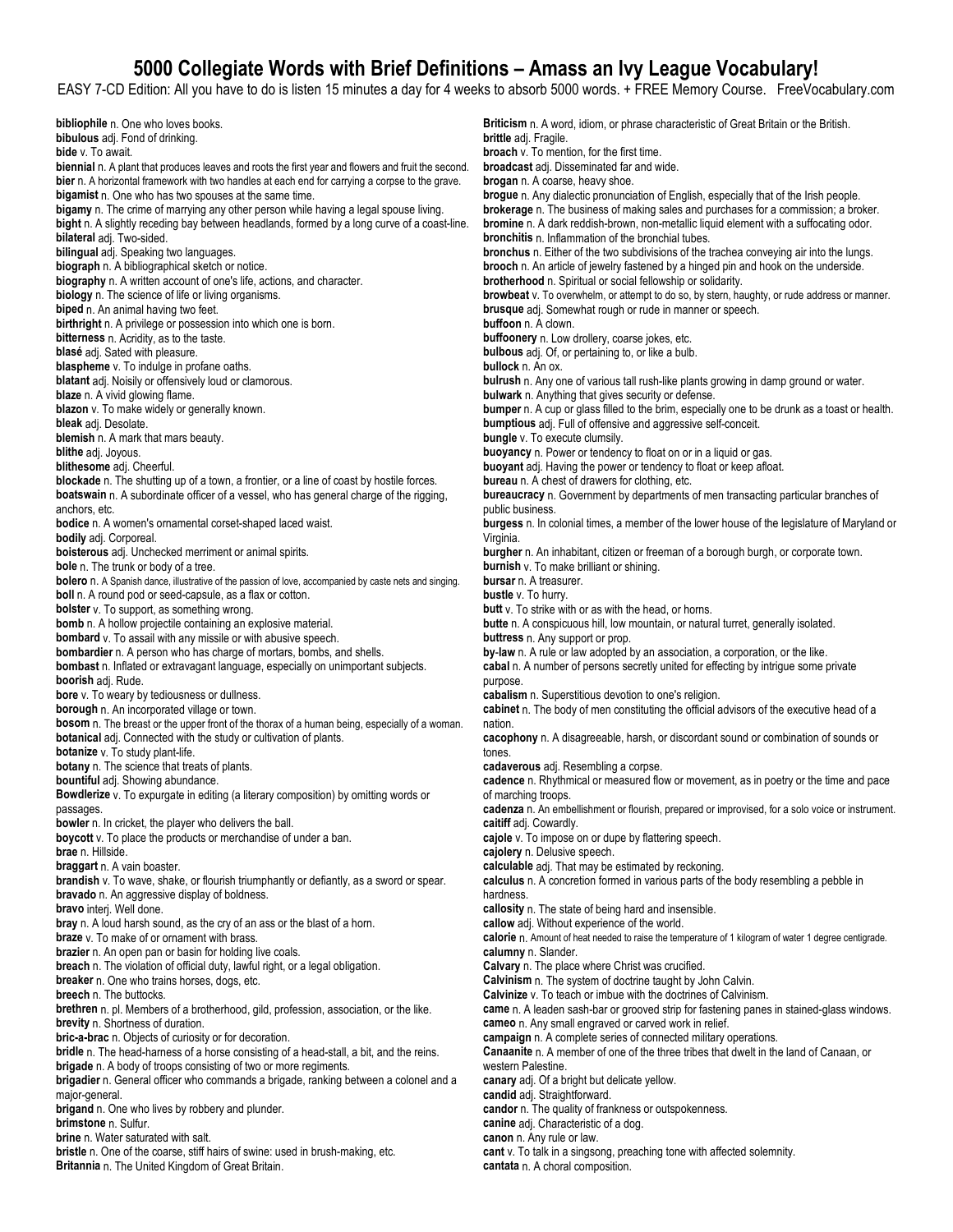# 5000 Collegiate Words with Brief Definitions – Amass an Ivy League Vocabulary!

EASY 7-CD Edition: All you have to do is listen 15 minutes a day for 4 weeks to absorb 5000 words. + FREE Memory Course. FreeVocabulary.com

**bibliophile** n. One who loves books.
**bibulous** adj. Fond of drinking.
**bide** v. To await.
**biennial** n. A plant that produces leaves and roots the first year and flowers and fruit the second.
**bier** n. A horizontal framework with two handles at each end for carrying a corpse to the grave.
**bigamist** n. One who has two spouses at the same time.
**bigamy** n. The crime of marrying any other person while having a legal spouse living.
**bight** n. A slightly receding bay between headlands, formed by a long curve of a coast-line.
**bilateral** adj. Two-sided.
**bilingual** adj. Speaking two languages.
**biograph** n. A bibliographical sketch or notice.
**biography** n. A written account of one's life, actions, and character.
**biology** n. The science of life or living organisms.
**biped** n. An animal having two feet.
**birthright** n. A privilege or possession into which one is born.
**bitterness** n. Acridity, as to the taste.
**blasé** adj. Sated with pleasure.
**blaspheme** v. To indulge in profane oaths.
**blatant** adj. Noisily or offensively loud or clamorous.
**blaze** n. A vivid glowing flame.
**blazon** v. To make widely or generally known.
**bleak** adj. Desolate.
**blemish** n. A mark that mars beauty.
**blithe** adj. Joyous.
**blithesome** adj. Cheerful.
**blockade** n. The shutting up of a town, a frontier, or a line of coast by hostile forces.
**boatswain** n. A subordinate officer of a vessel, who has general charge of the rigging, anchors, etc.
**bodice** n. A women's ornamental corset-shaped laced waist.
**bodily** adj. Corporeal.
**boisterous** adj. Unchecked merriment or animal spirits.
**bole** n. The trunk or body of a tree.
**bolero** n. A Spanish dance, illustrative of the passion of love, accompanied by caste nets and singing.
**boll** n. A round pod or seed-capsule, as a flax or cotton.
**bolster** v. To support, as something wrong.
**bomb** n. A hollow projectile containing an explosive material.
**bombard** v. To assail with any missile or with abusive speech.
**bombardier** n. A person who has charge of mortars, bombs, and shells.
**bombast** n. Inflated or extravagant language, especially on unimportant subjects.
**boorish** adj. Rude.
**bore** v. To weary by tediousness or dullness.
**borough** n. An incorporated village or town.
**bosom** n. The breast or the upper front of the thorax of a human being, especially of a woman.
**botanical** adj. Connected with the study or cultivation of plants.
**botanize** v. To study plant-life.
**botany** n. The science that treats of plants.
**bountiful** adj. Showing abundance.
**Bowdlerize** v. To expurgate in editing (a literary composition) by omitting words or passages.
**bowler** n. In cricket, the player who delivers the ball.
**boycott** v. To place the products or merchandise of under a ban.
**brae** n. Hillside.
**braggart** n. A vain boaster.
**brandish** v. To wave, shake, or flourish triumphantly or defiantly, as a sword or spear.
**bravado** n. An aggressive display of boldness.
**bravo** interj. Well done.
**bray** n. A loud harsh sound, as the cry of an ass or the blast of a horn.
**braze** v. To make of or ornament with brass.
**brazier** n. An open pan or basin for holding live coals.
**breach** n. The violation of official duty, lawful right, or a legal obligation.
**breaker** n. One who trains horses, dogs, etc.
**breech** n. The buttocks.
**brethren** n. pl. Members of a brotherhood, gild, profession, association, or the like.
**brevity** n. Shortness of duration.
**bric-a-brac** n. Objects of curiosity or for decoration.
**bridle** n. The head-harness of a horse consisting of a head-stall, a bit, and the reins.
**brigade** n. A body of troops consisting of two or more regiments.
**brigadier** n. General officer who commands a brigade, ranking between a colonel and a major-general.
**brigand** n. One who lives by robbery and plunder.
**brimstone** n. Sulfur.
**brine** n. Water saturated with salt.
**bristle** n. One of the coarse, stiff hairs of swine: used in brush-making, etc.
**Britannia** n. The United Kingdom of Great Britain.
**Briticism** n. A word, idiom, or phrase characteristic of Great Britain or the British.
**brittle** adj. Fragile.
**broach** v. To mention, for the first time.
**broadcast** adj. Disseminated far and wide.
**brogan** n. A coarse, heavy shoe.
**brogue** n. Any dialectic pronunciation of English, especially that of the Irish people.
**brokerage** n. The business of making sales and purchases for a commission; a broker.
**bromine** n. A dark reddish-brown, non-metallic liquid element with a suffocating odor.
**bronchitis** n. Inflammation of the bronchial tubes.
**bronchus** n. Either of the two subdivisions of the trachea conveying air into the lungs.
**brooch** n. An article of jewelry fastened by a hinged pin and hook on the underside.
**brotherhood** n. Spiritual or social fellowship or solidarity.
**browbeat** v. To overwhelm, or attempt to do so, by stern, haughty, or rude address or manner.
**brusque** adj. Somewhat rough or rude in manner or speech.
**buffoon** n. A clown.
**buffoonery** n. Low drollery, coarse jokes, etc.
**bulbous** adj. Of, or pertaining to, or like a bulb.
**bullock** n. An ox.
**bulrush** n. Any one of various tall rush-like plants growing in damp ground or water.
**bulwark** n. Anything that gives security or defense.
**bumper** n. A cup or glass filled to the brim, especially one to be drunk as a toast or health.
**bumptious** adj. Full of offensive and aggressive self-conceit.
**bungle** v. To execute clumsily.
**buoyancy** n. Power or tendency to float on or in a liquid or gas.
**buoyant** adj. Having the power or tendency to float or keep afloat.
**bureau** n. A chest of drawers for clothing, etc.
**bureaucracy** n. Government by departments of men transacting particular branches of public business.
**burgess** n. In colonial times, a member of the lower house of the legislature of Maryland or Virginia.
**burgher** n. An inhabitant, citizen or freeman of a borough burgh, or corporate town.
**burnish** v. To make brilliant or shining.
**bursar** n. A treasurer.
**bustle** v. To hurry.
**butt** v. To strike with or as with the head, or horns.
**butte** n. A conspicuous hill, low mountain, or natural turret, generally isolated.
**buttress** n. Any support or prop.
**by-law** n. A rule or law adopted by an association, a corporation, or the like.
**cabal** n. A number of persons secretly united for effecting by intrigue some private purpose.
**cabalism** n. Superstitious devotion to one's religion.
**cabinet** n. The body of men constituting the official advisors of the executive head of a nation.
**cacophony** n. A disagreeable, harsh, or discordant sound or combination of sounds or tones.
**cadaverous** adj. Resembling a corpse.
**cadence** n. Rhythmical or measured flow or movement, as in poetry or the time and pace of marching troops.
**cadenza** n. An embellishment or flourish, prepared or improvised, for a solo voice or instrument.
**caitiff** adj. Cowardly.
**cajole** v. To impose on or dupe by flattering speech.
**cajolery** n. Delusive speech.
**calculable** adj. That may be estimated by reckoning.
**calculus** n. A concretion formed in various parts of the body resembling a pebble in hardness.
**callosity** n. The state of being hard and insensible.
**callow** adj. Without experience of the world.
**calorie** n. Amount of heat needed to raise the temperature of 1 kilogram of water 1 degree centigrade.
**calumny** n. Slander.
**Calvary** n. The place where Christ was crucified.
**Calvinism** n. The system of doctrine taught by John Calvin.
**Calvinize** v. To teach or imbue with the doctrines of Calvinism.
**came** n. A leaden sash-bar or grooved strip for fastening panes in stained-glass windows.
**cameo** n. Any small engraved or carved work in relief.
**campaign** n. A complete series of connected military operations.
**Canaanite** n. A member of one of the three tribes that dwelt in the land of Canaan, or western Palestine.
**canary** adj. Of a bright but delicate yellow.
**candid** adj. Straightforward.
**candor** n. The quality of frankness or outspokenness.
**canine** adj. Characteristic of a dog.
**canon** n. Any rule or law.
**cant** v. To talk in a singsong, preaching tone with affected solemnity.
**cantata** n. A choral composition.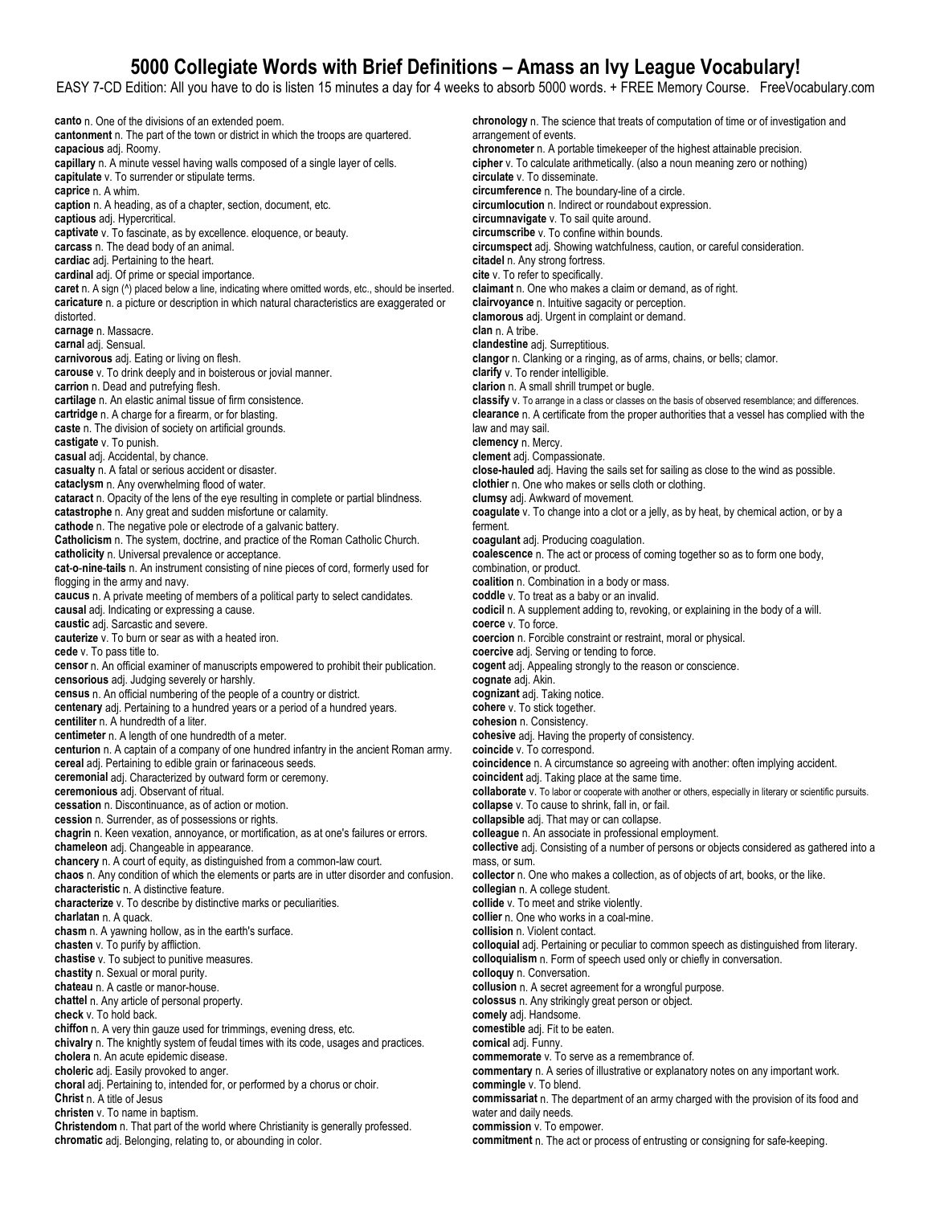# 5000 Collegiate Words with Brief Definitions – Amass an Ivy League Vocabulary!

EASY 7-CD Edition: All you have to do is listen 15 minutes a day for 4 weeks to absorb 5000 words. + FREE Memory Course. FreeVocabulary.com

**canto** n. One of the divisions of an extended poem.
**cantonment** n. The part of the town or district in which the troops are quartered.
**capacious** adj. Roomy.
**capillary** n. A minute vessel having walls composed of a single layer of cells.
**capitulate** v. To surrender or stipulate terms.
**caprice** n. A whim.
**caption** n. A heading, as of a chapter, section, document, etc.
**captious** adj. Hypercritical.
**captivate** v. To fascinate, as by excellence. eloquence, or beauty.
**carcass** n. The dead body of an animal.
**cardiac** adj. Pertaining to the heart.
**cardinal** adj. Of prime or special importance.
**caret** n. A sign (^) placed below a line, indicating where omitted words, etc., should be inserted.
**caricature** n. a picture or description in which natural characteristics are exaggerated or distorted.
**carnage** n. Massacre.
**carnal** adj. Sensual.
**carnivorous** adj. Eating or living on flesh.
**carouse** v. To drink deeply and in boisterous or jovial manner.
**carrion** n. Dead and putrefying flesh.
**cartilage** n. An elastic animal tissue of firm consistence.
**cartridge** n. A charge for a firearm, or for blasting.
**caste** n. The division of society on artificial grounds.
**castigate** v. To punish.
**casual** adj. Accidental, by chance.
**casualty** n. A fatal or serious accident or disaster.
**cataclysm** n. Any overwhelming flood of water.
**cataract** n. Opacity of the lens of the eye resulting in complete or partial blindness.
**catastrophe** n. Any great and sudden misfortune or calamity.
**cathode** n. The negative pole or electrode of a galvanic battery.
**Catholicism** n. The system, doctrine, and practice of the Roman Catholic Church.
**catholicity** n. Universal prevalence or acceptance.
**cat-o-nine-tails** n. An instrument consisting of nine pieces of cord, formerly used for flogging in the army and navy.
**caucus** n. A private meeting of members of a political party to select candidates.
**causal** adj. Indicating or expressing a cause.
**caustic** adj. Sarcastic and severe.
**cauterize** v. To burn or sear as with a heated iron.
**cede** v. To pass title to.
**censor** n. An official examiner of manuscripts empowered to prohibit their publication.
**censorious** adj. Judging severely or harshly.
**census** n. An official numbering of the people of a country or district.
**centenary** adj. Pertaining to a hundred years or a period of a hundred years.
**centiliter** n. A hundredth of a liter.
**centimeter** n. A length of one hundredth of a meter.
**centurion** n. A captain of a company of one hundred infantry in the ancient Roman army.
**cereal** adj. Pertaining to edible grain or farinaceous seeds.
**ceremonial** adj. Characterized by outward form or ceremony.
**ceremonious** adj. Observant of ritual.
**cessation** n. Discontinuance, as of action or motion.
**cession** n. Surrender, as of possessions or rights.
**chagrin** n. Keen vexation, annoyance, or mortification, as at one's failures or errors.
**chameleon** adj. Changeable in appearance.
**chancery** n. A court of equity, as distinguished from a common-law court.
**chaos** n. Any condition of which the elements or parts are in utter disorder and confusion.
**characteristic** n. A distinctive feature.
**characterize** v. To describe by distinctive marks or peculiarities.
**charlatan** n. A quack.
**chasm** n. A yawning hollow, as in the earth's surface.
**chasten** v. To purify by affliction.
**chastise** v. To subject to punitive measures.
**chastity** n. Sexual or moral purity.
**chateau** n. A castle or manor-house.
**chattel** n. Any article of personal property.
**check** v. To hold back.
**chiffon** n. A very thin gauze used for trimmings, evening dress, etc.
**chivalry** n. The knightly system of feudal times with its code, usages and practices.
**cholera** n. An acute epidemic disease.
**choleric** adj. Easily provoked to anger.
**choral** adj. Pertaining to, intended for, or performed by a chorus or choir.
**Christ** n. A title of Jesus
**christen** v. To name in baptism.
**Christendom** n. That part of the world where Christianity is generally professed.
**chromatic** adj. Belonging, relating to, or abounding in color.
**chronology** n. The science that treats of computation of time or of investigation and arrangement of events.
**chronometer** n. A portable timekeeper of the highest attainable precision.
**cipher** v. To calculate arithmetically. (also a noun meaning zero or nothing)
**circulate** v. To disseminate.
**circumference** n. The boundary-line of a circle.
**circumlocution** n. Indirect or roundabout expression.
**circumnavigate** v. To sail quite around.
**circumscribe** v. To confine within bounds.
**circumspect** adj. Showing watchfulness, caution, or careful consideration.
**citadel** n. Any strong fortress.
**cite** v. To refer to specifically.
**claimant** n. One who makes a claim or demand, as of right.
**clairvoyance** n. Intuitive sagacity or perception.
**clamorous** adj. Urgent in complaint or demand.
**clan** n. A tribe.
**clandestine** adj. Surreptitious.
**clangor** n. Clanking or a ringing, as of arms, chains, or bells; clamor.
**clarify** v. To render intelligible.
**clarion** n. A small shrill trumpet or bugle.
**classify** v. To arrange in a class or classes on the basis of observed resemblance; and differences.
**clearance** n. A certificate from the proper authorities that a vessel has complied with the law and may sail.
**clemency** n. Mercy.
**clement** adj. Compassionate.
**close-hauled** adj. Having the sails set for sailing as close to the wind as possible.
**clothier** n. One who makes or sells cloth or clothing.
**clumsy** adj. Awkward of movement.
**coagulate** v. To change into a clot or a jelly, as by heat, by chemical action, or by a ferment.
**coagulant** adj. Producing coagulation.
**coalescence** n. The act or process of coming together so as to form one body, combination, or product.
**coalition** n. Combination in a body or mass.
**coddle** v. To treat as a baby or an invalid.
**codicil** n. A supplement adding to, revoking, or explaining in the body of a will.
**coerce** v. To force.
**coercion** n. Forcible constraint or restraint, moral or physical.
**coercive** adj. Serving or tending to force.
**cogent** adj. Appealing strongly to the reason or conscience.
**cognate** adj. Akin.
**cognizant** adj. Taking notice.
**cohere** v. To stick together.
**cohesion** n. Consistency.
**cohesive** adj. Having the property of consistency.
**coincide** v. To correspond.
**coincidence** n. A circumstance so agreeing with another: often implying accident.
**coincident** adj. Taking place at the same time.
**collaborate** v. To labor or cooperate with another or others, especially in literary or scientific pursuits.
**collapse** v. To cause to shrink, fall in, or fail.
**collapsible** adj. That may or can collapse.
**colleague** n. An associate in professional employment.
**collective** adj. Consisting of a number of persons or objects considered as gathered into a mass, or sum.
**collector** n. One who makes a collection, as of objects of art, books, or the like.
**collegian** n. A college student.
**collide** v. To meet and strike violently.
**collier** n. One who works in a coal-mine.
**collision** n. Violent contact.
**colloquial** adj. Pertaining or peculiar to common speech as distinguished from literary.
**colloquialism** n. Form of speech used only or chiefly in conversation.
**colloquy** n. Conversation.
**collusion** n. A secret agreement for a wrongful purpose.
**colossus** n. Any strikingly great person or object.
**comely** adj. Handsome.
**comestible** adj. Fit to be eaten.
**comical** adj. Funny.
**commemorate** v. To serve as a remembrance of.
**commentary** n. A series of illustrative or explanatory notes on any important work.
**commingle** v. To blend.
**commissariat** n. The department of an army charged with the provision of its food and water and daily needs.
**commission** v. To empower.
**commitment** n. The act or process of entrusting or consigning for safe-keeping.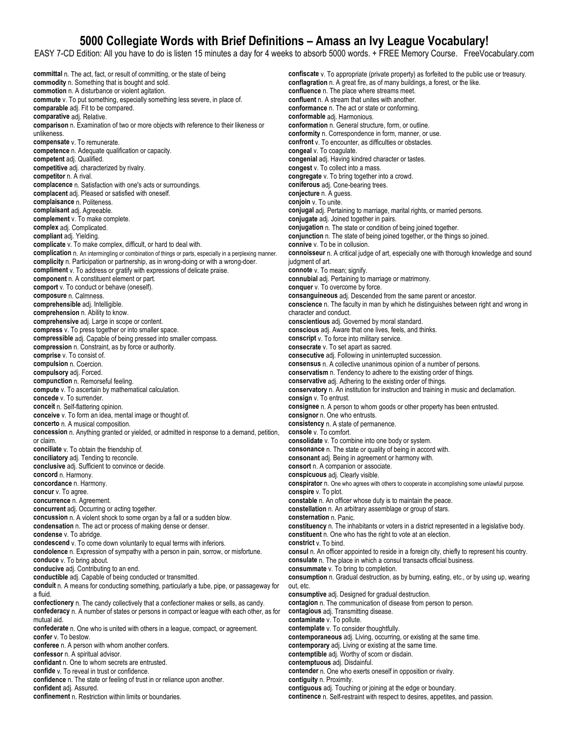# 5000 Collegiate Words with Brief Definitions – Amass an Ivy League Vocabulary!

EASY 7-CD Edition: All you have to do is listen 15 minutes a day for 4 weeks to absorb 5000 words. + FREE Memory Course. FreeVocabulary.com

**committal** n. The act, fact, or result of committing, or the state of being
**commodity** n. Something that is bought and sold.
**commotion** n. A disturbance or violent agitation.
**commute** v. To put something, especially something less severe, in place of.
**comparable** adj. Fit to be compared.
**comparative** adj. Relative.
**comparison** n. Examination of two or more objects with reference to their likeness or unlikeness.
**compensate** v. To remunerate.
**competence** n. Adequate qualification or capacity.
**competent** adj. Qualified.
**competitive** adj. characterized by rivalry.
**competitor** n. A rival.
**complacence** n. Satisfaction with one's acts or surroundings.
**complacent** adj. Pleased or satisfied with oneself.
**complaisance** n. Politeness.
**complaisant** adj. Agreeable.
**complement** v. To make complete.
**complex** adj. Complicated.
**compliant** adj. Yielding.
**complicate** v. To make complex, difficult, or hard to deal with.
**complication** n. An intermingling or combination of things or parts, especially in a perplexing manner.
**complicity** n. Participation or partnership, as in wrong-doing or with a wrong-doer.
**compliment** v. To address or gratify with expressions of delicate praise.
**component** n. A constituent element or part.
**comport** v. To conduct or behave (oneself).
**composure** n. Calmness.
**comprehensible** adj. Intelligible.
**comprehension** n. Ability to know.
**comprehensive** adj. Large in scope or content.
**compress** v. To press together or into smaller space.
**compressible** adj. Capable of being pressed into smaller compass.
**compression** n. Constraint, as by force or authority.
**comprise** v. To consist of.
**compulsion** n. Coercion.
**compulsory** adj. Forced.
**compunction** n. Remorseful feeling.
**compute** v. To ascertain by mathematical calculation.
**concede** v. To surrender.
**conceit** n. Self-flattering opinion.
**conceive** v. To form an idea, mental image or thought of.
**concerto** n. A musical composition.
**concession** n. Anything granted or yielded, or admitted in response to a demand, petition, or claim.
**conciliate** v. To obtain the friendship of.
**conciliatory** adj. Tending to reconcile.
**conclusive** adj. Sufficient to convince or decide.
**concord** n. Harmony.
**concordance** n. Harmony.
**concur** v. To agree.
**concurrence** n. Agreement.
**concurrent** adj. Occurring or acting together.
**concussion** n. A violent shock to some organ by a fall or a sudden blow.
**condensation** n. The act or process of making dense or denser.
**condense** v. To abridge.
**condescend** v. To come down voluntarily to equal terms with inferiors.
**condolence** n. Expression of sympathy with a person in pain, sorrow, or misfortune.
**conduce** v. To bring about.
**conducive** adj. Contributing to an end.
**conductible** adj. Capable of being conducted or transmitted.
**conduit** n. A means for conducting something, particularly a tube, pipe, or passageway for a fluid.
**confectionery** n. The candy collectively that a confectioner makes or sells, as candy.
**confederacy** n. A number of states or persons in compact or league with each other, as for mutual aid.
**confederate** n. One who is united with others in a league, compact, or agreement.
**confer** v. To bestow.
**conferee** n. A person with whom another confers.
**confessor** n. A spiritual advisor.
**confidant** n. One to whom secrets are entrusted.
**confide** v. To reveal in trust or confidence.
**confidence** n. The state or feeling of trust in or reliance upon another.
**confident** adj. Assured.
**confinement** n. Restriction within limits or boundaries.
**confiscate** v. To appropriate (private property) as forfeited to the public use or treasury.
**conflagration** n. A great fire, as of many buildings, a forest, or the like.
**confluence** n. The place where streams meet.
**confluent** n. A stream that unites with another.
**conformance** n. The act or state or conforming.
**conformable** adj. Harmonious.
**conformation** n. General structure, form, or outline.
**conformity** n. Correspondence in form, manner, or use.
**confront** v. To encounter, as difficulties or obstacles.
**congeal** v. To coagulate.
**congenial** adj. Having kindred character or tastes.
**congest** v. To collect into a mass.
**congregate** v. To bring together into a crowd.
**coniferous** adj. Cone-bearing trees.
**conjecture** n. A guess.
**conjoin** v. To unite.
**conjugal** adj. Pertaining to marriage, marital rights, or married persons.
**conjugate** adj. Joined together in pairs.
**conjugation** n. The state or condition of being joined together.
**conjunction** n. The state of being joined together, or the things so joined.
**connive** v. To be in collusion.
**connoisseur** n. A critical judge of art, especially one with thorough knowledge and sound judgment of art.
**connote** v. To mean; signify.
**connubial** adj. Pertaining to marriage or matrimony.
**conquer** v. To overcome by force.
**consanguineous** adj. Descended from the same parent or ancestor.
**conscience** n. The faculty in man by which he distinguishes between right and wrong in character and conduct.
**conscientious** adj. Governed by moral standard.
**conscious** adj. Aware that one lives, feels, and thinks.
**conscript** v. To force into military service.
**consecrate** v. To set apart as sacred.
**consecutive** adj. Following in uninterrupted succession.
**consensus** n. A collective unanimous opinion of a number of persons.
**conservatism** n. Tendency to adhere to the existing order of things.
**conservative** adj. Adhering to the existing order of things.
**conservatory** n. An institution for instruction and training in music and declamation.
**consign** v. To entrust.
**consignee** n. A person to whom goods or other property has been entrusted.
**consignor** n. One who entrusts.
**consistency** n. A state of permanence.
**console** v. To comfort.
**consolidate** v. To combine into one body or system.
**consonance** n. The state or quality of being in accord with.
**consonant** adj. Being in agreement or harmony with.
**consort** n. A companion or associate.
**conspicuous** adj. Clearly visible.
**conspirator** n. One who agrees with others to cooperate in accomplishing some unlawful purpose.
**conspire** v. To plot.
**constable** n. An officer whose duty is to maintain the peace.
**constellation** n. An arbitrary assemblage or group of stars.
**consternation** n. Panic.
**constituency** n. The inhabitants or voters in a district represented in a legislative body.
**constituent** n. One who has the right to vote at an election.
**constrict** v. To bind.
**consul** n. An officer appointed to reside in a foreign city, chiefly to represent his country.
**consulate** n. The place in which a consul transacts official business.
**consummate** v. To bring to completion.
**consumption** n. Gradual destruction, as by burning, eating, etc., or by using up, wearing out, etc.
**consumptive** adj. Designed for gradual destruction.
**contagion** n. The communication of disease from person to person.
**contagious** adj. Transmitting disease.
**contaminate** v. To pollute.
**contemplate** v. To consider thoughtfully.
**contemporaneous** adj. Living, occurring, or existing at the same time.
**contemporary** adj. Living or existing at the same time.
**contemptible** adj. Worthy of scorn or disdain.
**contemptuous** adj. Disdainful.
**contender** n. One who exerts oneself in opposition or rivalry.
**contiguity** n. Proximity.
**contiguous** adj. Touching or joining at the edge or boundary.
**continence** n. Self-restraint with respect to desires, appetites, and passion.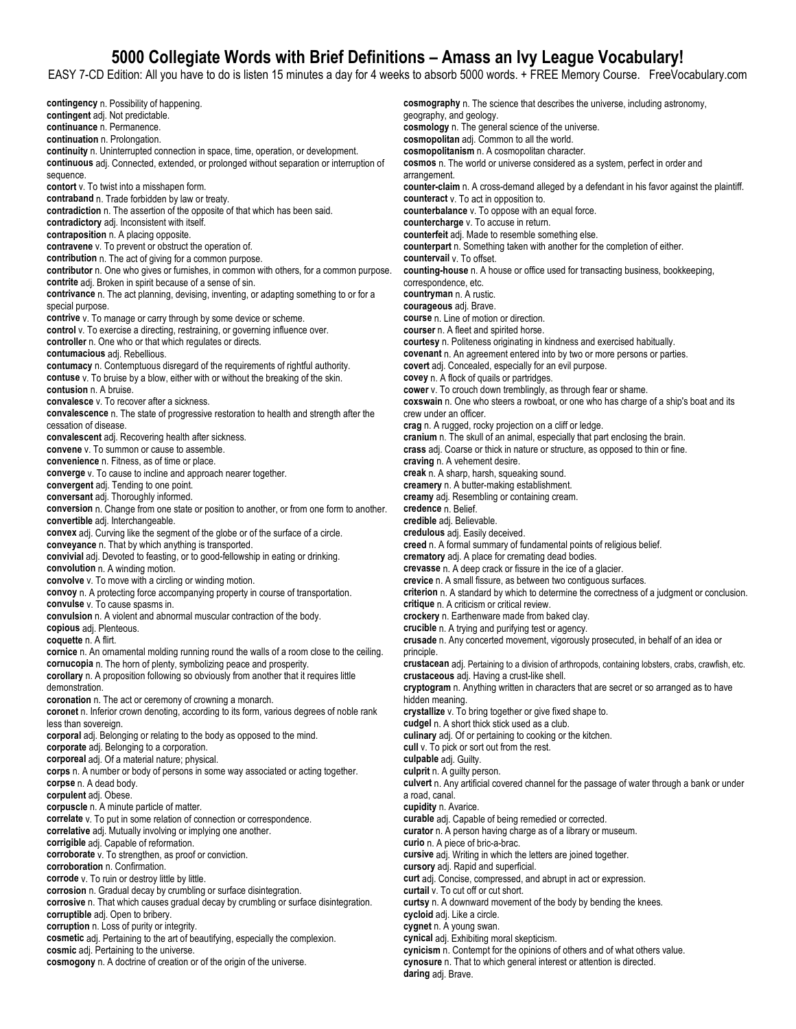**contingency** n. Possibility of happening.

**contingent** adj. Not predictable.

**continuance** n. Permanence.

**continuation** n. Prolongation.

**continuity** n. Uninterrupted connection in space, time, operation, or development.

**continuous** adj. Connected, extended, or prolonged without separation or interruption of sequence.

**contort** v. To twist into a misshapen form.

**contraband** n. Trade forbidden by law or treaty.

**contradiction** n. The assertion of the opposite of that which has been said.

**contradictory** adj. Inconsistent with itself.

**contraposition** n. A placing opposite.

**contravene** v. To prevent or obstruct the operation of.

**contribution** n. The act of giving for a common purpose.

**contributor** n. One who gives or furnishes, in common with others, for a common purpose.

**contrite** adj. Broken in spirit because of a sense of sin.

**contrivance** n. The act planning, devising, inventing, or adapting something to or for a special purpose.

**contrive** v. To manage or carry through by some device or scheme.

**control** v. To exercise a directing, restraining, or governing influence over.

**controller** n. One who or that which regulates or directs.

**contumacious** adj. Rebellious.

**contumacy** n. Contemptuous disregard of the requirements of rightful authority.

**contuse** v. To bruise by a blow, either with or without the breaking of the skin.

**contusion** n. A bruise.

**convalesce** v. To recover after a sickness.

**convalescence** n. The state of progressive restoration to health and strength after the cessation of disease.

**convalescent** adj. Recovering health after sickness.

**convene** v. To summon or cause to assemble.

**convenience** n. Fitness, as of time or place.

**converge** v. To cause to incline and approach nearer together.

**convergent** adj. Tending to one point.

**conversant** adj. Thoroughly informed.

**conversion** n. Change from one state or position to another, or from one form to another.

**convertible** adj. Interchangeable.

**convex** adj. Curving like the segment of the globe or of the surface of a circle.

**conveyance** n. That by which anything is transported.

**convivial** adj. Devoted to feasting, or to good-fellowship in eating or drinking.

**convolution** n. A winding motion.

**convolve** v. To move with a circling or winding motion.

**convoy** n. A protecting force accompanying property in course of transportation.

**convulse** v. To cause spasms in.

**convulsion** n. A violent and abnormal muscular contraction of the body.

**copious** adj. Plenteous.

**coquette** n. A flirt.

**cornice** n. An ornamental molding running round the walls of a room close to the ceiling.

**cornucopia** n. The horn of plenty, symbolizing peace and prosperity.

**corollary** n. A proposition following so obviously from another that it requires little demonstration.

**coronation** n. The act or ceremony of crowning a monarch.

**coronet** n. Inferior crown denoting, according to its form, various degrees of noble rank less than sovereign.

**corporal** adj. Belonging or relating to the body as opposed to the mind.

**corporate** adj. Belonging to a corporation.

**corporeal** adj. Of a material nature; physical.

**corps** n. A number or body of persons in some way associated or acting together.

**corpse** n. A dead body.

**corpulent** adj. Obese.

**corpuscle** n. A minute particle of matter.

**correlate** v. To put in some relation of connection or correspondence.

**correlative** adj. Mutually involving or implying one another.

**corrigible** adj. Capable of reformation.

**corroborate** v. To strengthen, as proof or conviction.

**corroboration** n. Confirmation.

**corrode** v. To ruin or destroy little by little.

**corrosion** n. Gradual decay by crumbling or surface disintegration.

**corrosive** n. That which causes gradual decay by crumbling or surface disintegration.

**corruptible** adj. Open to bribery.

**corruption** n. Loss of purity or integrity.

**cosmetic** adj. Pertaining to the art of beautifying, especially the complexion.

**cosmic** adj. Pertaining to the universe.

**cosmogony** n. A doctrine of creation or of the origin of the universe.

**cosmography** n. The science that describes the universe, including astronomy, geography, and geology.

**cosmology** n. The general science of the universe.

**cosmopolitan** adj. Common to all the world.

**cosmopolitanism** n. A cosmopolitan character.

**cosmos** n. The world or universe considered as a system, perfect in order and arrangement.

**counter-claim** n. A cross-demand alleged by a defendant in his favor against the plaintiff.

**counteract** v. To act in opposition to.

**counterbalance** v. To oppose with an equal force.

**countercharge** v. To accuse in return.

**counterfeit** adj. Made to resemble something else.

**counterpart** n. Something taken with another for the completion of either.

**countervail** v. To offset.

**counting-house** n. A house or office used for transacting business, bookkeeping, correspondence, etc.

**countryman** n. A rustic.

**courageous** adj. Brave.

**course** n. Line of motion or direction.

**courser** n. A fleet and spirited horse.

**courtesy** n. Politeness originating in kindness and exercised habitually.

**covenant** n. An agreement entered into by two or more persons or parties.

**covert** adj. Concealed, especially for an evil purpose.

**covey** n. A flock of quails or partridges.

**cower** v. To crouch down tremblingly, as through fear or shame.

**coxswain** n. One who steers a rowboat, or one who has charge of a ship's boat and its crew under an officer.

**crag** n. A rugged, rocky projection on a cliff or ledge.

**cranium** n. The skull of an animal, especially that part enclosing the brain.

**crass** adj. Coarse or thick in nature or structure, as opposed to thin or fine.

**craving** n. A vehement desire.

**creak** n. A sharp, harsh, squeaking sound.

**creamery** n. A butter-making establishment.

**creamy** adj. Resembling or containing cream.

**credence** n. Belief.

**credible** adj. Believable.

**credulous** adj. Easily deceived.

**creed** n. A formal summary of fundamental points of religious belief.

**crematory** adj. A place for cremating dead bodies.

**crevasse** n. A deep crack or fissure in the ice of a glacier.

**crevice** n. A small fissure, as between two contiguous surfaces.

**criterion** n. A standard by which to determine the correctness of a judgment or conclusion.

**critique** n. A criticism or critical review.

**crockery** n. Earthenware made from baked clay.

**crucible** n. A trying and purifying test or agency.

**crusade** n. Any concerted movement, vigorously prosecuted, in behalf of an idea or principle.

**crustacean** adj. Pertaining to a division of arthropods, containing lobsters, crabs, crawfish, etc.

**crustaceous** adj. Having a crust-like shell.

**cryptogram** n. Anything written in characters that are secret or so arranged as to have hidden meaning.

**crystallize** v. To bring together or give fixed shape to.

**cudgel** n. A short thick stick used as a club.

**culinary** adj. Of or pertaining to cooking or the kitchen.

**cull** v. To pick or sort out from the rest.

**culpable** adj. Guilty.

**culprit** n. A guilty person.

**culvert** n. Any artificial covered channel for the passage of water through a bank or under a road, canal.

**cupidity** n. Avarice.

**curable** adj. Capable of being remedied or corrected.

**curator** n. A person having charge as of a library or museum.

**curio** n. A piece of bric-a-brac.

**cursive** adj. Writing in which the letters are joined together.

**cursory** adj. Rapid and superficial.

**curt** adj. Concise, compressed, and abrupt in act or expression.

**curtail** v. To cut off or cut short.

**curtsy** n. A downward movement of the body by bending the knees.

**cycloid** adj. Like a circle.

**cygnet** n. A young swan.

**cynical** adj. Exhibiting moral skepticism.

**cynicism** n. Contempt for the opinions of others and of what others value.

**cynosure** n. That to which general interest or attention is directed.

**daring** adj. Brave.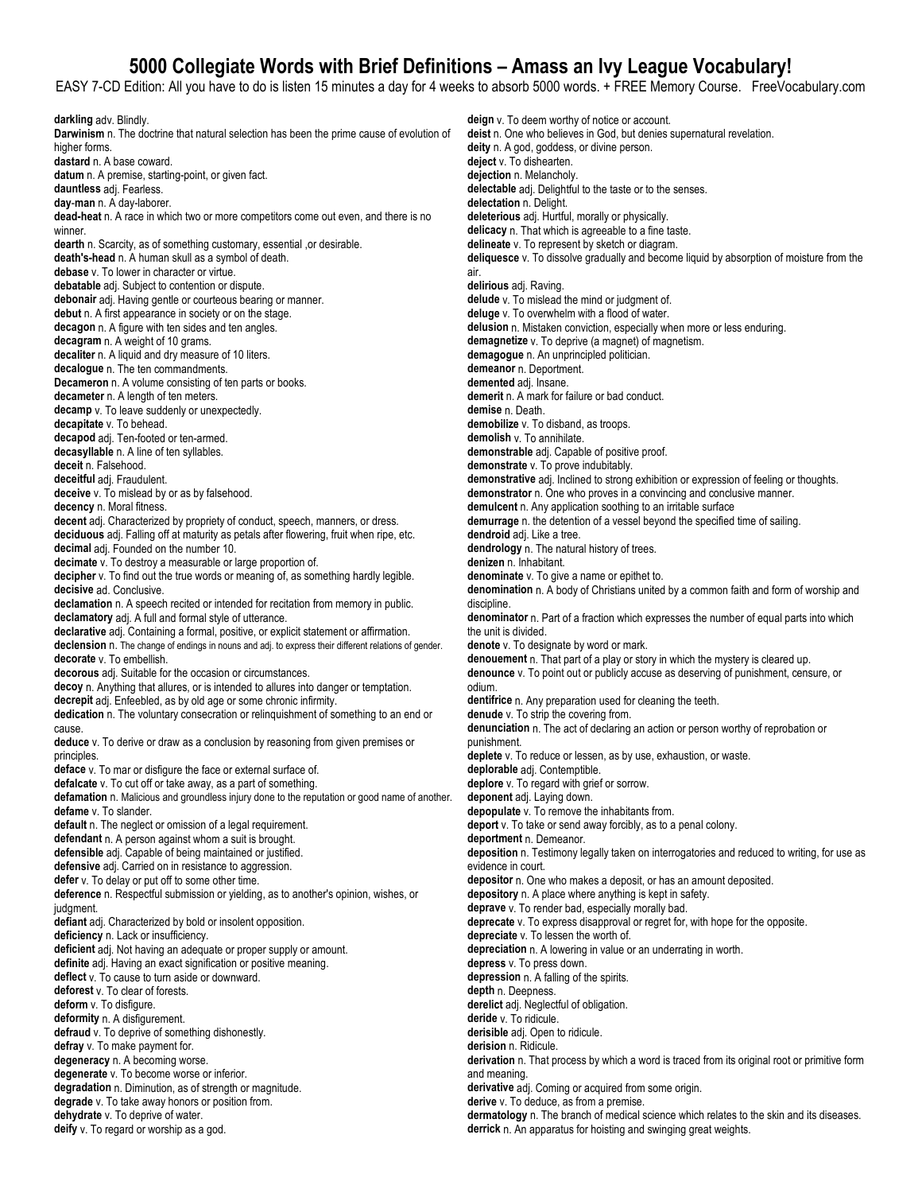# 5000 Collegiate Words with Brief Definitions – Amass an Ivy League Vocabulary!

EASY 7-CD Edition: All you have to do is listen 15 minutes a day for 4 weeks to absorb 5000 words. + FREE Memory Course. FreeVocabulary.com

**darkling** adv. Blindly.
**Darwinism** n. The doctrine that natural selection has been the prime cause of evolution of higher forms.
**dastard** n. A base coward.
**datum** n. A premise, starting-point, or given fact.
**dauntless** adj. Fearless.
**day-man** n. A day-laborer.
**dead-heat** n. A race in which two or more competitors come out even, and there is no winner.
**dearth** n. Scarcity, as of something customary, essential ,or desirable.
**death's-head** n. A human skull as a symbol of death.
**debase** v. To lower in character or virtue.
**debatable** adj. Subject to contention or dispute.
**debonair** adj. Having gentle or courteous bearing or manner.
**debut** n. A first appearance in society or on the stage.
**decagon** n. A figure with ten sides and ten angles.
**decagram** n. A weight of 10 grams.
**decaliter** n. A liquid and dry measure of 10 liters.
**decalogue** n. The ten commandments.
**Decameron** n. A volume consisting of ten parts or books.
**decameter** n. A length of ten meters.
**decamp** v. To leave suddenly or unexpectedly.
**decapitate** v. To behead.
**decapod** adj. Ten-footed or ten-armed.
**decasyllable** n. A line of ten syllables.
**deceit** n. Falsehood.
**deceitful** adj. Fraudulent.
**deceive** v. To mislead by or as by falsehood.
**decency** n. Moral fitness.
**decent** adj. Characterized by propriety of conduct, speech, manners, or dress.
**deciduous** adj. Falling off at maturity as petals after flowering, fruit when ripe, etc.
**decimal** adj. Founded on the number 10.
**decimate** v. To destroy a measurable or large proportion of.
**decipher** v. To find out the true words or meaning of, as something hardly legible.
**decisive** ad. Conclusive.
**declamation** n. A speech recited or intended for recitation from memory in public.
**declamatory** adj. A full and formal style of utterance.
**declarative** adj. Containing a formal, positive, or explicit statement or affirmation.
**declension** n. The change of endings in nouns and adj. to express their different relations of gender.
**decorate** v. To embellish.
**decorous** adj. Suitable for the occasion or circumstances.
**decoy** n. Anything that allures, or is intended to allures into danger or temptation.
**decrepit** adj. Enfeebled, as by old age or some chronic infirmity.
**dedication** n. The voluntary consecration or relinquishment of something to an end or cause.
**deduce** v. To derive or draw as a conclusion by reasoning from given premises or principles.
**deface** v. To mar or disfigure the face or external surface of.
**defalcate** v. To cut off or take away, as a part of something.
**defamation** n. Malicious and groundless injury done to the reputation or good name of another.
**defame** v. To slander.
**default** n. The neglect or omission of a legal requirement.
**defendant** n. A person against whom a suit is brought.
**defensible** adj. Capable of being maintained or justified.
**defensive** adj. Carried on in resistance to aggression.
**defer** v. To delay or put off to some other time.
**deference** n. Respectful submission or yielding, as to another's opinion, wishes, or judgment.
**defiant** adj. Characterized by bold or insolent opposition.
**deficiency** n. Lack or insufficiency.
**deficient** adj. Not having an adequate or proper supply or amount.
**definite** adj. Having an exact signification or positive meaning.
**deflect** v. To cause to turn aside or downward.
**deforest** v. To clear of forests.
**deform** v. To disfigure.
**deformity** n. A disfigurement.
**defraud** v. To deprive of something dishonestly.
**defray** v. To make payment for.
**degeneracy** n. A becoming worse.
**degenerate** v. To become worse or inferior.
**degradation** n. Diminution, as of strength or magnitude.
**degrade** v. To take away honors or position from.
**dehydrate** v. To deprive of water.
**deify** v. To regard or worship as a god.
**deign** v. To deem worthy of notice or account.
**deist** n. One who believes in God, but denies supernatural revelation.
**deity** n. A god, goddess, or divine person.
**deject** v. To dishearten.
**dejection** n. Melancholy.
**delectable** adj. Delightful to the taste or to the senses.
**delectation** n. Delight.
**deleterious** adj. Hurtful, morally or physically.
**delicacy** n. That which is agreeable to a fine taste.
**delineate** v. To represent by sketch or diagram.
**deliquesce** v. To dissolve gradually and become liquid by absorption of moisture from the air.
**delirious** adj. Raving.
**delude** v. To mislead the mind or judgment of.
**deluge** v. To overwhelm with a flood of water.
**delusion** n. Mistaken conviction, especially when more or less enduring.
**demagnetize** v. To deprive (a magnet) of magnetism.
**demagogue** n. An unprincipled politician.
**demeanor** n. Deportment.
**demented** adj. Insane.
**demerit** n. A mark for failure or bad conduct.
**demise** n. Death.
**demobilize** v. To disband, as troops.
**demolish** v. To annihilate.
**demonstrable** adj. Capable of positive proof.
**demonstrate** v. To prove indubitably.
**demonstrative** adj. Inclined to strong exhibition or expression of feeling or thoughts.
**demonstrator** n. One who proves in a convincing and conclusive manner.
**demulcent** n. Any application soothing to an irritable surface
**demurrage** n. the detention of a vessel beyond the specified time of sailing.
**dendroid** adj. Like a tree.
**dendrology** n. The natural history of trees.
**denizen** n. Inhabitant.
**denominate** v. To give a name or epithet to.
**denomination** n. A body of Christians united by a common faith and form of worship and discipline.
**denominator** n. Part of a fraction which expresses the number of equal parts into which the unit is divided.
**denote** v. To designate by word or mark.
**denouement** n. That part of a play or story in which the mystery is cleared up.
**denounce** v. To point out or publicly accuse as deserving of punishment, censure, or odium.
**dentifrice** n. Any preparation used for cleaning the teeth.
**denude** v. To strip the covering from.
**denunciation** n. The act of declaring an action or person worthy of reprobation or punishment.
**deplete** v. To reduce or lessen, as by use, exhaustion, or waste.
**deplorable** adj. Contemptible.
**deplore** v. To regard with grief or sorrow.
**deponent** adj. Laying down.
**depopulate** v. To remove the inhabitants from.
**deport** v. To take or send away forcibly, as to a penal colony.
**deportment** n. Demeanor.
**deposition** n. Testimony legally taken on interrogatories and reduced to writing, for use as evidence in court.
**depositor** n. One who makes a deposit, or has an amount deposited.
**depository** n. A place where anything is kept in safety.
**deprave** v. To render bad, especially morally bad.
**deprecate** v. To express disapproval or regret for, with hope for the opposite.
**depreciate** v. To lessen the worth of.
**depreciation** n. A lowering in value or an underrating in worth.
**depress** v. To press down.
**depression** n. A falling of the spirits.
**depth** n. Deepness.
**derelict** adj. Neglectful of obligation.
**deride** v. To ridicule.
**derisible** adj. Open to ridicule.
**derision** n. Ridicule.
**derivation** n. That process by which a word is traced from its original root or primitive form and meaning.
**derivative** adj. Coming or acquired from some origin.
**derive** v. To deduce, as from a premise.
**dermatology** n. The branch of medical science which relates to the skin and its diseases.
**derrick** n. An apparatus for hoisting and swinging great weights.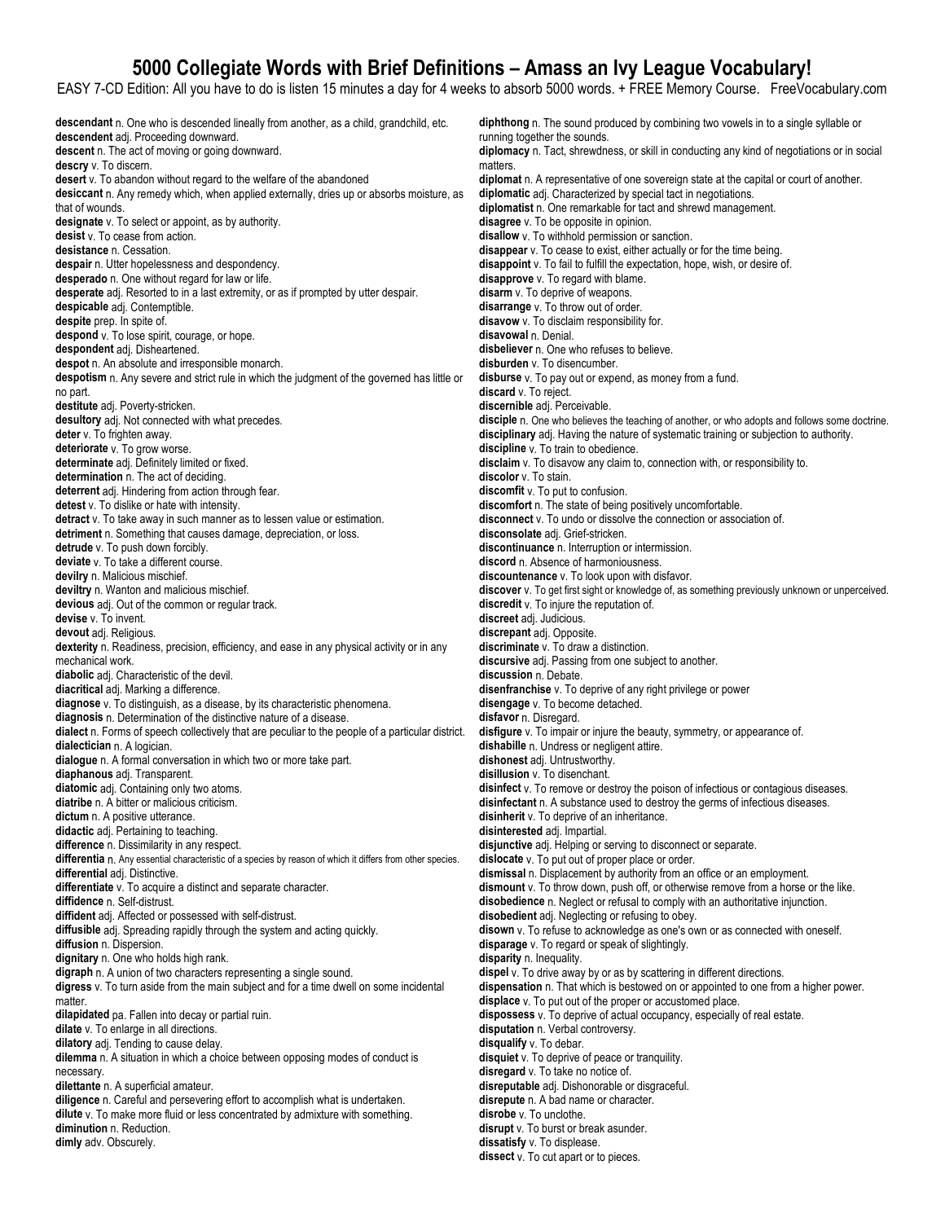# 5000 Collegiate Words with Brief Definitions – Amass an Ivy League Vocabulary!

EASY 7-CD Edition: All you have to do is listen 15 minutes a day for 4 weeks to absorb 5000 words. + FREE Memory Course. FreeVocabulary.com

**descendant** n. One who is descended lineally from another, as a child, grandchild, etc.
**descendent** adj. Proceeding downward.
**descent** n. The act of moving or going downward.
**descry** v. To discern.
**desert** v. To abandon without regard to the welfare of the abandoned
**desiccant** n. Any remedy which, when applied externally, dries up or absorbs moisture, as that of wounds.
**designate** v. To select or appoint, as by authority.
**desist** v. To cease from action.
**desistance** n. Cessation.
**despair** n. Utter hopelessness and despondency.
**desperado** n. One without regard for law or life.
**desperate** adj. Resorted to in a last extremity, or as if prompted by utter despair.
**despicable** adj. Contemptible.
**despite** prep. In spite of.
**despond** v. To lose spirit, courage, or hope.
**despondent** adj. Disheartened.
**despot** n. An absolute and irresponsible monarch.
**despotism** n. Any severe and strict rule in which the judgment of the governed has little or no part.
**destitute** adj. Poverty-stricken.
**desultory** adj. Not connected with what precedes.
**deter** v. To frighten away.
**deteriorate** v. To grow worse.
**determinate** adj. Definitely limited or fixed.
**determination** n. The act of deciding.
**deterrent** adj. Hindering from action through fear.
**detest** v. To dislike or hate with intensity.
**detract** v. To take away in such manner as to lessen value or estimation.
**detriment** n. Something that causes damage, depreciation, or loss.
**detrude** v. To push down forcibly.
**deviate** v. To take a different course.
**devilry** n. Malicious mischief.
**deviltry** n. Wanton and malicious mischief.
**devious** adj. Out of the common or regular track.
**devise** v. To invent.
**devout** adj. Religious.
**dexterity** n. Readiness, precision, efficiency, and ease in any physical activity or in any mechanical work.
**diabolic** adj. Characteristic of the devil.
**diacritical** adj. Marking a difference.
**diagnose** v. To distinguish, as a disease, by its characteristic phenomena.
**diagnosis** n. Determination of the distinctive nature of a disease.
**dialect** n. Forms of speech collectively that are peculiar to the people of a particular district.
**dialectician** n. A logician.
**dialogue** n. A formal conversation in which two or more take part.
**diaphanous** adj. Transparent.
**diatomic** adj. Containing only two atoms.
**diatribe** n. A bitter or malicious criticism.
**dictum** n. A positive utterance.
**didactic** adj. Pertaining to teaching.
**difference** n. Dissimilarity in any respect.
**differentia** n. Any essential characteristic of a species by reason of which it differs from other species.
**differential** adj. Distinctive.
**differentiate** v. To acquire a distinct and separate character.
**diffidence** n. Self-distrust.
**diffident** adj. Affected or possessed with self-distrust.
**diffusible** adj. Spreading rapidly through the system and acting quickly.
**diffusion** n. Dispersion.
**dignitary** n. One who holds high rank.
**digraph** n. A union of two characters representing a single sound.
**digress** v. To turn aside from the main subject and for a time dwell on some incidental matter.
**dilapidated** pa. Fallen into decay or partial ruin.
**dilate** v. To enlarge in all directions.
**dilatory** adj. Tending to cause delay.
**dilemma** n. A situation in which a choice between opposing modes of conduct is necessary.
**dilettante** n. A superficial amateur.
**diligence** n. Careful and persevering effort to accomplish what is undertaken.
**dilute** v. To make more fluid or less concentrated by admixture with something.
**diminution** n. Reduction.
**dimly** adv. Obscurely.
**diphthong** n. The sound produced by combining two vowels in to a single syllable or running together the sounds.
**diplomacy** n. Tact, shrewdness, or skill in conducting any kind of negotiations or in social matters.
**diplomat** n. A representative of one sovereign state at the capital or court of another.
**diplomatic** adj. Characterized by special tact in negotiations.
**diplomatist** n. One remarkable for tact and shrewd management.
**disagree** v. To be opposite in opinion.
**disallow** v. To withhold permission or sanction.
**disappear** v. To cease to exist, either actually or for the time being.
**disappoint** v. To fail to fulfill the expectation, hope, wish, or desire of.
**disapprove** v. To regard with blame.
**disarm** v. To deprive of weapons.
**disarrange** v. To throw out of order.
**disavow** v. To disclaim responsibility for.
**disavowal** n. Denial.
**disbeliever** n. One who refuses to believe.
**disburden** v. To disencumber.
**disburse** v. To pay out or expend, as money from a fund.
**discard** v. To reject.
**discernible** adj. Perceivable.
**disciple** n. One who believes the teaching of another, or who adopts and follows some doctrine.
**disciplinary** adj. Having the nature of systematic training or subjection to authority.
**discipline** v. To train to obedience.
**disclaim** v. To disavow any claim to, connection with, or responsibility to.
**discolor** v. To stain.
**discomfit** v. To put to confusion.
**discomfort** n. The state of being positively uncomfortable.
**disconnect** v. To undo or dissolve the connection or association of.
**disconsolate** adj. Grief-stricken.
**discontinuance** n. Interruption or intermission.
**discord** n. Absence of harmoniousness.
**discountenance** v. To look upon with disfavor.
**discover** v. To get first sight or knowledge of, as something previously unknown or unperceived.
**discredit** v. To injure the reputation of.
**discreet** adj. Judicious.
**discrepant** adj. Opposite.
**discriminate** v. To draw a distinction.
**discursive** adj. Passing from one subject to another.
**discussion** n. Debate.
**disenfranchise** v. To deprive of any right privilege or power
**disengage** v. To become detached.
**disfavor** n. Disregard.
**disfigure** v. To impair or injure the beauty, symmetry, or appearance of.
**dishabille** n. Undress or negligent attire.
**dishonest** adj. Untrustworthy.
**disillusion** v. To disenchant.
**disinfect** v. To remove or destroy the poison of infectious or contagious diseases.
**disinfectant** n. A substance used to destroy the germs of infectious diseases.
**disinherit** v. To deprive of an inheritance.
**disinterested** adj. Impartial.
**disjunctive** adj. Helping or serving to disconnect or separate.
**dislocate** v. To put out of proper place or order.
**dismissal** n. Displacement by authority from an office or an employment.
**dismount** v. To throw down, push off, or otherwise remove from a horse or the like.
**disobedience** n. Neglect or refusal to comply with an authoritative injunction.
**disobedient** adj. Neglecting or refusing to obey.
**disown** v. To refuse to acknowledge as one's own or as connected with oneself.
**disparage** v. To regard or speak of slightingly.
**disparity** n. Inequality.
**dispel** v. To drive away by or as by scattering in different directions.
**dispensation** n. That which is bestowed on or appointed to one from a higher power.
**displace** v. To put out of the proper or accustomed place.
**dispossess** v. To deprive of actual occupancy, especially of real estate.
**disputation** n. Verbal controversy.
**disqualify** v. To debar.
**disquiet** v. To deprive of peace or tranquility.
**disregard** v. To take no notice of.
**disreputable** adj. Dishonorable or disgraceful.
**disrepute** n. A bad name or character.
**disrobe** v. To unclothe.
**disrupt** v. To burst or break asunder.
**dissatisfy** v. To displease.
**dissect** v. To cut apart or to pieces.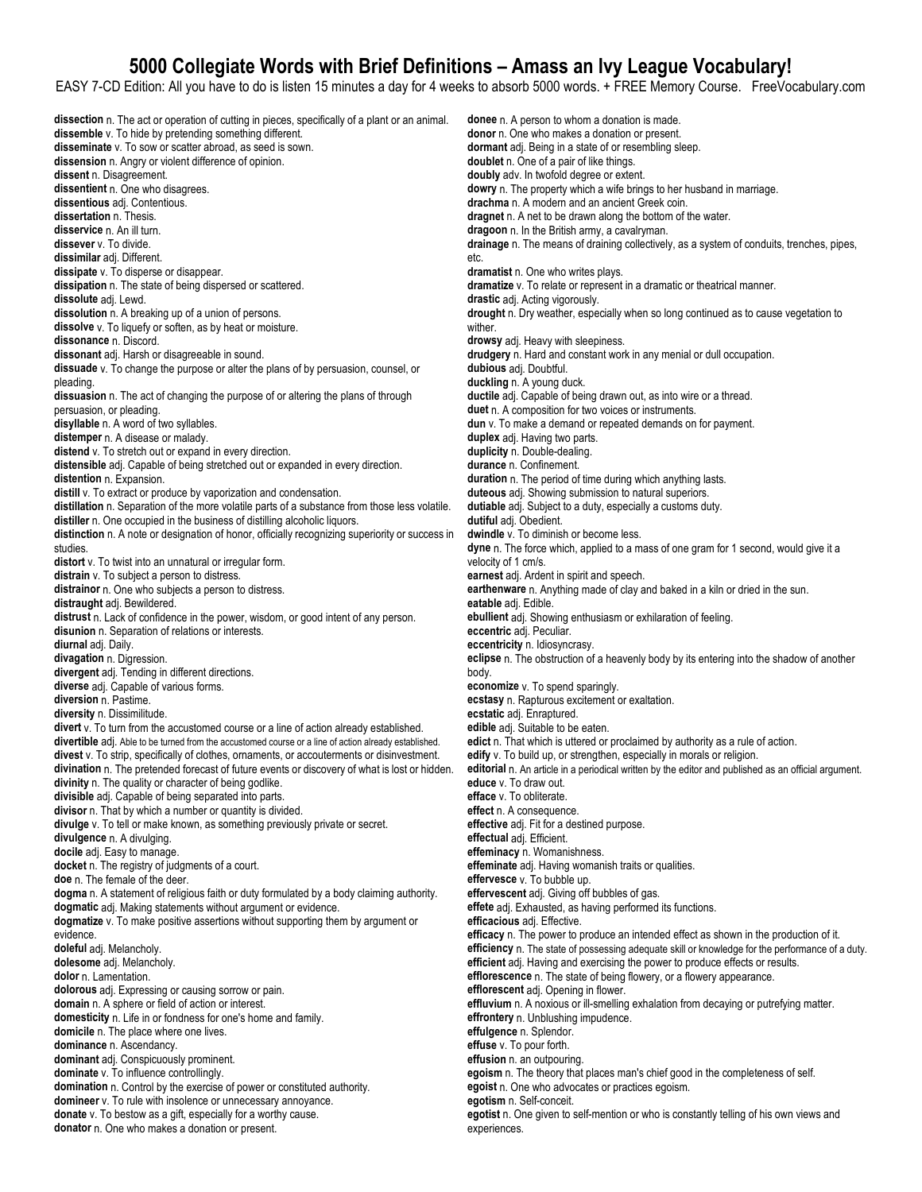# 5000 Collegiate Words with Brief Definitions – Amass an Ivy League Vocabulary!

EASY 7-CD Edition: All you have to do is listen 15 minutes a day for 4 weeks to absorb 5000 words. + FREE Memory Course. FreeVocabulary.com

**dissection** n. The act or operation of cutting in pieces, specifically of a plant or an animal.
**dissemble** v. To hide by pretending something different.
**disseminate** v. To sow or scatter abroad, as seed is sown.
**dissension** n. Angry or violent difference of opinion.
**dissent** n. Disagreement.
**dissentient** n. One who disagrees.
**dissentious** adj. Contentious.
**dissertation** n. Thesis.
**disservice** n. An ill turn.
**dissever** v. To divide.
**dissimilar** adj. Different.
**dissipate** v. To disperse or disappear.
**dissipation** n. The state of being dispersed or scattered.
**dissolute** adj. Lewd.
**dissolution** n. A breaking up of a union of persons.
**dissolve** v. To liquefy or soften, as by heat or moisture.
**dissonance** n. Discord.
**dissonant** adj. Harsh or disagreeable in sound.
**dissuade** v. To change the purpose or alter the plans of by persuasion, counsel, or pleading.
**dissuasion** n. The act of changing the purpose of or altering the plans of through persuasion, or pleading.
**disyllable** n. A word of two syllables.
**distemper** n. A disease or malady.
**distend** v. To stretch out or expand in every direction.
**distensible** adj. Capable of being stretched out or expanded in every direction.
**distention** n. Expansion.
**distill** v. To extract or produce by vaporization and condensation.
**distillation** n. Separation of the more volatile parts of a substance from those less volatile.
**distiller** n. One occupied in the business of distilling alcoholic liquors.
**distinction** n. A note or designation of honor, officially recognizing superiority or success in studies.
**distort** v. To twist into an unnatural or irregular form.
**distrain** v. To subject a person to distress.
**distrainor** n. One who subjects a person to distress.
**distraught** adj. Bewildered.
**distrust** n. Lack of confidence in the power, wisdom, or good intent of any person.
**disunion** n. Separation of relations or interests.
**diurnal** adj. Daily.
**divagation** n. Digression.
**divergent** adj. Tending in different directions.
**diverse** adj. Capable of various forms.
**diversion** n. Pastime.
**diversity** n. Dissimilitude.
**divert** v. To turn from the accustomed course or a line of action already established.
**divertible** adj. Able to be turned from the accustomed course or a line of action already established.
**divest** v. To strip, specifically of clothes, ornaments, or accouterments or disinvestment.
**divination** n. The pretended forecast of future events or discovery of what is lost or hidden.
**divinity** n. The quality or character of being godlike.
**divisible** adj. Capable of being separated into parts.
**divisor** n. That by which a number or quantity is divided.
**divulge** v. To tell or make known, as something previously private or secret.
**divulgence** n. A divulging.
**docile** adj. Easy to manage.
**docket** n. The registry of judgments of a court.
**doe** n. The female of the deer.
**dogma** n. A statement of religious faith or duty formulated by a body claiming authority.
**dogmatic** adj. Making statements without argument or evidence.
**dogmatize** v. To make positive assertions without supporting them by argument or evidence.
**doleful** adj. Melancholy.
**dolesome** adj. Melancholy.
**dolor** n. Lamentation.
**dolorous** adj. Expressing or causing sorrow or pain.
**domain** n. A sphere or field of action or interest.
**domesticity** n. Life in or fondness for one's home and family.
**domicile** n. The place where one lives.
**dominance** n. Ascendancy.
**dominant** adj. Conspicuously prominent.
**dominate** v. To influence controllingly.
**domination** n. Control by the exercise of power or constituted authority.
**domineer** v. To rule with insolence or unnecessary annoyance.
**donate** v. To bestow as a gift, especially for a worthy cause.
**donator** n. One who makes a donation or present.
**donee** n. A person to whom a donation is made.
**donor** n. One who makes a donation or present.
**dormant** adj. Being in a state of or resembling sleep.
**doublet** n. One of a pair of like things.
**doubly** adv. In twofold degree or extent.
**dowry** n. The property which a wife brings to her husband in marriage.
**drachma** n. A modern and an ancient Greek coin.
**dragnet** n. A net to be drawn along the bottom of the water.
**dragoon** n. In the British army, a cavalryman.
**drainage** n. The means of draining collectively, as a system of conduits, trenches, pipes, etc.
**dramatist** n. One who writes plays.
**dramatize** v. To relate or represent in a dramatic or theatrical manner.
**drastic** adj. Acting vigorously.
**drought** n. Dry weather, especially when so long continued as to cause vegetation to wither.
**drowsy** adj. Heavy with sleepiness.
**drudgery** n. Hard and constant work in any menial or dull occupation.
**dubious** adj. Doubtful.
**duckling** n. A young duck.
**ductile** adj. Capable of being drawn out, as into wire or a thread.
**duet** n. A composition for two voices or instruments.
**dun** v. To make a demand or repeated demands on for payment.
**duplex** adj. Having two parts.
**duplicity** n. Double-dealing.
**durance** n. Confinement.
**duration** n. The period of time during which anything lasts.
**duteous** adj. Showing submission to natural superiors.
**dutiable** adj. Subject to a duty, especially a customs duty.
**dutiful** adj. Obedient.
**dwindle** v. To diminish or become less.
**dyne** n. The force which, applied to a mass of one gram for 1 second, would give it a velocity of 1 cm/s.
**earnest** adj. Ardent in spirit and speech.
**earthenware** n. Anything made of clay and baked in a kiln or dried in the sun.
**eatable** adj. Edible.
**ebullient** adj. Showing enthusiasm or exhilaration of feeling.
**eccentric** adj. Peculiar.
**eccentricity** n. Idiosyncrasy.
**eclipse** n. The obstruction of a heavenly body by its entering into the shadow of another body.
**economize** v. To spend sparingly.
**ecstasy** n. Rapturous excitement or exaltation.
**ecstatic** adj. Enraptured.
**edible** adj. Suitable to be eaten.
**edict** n. That which is uttered or proclaimed by authority as a rule of action.
**edify** v. To build up, or strengthen, especially in morals or religion.
**editorial** n. An article in a periodical written by the editor and published as an official argument.
**educe** v. To draw out.
**efface** v. To obliterate.
**effect** n. A consequence.
**effective** adj. Fit for a destined purpose.
**effectual** adj. Efficient.
**effeminacy** n. Womanishness.
**effeminate** adj. Having womanish traits or qualities.
**effervesce** v. To bubble up.
**effervescent** adj. Giving off bubbles of gas.
**effete** adj. Exhausted, as having performed its functions.
**efficacious** adj. Effective.
**efficacy** n. The power to produce an intended effect as shown in the production of it.
**efficiency** n. The state of possessing adequate skill or knowledge for the performance of a duty.
**efficient** adj. Having and exercising the power to produce effects or results.
**efflorescence** n. The state of being flowery, or a flowery appearance.
**efflorescent** adj. Opening in flower.
**effluvium** n. A noxious or ill-smelling exhalation from decaying or putrefying matter.
**effrontery** n. Unblushing impudence.
**effulgence** n. Splendor.
**effuse** v. To pour forth.
**effusion** n. an outpouring.
**egoism** n. The theory that places man's chief good in the completeness of self.
**egoist** n. One who advocates or practices egoism.
**egotism** n. Self-conceit.
**egotist** n. One given to self-mention or who is constantly telling of his own views and experiences.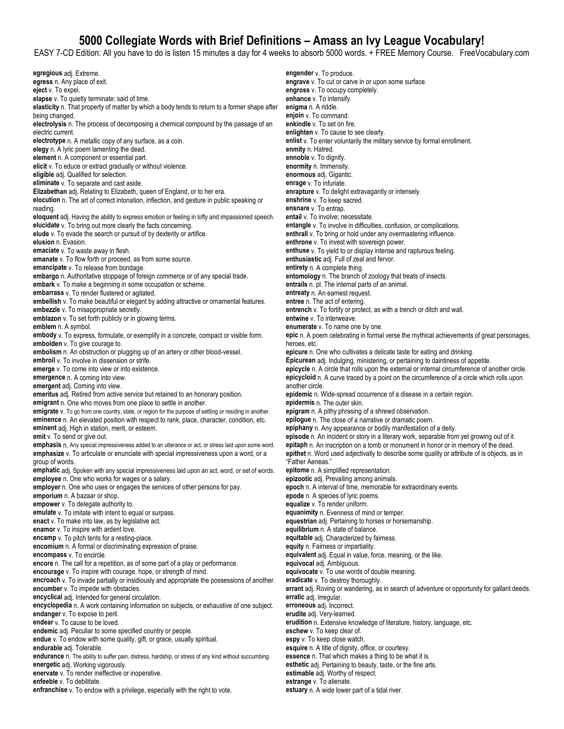# 5000 Collegiate Words with Brief Definitions – Amass an Ivy League Vocabulary!

EASY 7-CD Edition: All you have to do is listen 15 minutes a day for 4 weeks to absorb 5000 words. + FREE Memory Course. FreeVocabulary.com

**egregious** adj. Extreme.
**egress** n. Any place of exit.
**eject** v. To expel.
**elapse** v. To quietly terminate: said of time.
**elasticity** n. That property of matter by which a body tends to return to a former shape after being changed.
**electrolysis** n. The process of decomposing a chemical compound by the passage of an electric current.
**electrotype** n. A metallic copy of any surface, as a coin.
**elegy** n. A lyric poem lamenting the dead.
**element** n. A component or essential part.
**elicit** v. To educe or extract gradually or without violence.
**eligible** adj. Qualified for selection.
**eliminate** v. To separate and cast aside.
**Elizabethan** adj. Relating to Elizabeth, queen of England, or to her era.
**elocution** n. The art of correct intonation, inflection, and gesture in public speaking or reading.
**eloquent** adj. Having the ability to express emotion or feeling in lofty and impassioned speech.
**elucidate** v. To bring out more clearly the facts concerning.
**elude** v. To evade the search or pursuit of by dexterity or artifice.
**elusion** n. Evasion.
**emaciate** v. To waste away in flesh.
**emanate** v. To flow forth or proceed, as from some source.
**emancipate** v. To release from bondage.
**embargo** n. Authoritative stoppage of foreign commerce or of any special trade.
**embark** v. To make a beginning in some occupation or scheme.
**embarrass** v. To render flustered or agitated.
**embellish** v. To make beautiful or elegant by adding attractive or ornamental features.
**embezzle** v. To misappropriate secretly.
**emblazon** v. To set forth publicly or in glowing terms.
**emblem** n. A symbol.
**embody** v. To express, formulate, or exemplify in a concrete, compact or visible form.
**embolden** v. To give courage to.
**embolism** n. An obstruction or plugging up of an artery or other blood-vessel.
**embroil** v. To involve in dissension or strife.
**emerge** v. To come into view or into existence.
**emergence** n. A coming into view.
**emergent** adj. Coming into view.
**emeritus** adj. Retired from active service but retained to an honorary position.
**emigrant** n. One who moves from one place to settle in another.
**emigrate** v. To go from one country, state, or region for the purpose of settling or residing in another.
**eminence** n. An elevated position with respect to rank, place, character, condition, etc.
**eminent** adj. High in station, merit, or esteem.
**emit** v. To send or give out.
**emphasis** n. Any special impressiveness added to an utterance or act, or stress laid upon some word.
**emphasize** v. To articulate or enunciate with special impressiveness upon a word, or a group of words.
**emphatic** adj. Spoken with any special impressiveness laid upon an act, word, or set of words.
**employee** n. One who works for wages or a salary.
**employer** n. One who uses or engages the services of other persons for pay.
**emporium** n. A bazaar or shop.
**empower** v. To delegate authority to.
**emulate** v. To imitate with intent to equal or surpass.
**enact** v. To make into law, as by legislative act.
**enamor** v. To inspire with ardent love.
**encamp** v. To pitch tents for a resting-place.
**encomium** n. A formal or discriminating expression of praise.
**encompass** v. To encircle.
**encore** n. The call for a repetition, as of some part of a play or performance.
**encourage** v. To inspire with courage, hope, or strength of mind.
**encroach** v. To invade partially or insidiously and appropriate the possessions of another.
**encumber** v. To impede with obstacles.
**encyclical** adj. Intended for general circulation.
**encyclopedia** n. A work containing information on subjects, or exhaustive of one subject.
**endanger** v. To expose to peril.
**endear** v. To cause to be loved.
**endemic** adj. Peculiar to some specified country or people.
**endue** v. To endow with some quality, gift, or grace, usually spiritual.
**endurable** adj. Tolerable.
**endurance** n. The ability to suffer pain, distress, hardship, or stress of any kind without succumbing.
**energetic** adj. Working vigorously.
**enervate** v. To render ineffective or inoperative.
**enfeeble** v. To debilitate.
**enfranchise** v. To endow with a privilege, especially with the right to vote.
**engender** v. To produce.
**engrave** v. To cut or carve in or upon some surface.
**engross** v. To occupy completely.
**enhance** v. To intensify.
**enigma** n. A riddle.
**enjoin** v. To command.
**enkindle** v. To set on fire.
**enlighten** v. To cause to see clearly.
**enlist** v. To enter voluntarily the military service by formal enrollment.
**enmity** n. Hatred.
**ennoble** v. To dignify.
**enormity** n. Immensity.
**enormous** adj. Gigantic.
**enrage** v. To infuriate.
**enrapture** v. To delight extravagantly or intensely.
**enshrine** v. To keep sacred.
**ensnare** v. To entrap.
**entail** v. To involve; necessitate.
**entangle** v. To involve in difficulties, confusion, or complications.
**enthrall** v. To bring or hold under any overmastering influence.
**enthrone** v. To invest with sovereign power.
**enthuse** v. To yield to or display intense and rapturous feeling.
**enthusiastic** adj. Full of zeal and fervor.
**entirety** n. A complete thing.
**entomology** n. The branch of zoology that treats of insects.
**entrails** n. pl. The internal parts of an animal.
**entreaty** n. An earnest request.
**entree** n. The act of entering.
**entrench** v. To fortify or protect, as with a trench or ditch and wall.
**entwine** v. To interweave.
**enumerate** v. To name one by one.
**epic** n. A poem celebrating in formal verse the mythical achievements of great personages, heroes, etc.
**epicure** n. One who cultivates a delicate taste for eating and drinking.
**Epicurean** adj. Indulging, ministering, or pertaining to daintiness of appetite.
**epicycle** n. A circle that rolls upon the external or internal circumference of another circle.
**epicycloid** n. A curve traced by a point on the circumference of a circle which rolls upon another circle.
**epidemic** n. Wide-spread occurrence of a disease in a certain region.
**epidermis** n. The outer skin.
**epigram** n. A pithy phrasing of a shrewd observation.
**epilogue** n. The close of a narrative or dramatic poem.
**epiphany** n. Any appearance or bodily manifestation of a deity.
**episode** n. An incident or story in a literary work, separable from yet growing out of it.
**epitaph** n. An inscription on a tomb or monument in honor or in memory of the dead.
**epithet** n. Word used adjectivally to describe some quality or attribute of is objects, as in "Father Aeneas."
**epitome** n. A simplified representation.
**epizootic** adj. Prevailing among animals.
**epoch** n. A interval of time, memorable for extraordinary events.
**epode** n. A species of lyric poems.
**equalize** v. To render uniform.
**equanimity** n. Evenness of mind or temper.
**equestrian** adj. Pertaining to horses or horsemanship.
**equilibrium** n. A state of balance.
**equitable** adj. Characterized by fairness.
**equity** n. Fairness or impartiality.
**equivalent** adj. Equal in value, force, meaning, or the like.
**equivocal** adj. Ambiguous.
**equivocate** v. To use words of double meaning.
**eradicate** v. To destroy thoroughly.
**errant** adj. Roving or wandering, as in search of adventure or opportunity for gallant deeds.
**erratic** adj. Irregular.
**erroneous** adj. Incorrect.
**erudite** adj. Very-learned.
**erudition** n. Extensive knowledge of literature, history, language, etc.
**eschew** v. To keep clear of.
**espy** v. To keep close watch.
**esquire** n. A title of dignity, office, or courtesy.
**essence** n. That which makes a thing to be what it is.
**esthetic** adj. Pertaining to beauty, taste, or the fine arts.
**estimable** adj. Worthy of respect.
**estrange** v. To alienate.
**estuary** n. A wide lower part of a tidal river.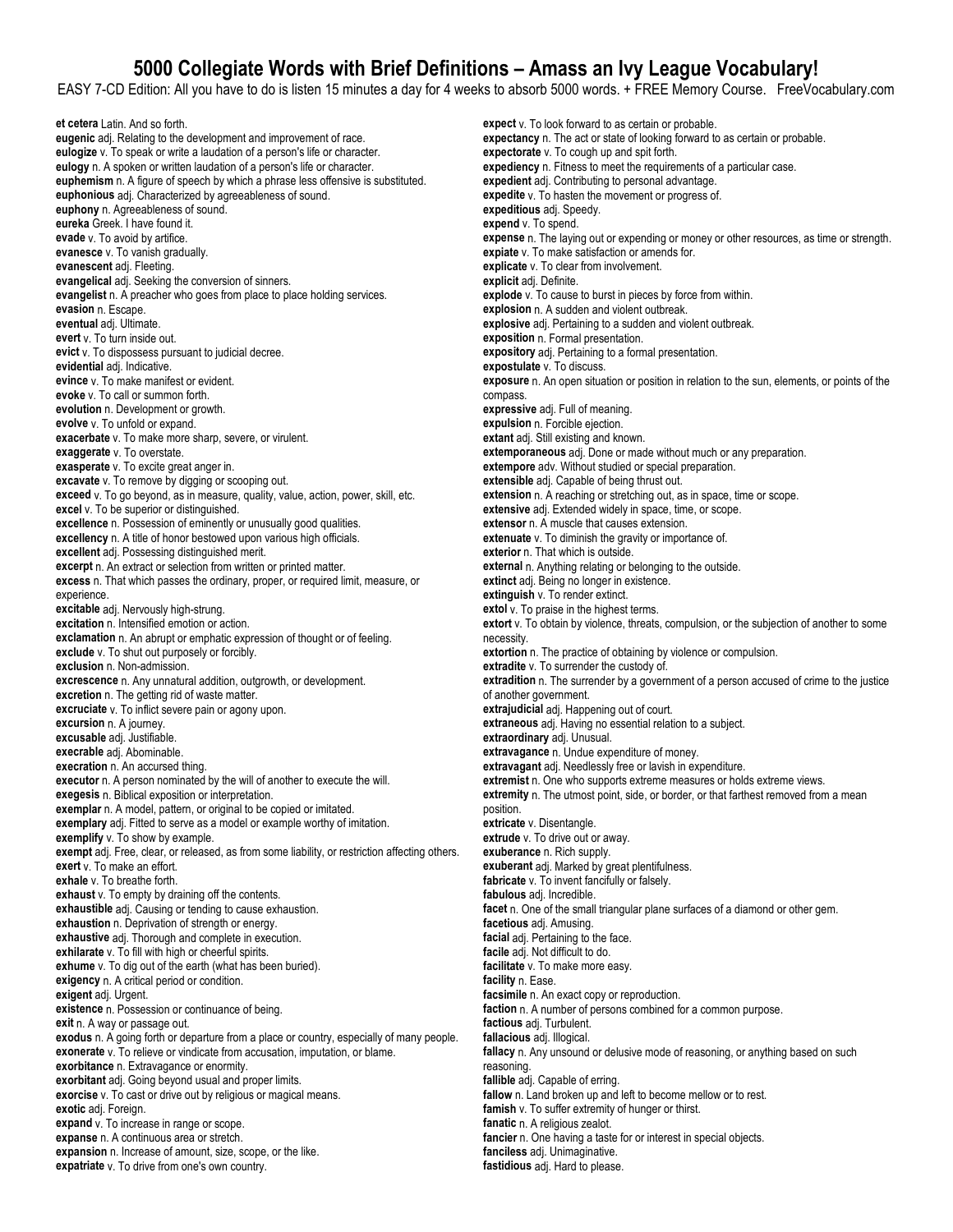# 5000 Collegiate Words with Brief Definitions – Amass an Ivy League Vocabulary!

EASY 7-CD Edition: All you have to do is listen 15 minutes a day for 4 weeks to absorb 5000 words. + FREE Memory Course. FreeVocabulary.com

**et cetera** Latin. And so forth.
**eugenic** adj. Relating to the development and improvement of race.
**eulogize** v. To speak or write a laudation of a person's life or character.
**eulogy** n. A spoken or written laudation of a person's life or character.
**euphemism** n. A figure of speech by which a phrase less offensive is substituted.
**euphonious** adj. Characterized by agreeableness of sound.
**euphony** n. Agreeableness of sound.
**eureka** Greek. I have found it.
**evade** v. To avoid by artifice.
**evanesce** v. To vanish gradually.
**evanescent** adj. Fleeting.
**evangelical** adj. Seeking the conversion of sinners.
**evangelist** n. A preacher who goes from place to place holding services.
**evasion** n. Escape.
**eventual** adj. Ultimate.
**evert** v. To turn inside out.
**evict** v. To dispossess pursuant to judicial decree.
**evidential** adj. Indicative.
**evince** v. To make manifest or evident.
**evoke** v. To call or summon forth.
**evolution** n. Development or growth.
**evolve** v. To unfold or expand.
**exacerbate** v. To make more sharp, severe, or virulent.
**exaggerate** v. To overstate.
**exasperate** v. To excite great anger in.
**excavate** v. To remove by digging or scooping out.
**exceed** v. To go beyond, as in measure, quality, value, action, power, skill, etc.
**excel** v. To be superior or distinguished.
**excellence** n. Possession of eminently or unusually good qualities.
**excellency** n. A title of honor bestowed upon various high officials.
**excellent** adj. Possessing distinguished merit.
**excerpt** n. An extract or selection from written or printed matter.
**excess** n. That which passes the ordinary, proper, or required limit, measure, or experience.
**excitable** adj. Nervously high-strung.
**excitation** n. Intensified emotion or action.
**exclamation** n. An abrupt or emphatic expression of thought or of feeling.
**exclude** v. To shut out purposely or forcibly.
**exclusion** n. Non-admission.
**excrescence** n. Any unnatural addition, outgrowth, or development.
**excretion** n. The getting rid of waste matter.
**excruciate** v. To inflict severe pain or agony upon.
**excursion** n. A journey.
**excusable** adj. Justifiable.
**execrable** adj. Abominable.
**execration** n. An accursed thing.
**executor** n. A person nominated by the will of another to execute the will.
**exegesis** n. Biblical exposition or interpretation.
**exemplar** n. A model, pattern, or original to be copied or imitated.
**exemplary** adj. Fitted to serve as a model or example worthy of imitation.
**exemplify** v. To show by example.
**exempt** adj. Free, clear, or released, as from some liability, or restriction affecting others.
**exert** v. To make an effort.
**exhale** v. To breathe forth.
**exhaust** v. To empty by draining off the contents.
**exhaustible** adj. Causing or tending to cause exhaustion.
**exhaustion** n. Deprivation of strength or energy.
**exhaustive** adj. Thorough and complete in execution.
**exhilarate** v. To fill with high or cheerful spirits.
**exhume** v. To dig out of the earth (what has been buried).
**exigency** n. A critical period or condition.
**exigent** adj. Urgent.
**existence** n. Possession or continuance of being.
**exit** n. A way or passage out.
**exodus** n. A going forth or departure from a place or country, especially of many people.
**exonerate** v. To relieve or vindicate from accusation, imputation, or blame.
**exorbitance** n. Extravagance or enormity.
**exorbitant** adj. Going beyond usual and proper limits.
**exorcise** v. To cast or drive out by religious or magical means.
**exotic** adj. Foreign.
**expand** v. To increase in range or scope.
**expanse** n. A continuous area or stretch.
**expansion** n. Increase of amount, size, scope, or the like.
**expatriate** v. To drive from one's own country.
**expect** v. To look forward to as certain or probable.
**expectancy** n. The act or state of looking forward to as certain or probable.
**expectorate** v. To cough up and spit forth.
**expediency** n. Fitness to meet the requirements of a particular case.
**expedient** adj. Contributing to personal advantage.
**expedite** v. To hasten the movement or progress of.
**expeditious** adj. Speedy.
**expend** v. To spend.
**expense** n. The laying out or expending or money or other resources, as time or strength.
**expiate** v. To make satisfaction or amends for.
**explicate** v. To clear from involvement.
**explicit** adj. Definite.
**explode** v. To cause to burst in pieces by force from within.
**explosion** n. A sudden and violent outbreak.
**explosive** adj. Pertaining to a sudden and violent outbreak.
**exposition** n. Formal presentation.
**expository** adj. Pertaining to a formal presentation.
**expostulate** v. To discuss.
**exposure** n. An open situation or position in relation to the sun, elements, or points of the compass.
**expressive** adj. Full of meaning.
**expulsion** n. Forcible ejection.
**extant** adj. Still existing and known.
**extemporaneous** adj. Done or made without much or any preparation.
**extempore** adv. Without studied or special preparation.
**extensible** adj. Capable of being thrust out.
**extension** n. A reaching or stretching out, as in space, time or scope.
**extensive** adj. Extended widely in space, time, or scope.
**extensor** n. A muscle that causes extension.
**extenuate** v. To diminish the gravity or importance of.
**exterior** n. That which is outside.
**external** n. Anything relating or belonging to the outside.
**extinct** adj. Being no longer in existence.
**extinguish** v. To render extinct.
**extol** v. To praise in the highest terms.
**extort** v. To obtain by violence, threats, compulsion, or the subjection of another to some necessity.
**extortion** n. The practice of obtaining by violence or compulsion.
**extradite** v. To surrender the custody of.
**extradition** n. The surrender by a government of a person accused of crime to the justice of another government.
**extrajudicial** adj. Happening out of court.
**extraneous** adj. Having no essential relation to a subject.
**extraordinary** adj. Unusual.
**extravagance** n. Undue expenditure of money.
**extravagant** adj. Needlessly free or lavish in expenditure.
**extremist** n. One who supports extreme measures or holds extreme views.
**extremity** n. The utmost point, side, or border, or that farthest removed from a mean position.
**extricate** v. Disentangle.
**extrude** v. To drive out or away.
**exuberance** n. Rich supply.
**exuberant** adj. Marked by great plentifulness.
**fabricate** v. To invent fancifully or falsely.
**fabulous** adj. Incredible.
**facet** n. One of the small triangular plane surfaces of a diamond or other gem.
**facetious** adj. Amusing.
**facial** adj. Pertaining to the face.
**facile** adj. Not difficult to do.
**facilitate** v. To make more easy.
**facility** n. Ease.
**facsimile** n. An exact copy or reproduction.
**faction** n. A number of persons combined for a common purpose.
**factious** adj. Turbulent.
**fallacious** adj. Illogical.
**fallacy** n. Any unsound or delusive mode of reasoning, or anything based on such reasoning.
**fallible** adj. Capable of erring.
**fallow** n. Land broken up and left to become mellow or to rest.
**famish** v. To suffer extremity of hunger or thirst.
**fanatic** n. A religious zealot.
**fancier** n. One having a taste for or interest in special objects.
**fanciless** adj. Unimaginative.
**fastidious** adj. Hard to please.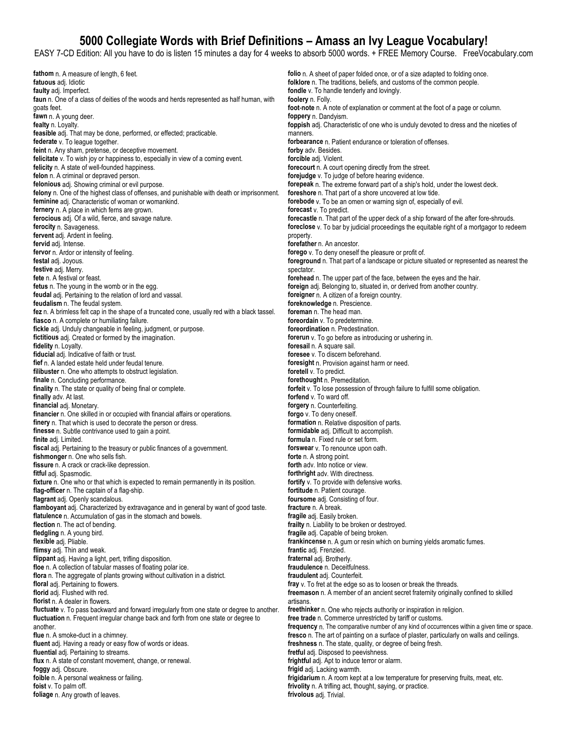# 5000 Collegiate Words with Brief Definitions – Amass an Ivy League Vocabulary!

EASY 7-CD Edition: All you have to do is listen 15 minutes a day for 4 weeks to absorb 5000 words. + FREE Memory Course. FreeVocabulary.com

**fathom** n. A measure of length, 6 feet.
**fatuous** adj. Idiotic
**faulty** adj. Imperfect.
**faun** n. One of a class of deities of the woods and herds represented as half human, with goats feet.
**fawn** n. A young deer.
**fealty** n. Loyalty.
**feasible** adj. That may be done, performed, or effected; practicable.
**federate** v. To league together.
**feint** n. Any sham, pretense, or deceptive movement.
**felicitate** v. To wish joy or happiness to, especially in view of a coming event.
**felicity** n. A state of well-founded happiness.
**felon** n. A criminal or depraved person.
**felonious** adj. Showing criminal or evil purpose.
**felony** n. One of the highest class of offenses, and punishable with death or imprisonment.
**feminine** adj. Characteristic of woman or womankind.
**fernery** n. A place in which ferns are grown.
**ferocious** adj. Of a wild, fierce, and savage nature.
**ferocity** n. Savageness.
**fervent** adj. Ardent in feeling.
**fervid** adj. Intense.
**fervor** n. Ardor or intensity of feeling.
**festal** adj. Joyous.
**festive** adj. Merry.
**fete** n. A festival or feast.
**fetus** n. The young in the womb or in the egg.
**feudal** adj. Pertaining to the relation of lord and vassal.
**feudalism** n. The feudal system.
**fez** n. A brimless felt cap in the shape of a truncated cone, usually red with a black tassel.
**fiasco** n. A complete or humiliating failure.
**fickle** adj. Unduly changeable in feeling, judgment, or purpose.
**fictitious** adj. Created or formed by the imagination.
**fidelity** n. Loyalty.
**fiducial** adj. Indicative of faith or trust.
**fief** n. A landed estate held under feudal tenure.
**filibuster** n. One who attempts to obstruct legislation.
**finale** n. Concluding performance.
**finality** n. The state or quality of being final or complete.
**finally** adv. At last.
**financial** adj. Monetary.
**financier** n. One skilled in or occupied with financial affairs or operations.
**finery** n. That which is used to decorate the person or dress.
**finesse** n. Subtle contrivance used to gain a point.
**finite** adj. Limited.
**fiscal** adj. Pertaining to the treasury or public finances of a government.
**fishmonger** n. One who sells fish.
**fissure** n. A crack or crack-like depression.
**fitful** adj. Spasmodic.
**fixture** n. One who or that which is expected to remain permanently in its position.
**flag-officer** n. The captain of a flag-ship.
**flagrant** adj. Openly scandalous.
**flamboyant** adj. Characterized by extravagance and in general by want of good taste.
**flatulence** n. Accumulation of gas in the stomach and bowels.
**flection** n. The act of bending.
**fledgling** n. A young bird.
**flexible** adj. Pliable.
**flimsy** adj. Thin and weak.
**flippant** adj. Having a light, pert, trifling disposition.
**floe** n. A collection of tabular masses of floating polar ice.
**flora** n. The aggregate of plants growing without cultivation in a district.
**floral** adj. Pertaining to flowers.
**florid** adj. Flushed with red.
**florist** n. A dealer in flowers.
**fluctuate** v. To pass backward and forward irregularly from one state or degree to another.
**fluctuation** n. Frequent irregular change back and forth from one state or degree to another.
**flue** n. A smoke-duct in a chimney.
**fluent** adj. Having a ready or easy flow of words or ideas.
**fluential** adj. Pertaining to streams.
**flux** n. A state of constant movement, change, or renewal.
**foggy** adj. Obscure.
**foible** n. A personal weakness or failing.
**foist** v. To palm off.
**foliage** n. Any growth of leaves.
**folio** n. A sheet of paper folded once, or of a size adapted to folding once.
**folklore** n. The traditions, beliefs, and customs of the common people.
**fondle** v. To handle tenderly and lovingly.
**foolery** n. Folly.
**foot-note** n. A note of explanation or comment at the foot of a page or column.
**foppery** n. Dandyism.
**foppish** adj. Characteristic of one who is unduly devoted to dress and the niceties of manners.
**forbearance** n. Patient endurance or toleration of offenses.
**forby** adv. Besides.
**forcible** adj. Violent.
**forecourt** n. A court opening directly from the street.
**forejudge** v. To judge of before hearing evidence.
**forepeak** n. The extreme forward part of a ship's hold, under the lowest deck.
**foreshore** n. That part of a shore uncovered at low tide.
**forebode** v. To be an omen or warning sign of, especially of evil.
**forecast** v. To predict.
**forecastle** n. That part of the upper deck of a ship forward of the after fore-shrouds.
**foreclose** v. To bar by judicial proceedings the equitable right of a mortgagor to redeem property.
**forefather** n. An ancestor.
**forego** v. To deny oneself the pleasure or profit of.
**foreground** n. That part of a landscape or picture situated or represented as nearest the spectator.
**forehead** n. The upper part of the face, between the eyes and the hair.
**foreign** adj. Belonging to, situated in, or derived from another country.
**foreigner** n. A citizen of a foreign country.
**foreknowledge** n. Prescience.
**foreman** n. The head man.
**foreordain** v. To predetermine.
**foreordination** n. Predestination.
**forerun** v. To go before as introducing or ushering in.
**foresail** n. A square sail.
**foresee** v. To discern beforehand.
**foresight** n. Provision against harm or need.
**foretell** v. To predict.
**forethought** n. Premeditation.
**forfeit** v. To lose possession of through failure to fulfill some obligation.
**forfend** v. To ward off.
**forgery** n. Counterfeiting.
**forgo** v. To deny oneself.
**formation** n. Relative disposition of parts.
**formidable** adj. Difficult to accomplish.
**formula** n. Fixed rule or set form.
**forswear** v. To renounce upon oath.
**forte** n. A strong point.
**forth** adv. Into notice or view.
**forthright** adv. With directness.
**fortify** v. To provide with defensive works.
**fortitude** n. Patient courage.
**foursome** adj. Consisting of four.
**fracture** n. A break.
**fragile** adj. Easily broken.
**frailty** n. Liability to be broken or destroyed.
**fragile** adj. Capable of being broken.
**frankincense** n. A gum or resin which on burning yields aromatic fumes.
**frantic** adj. Frenzied.
**fraternal** adj. Brotherly.
**fraudulence** n. Deceitfulness.
**fraudulent** adj. Counterfeit.
**fray** v. To fret at the edge so as to loosen or break the threads.
**freemason** n. A member of an ancient secret fraternity originally confined to skilled artisans.
**freethinker** n. One who rejects authority or inspiration in religion.
**free trade** n. Commerce unrestricted by tariff or customs.
**frequency** n. The comparative number of any kind of occurrences within a given time or space.
**fresco** n. The art of painting on a surface of plaster, particularly on walls and ceilings.
**freshness** n. The state, quality, or degree of being fresh.
**fretful** adj. Disposed to peevishness.
**frightful** adj. Apt to induce terror or alarm.
**frigid** adj. Lacking warmth.
**frigidarium** n. A room kept at a low temperature for preserving fruits, meat, etc.
**frivolity** n. A trifling act, thought, saying, or practice.
**frivolous** adj. Trivial.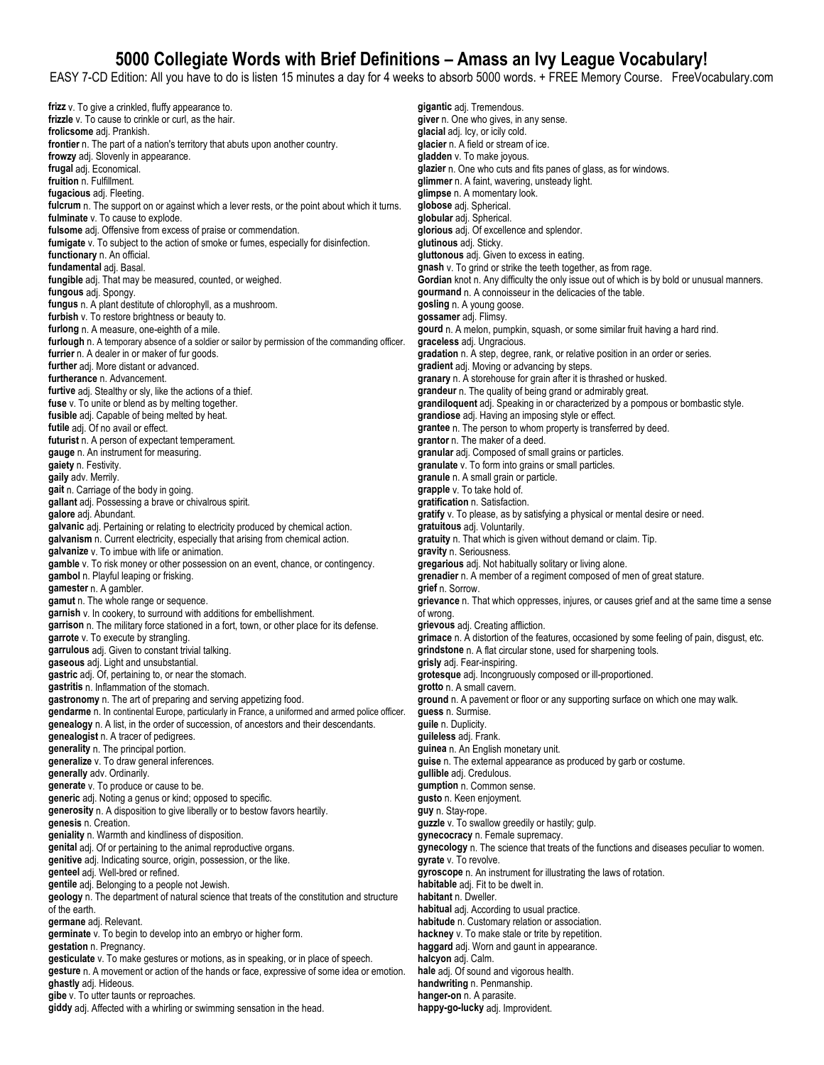# 5000 Collegiate Words with Brief Definitions – Amass an Ivy League Vocabulary!

EASY 7-CD Edition: All you have to do is listen 15 minutes a day for 4 weeks to absorb 5000 words. + FREE Memory Course. FreeVocabulary.com

**frizz** v. To give a crinkled, fluffy appearance to.
**frizzle** v. To cause to crinkle or curl, as the hair.
**frolicsome** adj. Prankish.
**frontier** n. The part of a nation's territory that abuts upon another country.
**frowzy** adj. Slovenly in appearance.
**frugal** adj. Economical.
**fruition** n. Fulfillment.
**fugacious** adj. Fleeting.
**fulcrum** n. The support on or against which a lever rests, or the point about which it turns.
**fulminate** v. To cause to explode.
**fulsome** adj. Offensive from excess of praise or commendation.
**fumigate** v. To subject to the action of smoke or fumes, especially for disinfection.
**functionary** n. An official.
**fundamental** adj. Basal.
**fungible** adj. That may be measured, counted, or weighed.
**fungous** adj. Spongy.
**fungus** n. A plant destitute of chlorophyll, as a mushroom.
**furbish** v. To restore brightness or beauty to.
**furlong** n. A measure, one-eighth of a mile.
**furlough** n. A temporary absence of a soldier or sailor by permission of the commanding officer.
**furrier** n. A dealer in or maker of fur goods.
**further** adj. More distant or advanced.
**furtherance** n. Advancement.
**furtive** adj. Stealthy or sly, like the actions of a thief.
**fuse** v. To unite or blend as by melting together.
**fusible** adj. Capable of being melted by heat.
**futile** adj. Of no avail or effect.
**futurist** n. A person of expectant temperament.
**gauge** n. An instrument for measuring.
**gaiety** n. Festivity.
**gaily** adv. Merrily.
**gait** n. Carriage of the body in going.
**gallant** adj. Possessing a brave or chivalrous spirit.
**galore** adj. Abundant.
**galvanic** adj. Pertaining or relating to electricity produced by chemical action.
**galvanism** n. Current electricity, especially that arising from chemical action.
**galvanize** v. To imbue with life or animation.
**gamble** v. To risk money or other possession on an event, chance, or contingency.
**gambol** n. Playful leaping or frisking.
**gamester** n. A gambler.
**gamut** n. The whole range or sequence.
**garnish** v. In cookery, to surround with additions for embellishment.
**garrison** n. The military force stationed in a fort, town, or other place for its defense.
**garrote** v. To execute by strangling.
**garrulous** adj. Given to constant trivial talking.
**gaseous** adj. Light and unsubstantial.
**gastric** adj. Of, pertaining to, or near the stomach.
**gastritis** n. Inflammation of the stomach.
**gastronomy** n. The art of preparing and serving appetizing food.
**gendarme** n. In continental Europe, particularly in France, a uniformed and armed police officer.
**genealogy** n. A list, in the order of succession, of ancestors and their descendants.
**genealogist** n. A tracer of pedigrees.
**generality** n. The principal portion.
**generalize** v. To draw general inferences.
**generally** adv. Ordinarily.
**generate** v. To produce or cause to be.
**generic** adj. Noting a genus or kind; opposed to specific.
**generosity** n. A disposition to give liberally or to bestow favors heartily.
**genesis** n. Creation.
**geniality** n. Warmth and kindliness of disposition.
**genital** adj. Of or pertaining to the animal reproductive organs.
**genitive** adj. Indicating source, origin, possession, or the like.
**genteel** adj. Well-bred or refined.
**gentile** adj. Belonging to a people not Jewish.
**geology** n. The department of natural science that treats of the constitution and structure of the earth.
**germane** adj. Relevant.
**germinate** v. To begin to develop into an embryo or higher form.
**gestation** n. Pregnancy.
**gesticulate** v. To make gestures or motions, as in speaking, or in place of speech.
**gesture** n. A movement or action of the hands or face, expressive of some idea or emotion.
**ghastly** adj. Hideous.
**gibe** v. To utter taunts or reproaches.
**giddy** adj. Affected with a whirling or swimming sensation in the head.
**gigantic** adj. Tremendous.
**giver** n. One who gives, in any sense.
**glacial** adj. Icy, or icily cold.
**glacier** n. A field or stream of ice.
**gladden** v. To make joyous.
**glazier** n. One who cuts and fits panes of glass, as for windows.
**glimmer** n. A faint, wavering, unsteady light.
**glimpse** n. A momentary look.
**globose** adj. Spherical.
**globular** adj. Spherical.
**glorious** adj. Of excellence and splendor.
**glutinous** adj. Sticky.
**gluttonous** adj. Given to excess in eating.
**gnash** v. To grind or strike the teeth together, as from rage.
**Gordian** knot n. Any difficulty the only issue out of which is by bold or unusual manners.
**gourmand** n. A connoisseur in the delicacies of the table.
**gosling** n. A young goose.
**gossamer** adj. Flimsy.
**gourd** n. A melon, pumpkin, squash, or some similar fruit having a hard rind.
**graceless** adj. Ungracious.
**gradation** n. A step, degree, rank, or relative position in an order or series.
**gradient** adj. Moving or advancing by steps.
**granary** n. A storehouse for grain after it is thrashed or husked.
**grandeur** n. The quality of being grand or admirably great.
**grandiloquent** adj. Speaking in or characterized by a pompous or bombastic style.
**grandiose** adj. Having an imposing style or effect.
**grantee** n. The person to whom property is transferred by deed.
**grantor** n. The maker of a deed.
**granular** adj. Composed of small grains or particles.
**granulate** v. To form into grains or small particles.
**granule** n. A small grain or particle.
**grapple** v. To take hold of.
**gratification** n. Satisfaction.
**gratify** v. To please, as by satisfying a physical or mental desire or need.
**gratuitous** adj. Voluntarily.
**gratuity** n. That which is given without demand or claim. Tip.
**gravity** n. Seriousness.
**gregarious** adj. Not habitually solitary or living alone.
**grenadier** n. A member of a regiment composed of men of great stature.
**grief** n. Sorrow.
**grievance** n. That which oppresses, injures, or causes grief and at the same time a sense of wrong.
**grievous** adj. Creating affliction.
**grimace** n. A distortion of the features, occasioned by some feeling of pain, disgust, etc.
**grindstone** n. A flat circular stone, used for sharpening tools.
**grisly** adj. Fear-inspiring.
**grotesque** adj. Incongruously composed or ill-proportioned.
**grotto** n. A small cavern.
**ground** n. A pavement or floor or any supporting surface on which one may walk.
**guess** n. Surmise.
**guile** n. Duplicity.
**guileless** adj. Frank.
**guinea** n. An English monetary unit.
**guise** n. The external appearance as produced by garb or costume.
**gullible** adj. Credulous.
**gumption** n. Common sense.
**gusto** n. Keen enjoyment.
**guy** n. Stay-rope.
**guzzle** v. To swallow greedily or hastily; gulp.
**gynecocracy** n. Female supremacy.
**gynecology** n. The science that treats of the functions and diseases peculiar to women.
**gyrate** v. To revolve.
**gyroscope** n. An instrument for illustrating the laws of rotation.
**habitable** adj. Fit to be dwelt in.
**habitant** n. Dweller.
**habitual** adj. According to usual practice.
**habitude** n. Customary relation or association.
**hackney** v. To make stale or trite by repetition.
**haggard** adj. Worn and gaunt in appearance.
**halcyon** adj. Calm.
**hale** adj. Of sound and vigorous health.
**handwriting** n. Penmanship.
**hanger-on** n. A parasite.
**happy-go-lucky** adj. Improvident.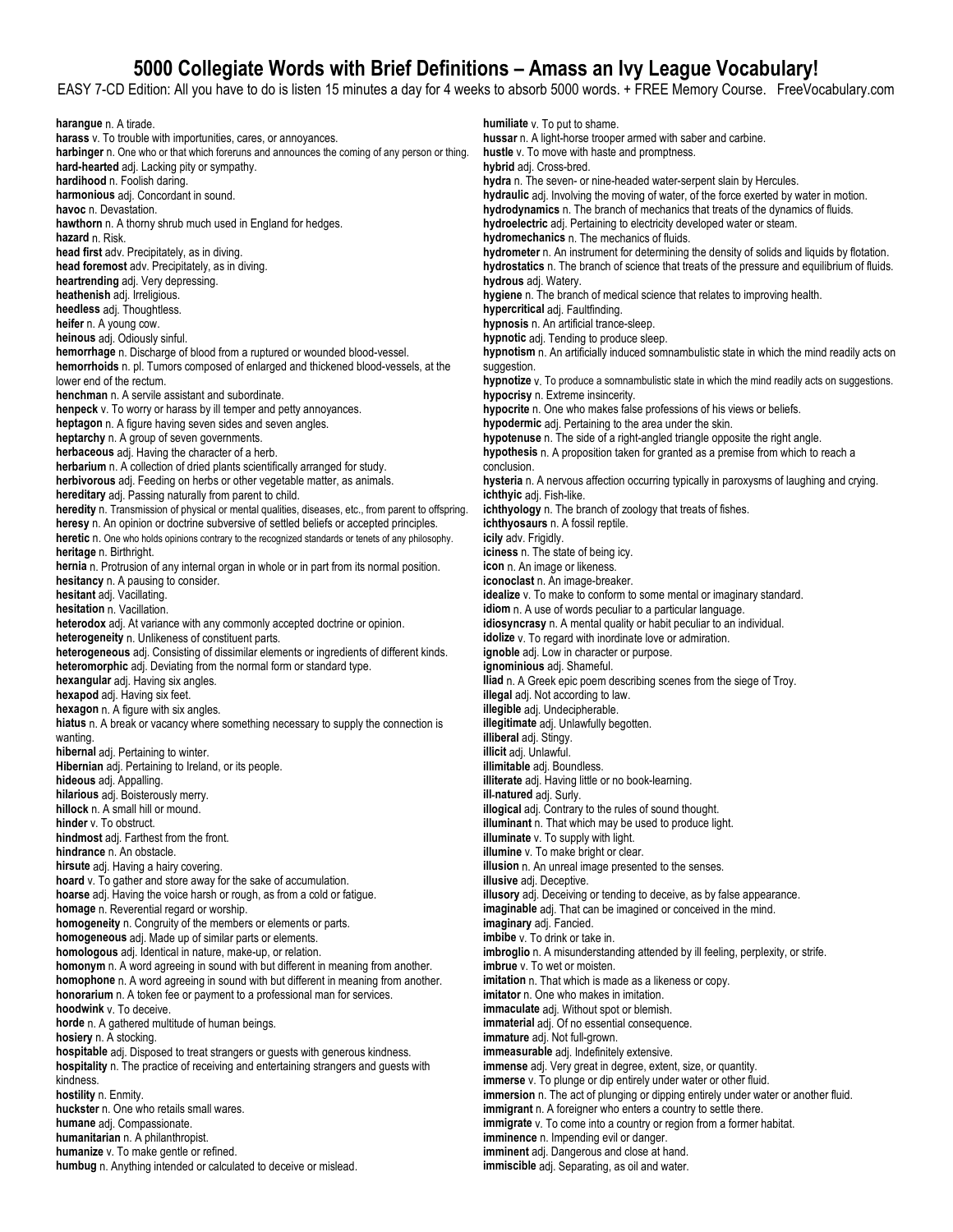# 5000 Collegiate Words with Brief Definitions – Amass an Ivy League Vocabulary!

EASY 7-CD Edition: All you have to do is listen 15 minutes a day for 4 weeks to absorb 5000 words. + FREE Memory Course. FreeVocabulary.com

**harangue** n. A tirade.
**harass** v. To trouble with importunities, cares, or annoyances.
**harbinger** n. One who or that which foreruns and announces the coming of any person or thing.
**hard-hearted** adj. Lacking pity or sympathy.
**hardihood** n. Foolish daring.
**harmonious** adj. Concordant in sound.
**havoc** n. Devastation.
**hawthorn** n. A thorny shrub much used in England for hedges.
**hazard** n. Risk.
**head first** adv. Precipitately, as in diving.
**head foremost** adv. Precipitately, as in diving.
**heartrending** adj. Very depressing.
**heathenish** adj. Irreligious.
**heedless** adj. Thoughtless.
**heifer** n. A young cow.
**heinous** adj. Odiously sinful.
**hemorrhage** n. Discharge of blood from a ruptured or wounded blood-vessel.
**hemorrhoids** n. pl. Tumors composed of enlarged and thickened blood-vessels, at the lower end of the rectum.
**henchman** n. A servile assistant and subordinate.
**henpeck** v. To worry or harass by ill temper and petty annoyances.
**heptagon** n. A figure having seven sides and seven angles.
**heptarchy** n. A group of seven governments.
**herbaceous** adj. Having the character of a herb.
**herbarium** n. A collection of dried plants scientifically arranged for study.
**herbivorous** adj. Feeding on herbs or other vegetable matter, as animals.
**hereditary** adj. Passing naturally from parent to child.
**heredity** n. Transmission of physical or mental qualities, diseases, etc., from parent to offspring.
**heresy** n. An opinion or doctrine subversive of settled beliefs or accepted principles.
**heretic** n. One who holds opinions contrary to the recognized standards or tenets of any philosophy.
**heritage** n. Birthright.
**hernia** n. Protrusion of any internal organ in whole or in part from its normal position.
**hesitancy** n. A pausing to consider.
**hesitant** adj. Vacillating.
**hesitation** n. Vacillation.
**heterodox** adj. At variance with any commonly accepted doctrine or opinion.
**heterogeneity** n. Unlikeness of constituent parts.
**heterogeneous** adj. Consisting of dissimilar elements or ingredients of different kinds.
**heteromorphic** adj. Deviating from the normal form or standard type.
**hexangular** adj. Having six angles.
**hexapod** adj. Having six feet.
**hexagon** n. A figure with six angles.
**hiatus** n. A break or vacancy where something necessary to supply the connection is wanting.
**hibernal** adj. Pertaining to winter.
**Hibernian** adj. Pertaining to Ireland, or its people.
**hideous** adj. Appalling.
**hilarious** adj. Boisterously merry.
**hillock** n. A small hill or mound.
**hinder** v. To obstruct.
**hindmost** adj. Farthest from the front.
**hindrance** n. An obstacle.
**hirsute** adj. Having a hairy covering.
**hoard** v. To gather and store away for the sake of accumulation.
**hoarse** adj. Having the voice harsh or rough, as from a cold or fatigue.
**homage** n. Reverential regard or worship.
**homogeneity** n. Congruity of the members or elements or parts.
**homogeneous** adj. Made up of similar parts or elements.
**homologous** adj. Identical in nature, make-up, or relation.
**homonym** n. A word agreeing in sound with but different in meaning from another.
**homophone** n. A word agreeing in sound with but different in meaning from another.
**honorarium** n. A token fee or payment to a professional man for services.
**hoodwink** v. To deceive.
**horde** n. A gathered multitude of human beings.
**hosiery** n. A stocking.
**hospitable** adj. Disposed to treat strangers or guests with generous kindness.
**hospitality** n. The practice of receiving and entertaining strangers and guests with kindness.
**hostility** n. Enmity.
**huckster** n. One who retails small wares.
**humane** adj. Compassionate.
**humanitarian** n. A philanthropist.
**humanize** v. To make gentle or refined.
**humbug** n. Anything intended or calculated to deceive or mislead.
**humiliate** v. To put to shame.
**hussar** n. A light-horse trooper armed with saber and carbine.
**hustle** v. To move with haste and promptness.
**hybrid** adj. Cross-bred.
**hydra** n. The seven- or nine-headed water-serpent slain by Hercules.
**hydraulic** adj. Involving the moving of water, of the force exerted by water in motion.
**hydrodynamics** n. The branch of mechanics that treats of the dynamics of fluids.
**hydroelectric** adj. Pertaining to electricity developed water or steam.
**hydromechanics** n. The mechanics of fluids.
**hydrometer** n. An instrument for determining the density of solids and liquids by flotation.
**hydrostatics** n. The branch of science that treats of the pressure and equilibrium of fluids.
**hydrous** adj. Watery.
**hygiene** n. The branch of medical science that relates to improving health.
**hypercritical** adj. Faultfinding.
**hypnosis** n. An artificial trance-sleep.
**hypnotic** adj. Tending to produce sleep.
**hypnotism** n. An artificially induced somnambulistic state in which the mind readily acts on suggestion.
**hypnotize** v. To produce a somnambulistic state in which the mind readily acts on suggestions.
**hypocrisy** n. Extreme insincerity.
**hypocrite** n. One who makes false professions of his views or beliefs.
**hypodermic** adj. Pertaining to the area under the skin.
**hypotenuse** n. The side of a right-angled triangle opposite the right angle.
**hypothesis** n. A proposition taken for granted as a premise from which to reach a conclusion.
**hysteria** n. A nervous affection occurring typically in paroxysms of laughing and crying.
**ichthyic** adj. Fish-like.
**ichthyology** n. The branch of zoology that treats of fishes.
**ichthyosaurs** n. A fossil reptile.
**icily** adv. Frigidly.
**iciness** n. The state of being icy.
**icon** n. An image or likeness.
**iconoclast** n. An image-breaker.
**idealize** v. To make to conform to some mental or imaginary standard.
**idiom** n. A use of words peculiar to a particular language.
**idiosyncrasy** n. A mental quality or habit peculiar to an individual.
**idolize** v. To regard with inordinate love or admiration.
**ignoble** adj. Low in character or purpose.
**ignominious** adj. Shameful.
**Iliad** n. A Greek epic poem describing scenes from the siege of Troy.
**illegal** adj. Not according to law.
**illegible** adj. Undecipherable.
**illegitimate** adj. Unlawfully begotten.
**illiberal** adj. Stingy.
**illicit** adj. Unlawful.
**illimitable** adj. Boundless.
**illiterate** adj. Having little or no book-learning.
**ill-natured** adj. Surly.
**illogical** adj. Contrary to the rules of sound thought.
**illuminant** n. That which may be used to produce light.
**illuminate** v. To supply with light.
**illumine** v. To make bright or clear.
**illusion** n. An unreal image presented to the senses.
**illusive** adj. Deceptive.
**illusory** adj. Deceiving or tending to deceive, as by false appearance.
**imaginable** adj. That can be imagined or conceived in the mind.
**imaginary** adj. Fancied.
**imbibe** v. To drink or take in.
**imbroglio** n. A misunderstanding attended by ill feeling, perplexity, or strife.
**imbrue** v. To wet or moisten.
**imitation** n. That which is made as a likeness or copy.
**imitator** n. One who makes in imitation.
**immaculate** adj. Without spot or blemish.
**immaterial** adj. Of no essential consequence.
**immature** adj. Not full-grown.
**immeasurable** adj. Indefinitely extensive.
**immense** adj. Very great in degree, extent, size, or quantity.
**immerse** v. To plunge or dip entirely under water or other fluid.
**immersion** n. The act of plunging or dipping entirely under water or another fluid.
**immigrant** n. A foreigner who enters a country to settle there.
**immigrate** v. To come into a country or region from a former habitat.
**imminence** n. Impending evil or danger.
**imminent** adj. Dangerous and close at hand.
**immiscible** adj. Separating, as oil and water.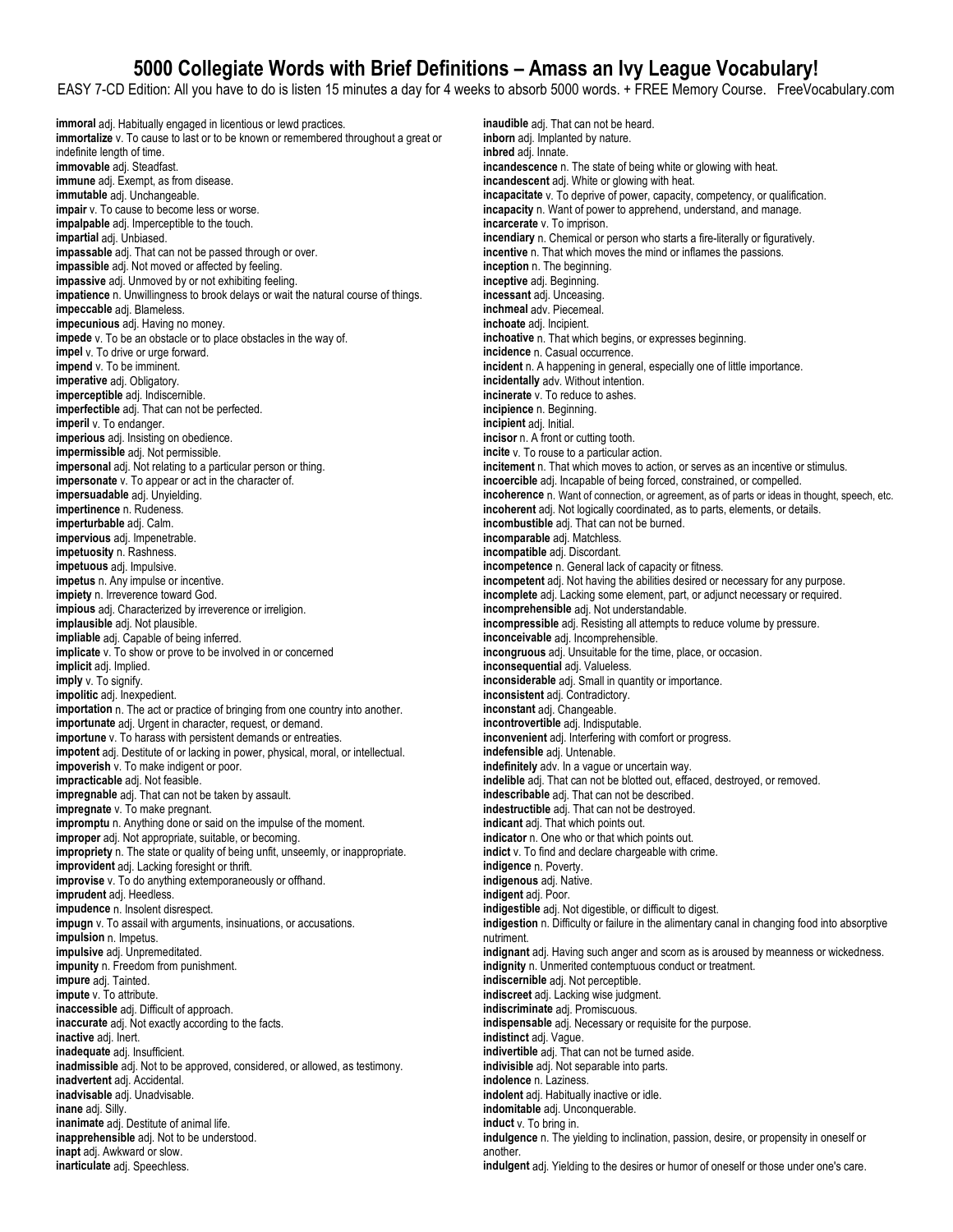**immoral** adj. Habitually engaged in licentious or lewd practices.
**immortalize** v. To cause to last or to be known or remembered throughout a great or indefinite length of time.
**immovable** adj. Steadfast.
**immune** adj. Exempt, as from disease.
**immutable** adj. Unchangeable.
**impair** v. To cause to become less or worse.
**impalpable** adj. Imperceptible to the touch.
**impartial** adj. Unbiased.
**impassable** adj. That can not be passed through or over.
**impassible** adj. Not moved or affected by feeling.
**impassive** adj. Unmoved by or not exhibiting feeling.
**impatience** n. Unwillingness to brook delays or wait the natural course of things.
**impeccable** adj. Blameless.
**impecunious** adj. Having no money.
**impede** v. To be an obstacle or to place obstacles in the way of.
**impel** v. To drive or urge forward.
**impend** v. To be imminent.
**imperative** adj. Obligatory.
**imperceptible** adj. Indiscernible.
**imperfectible** adj. That can not be perfected.
**imperil** v. To endanger.
**imperious** adj. Insisting on obedience.
**impermissible** adj. Not permissible.
**impersonal** adj. Not relating to a particular person or thing.
**impersonate** v. To appear or act in the character of.
**impersuadable** adj. Unyielding.
**impertinence** n. Rudeness.
**imperturbable** adj. Calm.
**impervious** adj. Impenetrable.
**impetuosity** n. Rashness.
**impetuous** adj. Impulsive.
**impetus** n. Any impulse or incentive.
**impiety** n. Irreverence toward God.
**impious** adj. Characterized by irreverence or irreligion.
**implausible** adj. Not plausible.
**impliable** adj. Capable of being inferred.
**implicate** v. To show or prove to be involved in or concerned
**implicit** adj. Implied.
**imply** v. To signify.
**impolitic** adj. Inexpedient.
**importation** n. The act or practice of bringing from one country into another.
**importunate** adj. Urgent in character, request, or demand.
**importune** v. To harass with persistent demands or entreaties.
**impotent** adj. Destitute of or lacking in power, physical, moral, or intellectual.
**impoverish** v. To make indigent or poor.
**impracticable** adj. Not feasible.
**impregnable** adj. That can not be taken by assault.
**impregnate** v. To make pregnant.
**impromptu** n. Anything done or said on the impulse of the moment.
**improper** adj. Not appropriate, suitable, or becoming.
**impropriety** n. The state or quality of being unfit, unseemly, or inappropriate.
**improvident** adj. Lacking foresight or thrift.
**improvise** v. To do anything extemporaneously or offhand.
**imprudent** adj. Heedless.
**impudence** n. Insolent disrespect.
**impugn** v. To assail with arguments, insinuations, or accusations.
**impulsion** n. Impetus.
**impulsive** adj. Unpremeditated.
**impunity** n. Freedom from punishment.
**impure** adj. Tainted.
**impute** v. To attribute.
**inaccessible** adj. Difficult of approach.
**inaccurate** adj. Not exactly according to the facts.
**inactive** adj. Inert.
**inadequate** adj. Insufficient.
**inadmissible** adj. Not to be approved, considered, or allowed, as testimony.
**inadvertent** adj. Accidental.
**inadvisable** adj. Unadvisable.
**inane** adj. Silly.
**inanimate** adj. Destitute of animal life.
**inapprehensible** adj. Not to be understood.
**inapt** adj. Awkward or slow.
**inarticulate** adj. Speechless.
**inaudible** adj. That can not be heard.
**inborn** adj. Implanted by nature.
**inbred** adj. Innate.
**incandescence** n. The state of being white or glowing with heat.
**incandescent** adj. White or glowing with heat.
**incapacitate** v. To deprive of power, capacity, competency, or qualification.
**incapacity** n. Want of power to apprehend, understand, and manage.
**incarcerate** v. To imprison.
**incendiary** n. Chemical or person who starts a fire-literally or figuratively.
**incentive** n. That which moves the mind or inflames the passions.
**inception** n. The beginning.
**inceptive** adj. Beginning.
**incessant** adj. Unceasing.
**inchmeal** adv. Piecemeal.
**inchoate** adj. Incipient.
**inchoative** n. That which begins, or expresses beginning.
**incidence** n. Casual occurrence.
**incident** n. A happening in general, especially one of little importance.
**incidentally** adv. Without intention.
**incinerate** v. To reduce to ashes.
**incipience** n. Beginning.
**incipient** adj. Initial.
**incisor** n. A front or cutting tooth.
**incite** v. To rouse to a particular action.
**incitement** n. That which moves to action, or serves as an incentive or stimulus.
**incoercible** adj. Incapable of being forced, constrained, or compelled.
**incoherence** n. Want of connection, or agreement, as of parts or ideas in thought, speech, etc.
**incoherent** adj. Not logically coordinated, as to parts, elements, or details.
**incombustible** adj. That can not be burned.
**incomparable** adj. Matchless.
**incompatible** adj. Discordant.
**incompetence** n. General lack of capacity or fitness.
**incompetent** adj. Not having the abilities desired or necessary for any purpose.
**incomplete** adj. Lacking some element, part, or adjunct necessary or required.
**incomprehensible** adj. Not understandable.
**incompressible** adj. Resisting all attempts to reduce volume by pressure.
**inconceivable** adj. Incomprehensible.
**incongruous** adj. Unsuitable for the time, place, or occasion.
**inconsequential** adj. Valueless.
**inconsiderable** adj. Small in quantity or importance.
**inconsistent** adj. Contradictory.
**inconstant** adj. Changeable.
**incontrovertible** adj. Indisputable.
**inconvenient** adj. Interfering with comfort or progress.
**indefensible** adj. Untenable.
**indefinitely** adv. In a vague or uncertain way.
**indelible** adj. That can not be blotted out, effaced, destroyed, or removed.
**indescribable** adj. That can not be described.
**indestructible** adj. That can not be destroyed.
**indicant** adj. That which points out.
**indicator** n. One who or that which points out.
**indict** v. To find and declare chargeable with crime.
**indigence** n. Poverty.
**indigenous** adj. Native.
**indigent** adj. Poor.
**indigestible** adj. Not digestible, or difficult to digest.
**indigestion** n. Difficulty or failure in the alimentary canal in changing food into absorptive nutriment.
**indignant** adj. Having such anger and scorn as is aroused by meanness or wickedness.
**indignity** n. Unmerited contemptuous conduct or treatment.
**indiscernible** adj. Not perceptible.
**indiscreet** adj. Lacking wise judgment.
**indiscriminate** adj. Promiscuous.
**indispensable** adj. Necessary or requisite for the purpose.
**indistinct** adj. Vague.
**indivertible** adj. That can not be turned aside.
**indivisible** adj. Not separable into parts.
**indolence** n. Laziness.
**indolent** adj. Habitually inactive or idle.
**indomitable** adj. Unconquerable.
**induct** v. To bring in.
**indulgence** n. The yielding to inclination, passion, desire, or propensity in oneself or another.
**indulgent** adj. Yielding to the desires or humor of oneself or those under one's care.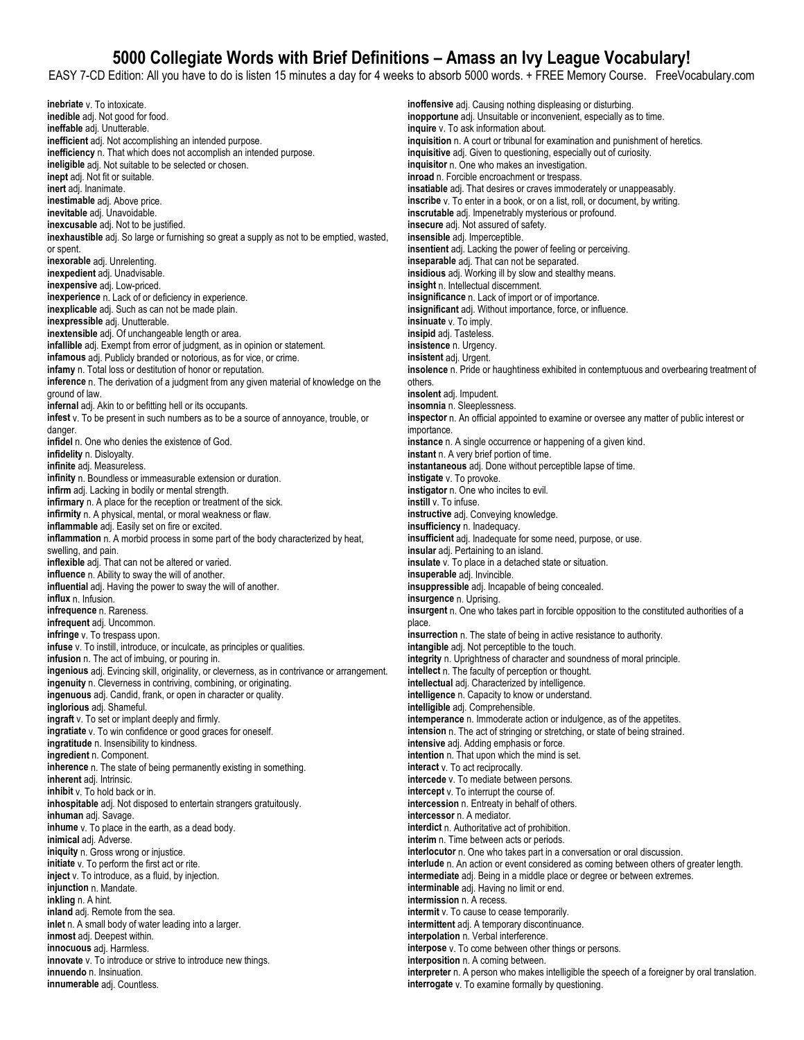**inebriate** v. To intoxicate.
**inedible** adj. Not good for food.
**ineffable** adj. Unutterable.
**inefficient** adj. Not accomplishing an intended purpose.
**inefficiency** n. That which does not accomplish an intended purpose.
**ineligible** adj. Not suitable to be selected or chosen.
**inept** adj. Not fit or suitable.
**inert** adj. Inanimate.
**inestimable** adj. Above price.
**inevitable** adj. Unavoidable.
**inexcusable** adj. Not to be justified.
**inexhaustible** adj. So large or furnishing so great a supply as not to be emptied, wasted, or spent.
**inexorable** adj. Unrelenting.
**inexpedient** adj. Unadvisable.
**inexpensive** adj. Low-priced.
**inexperience** n. Lack of or deficiency in experience.
**inexplicable** adj. Such as can not be made plain.
**inexpressible** adj. Unutterable.
**inextensible** adj. Of unchangeable length or area.
**infallible** adj. Exempt from error of judgment, as in opinion or statement.
**infamous** adj. Publicly branded or notorious, as for vice, or crime.
**infamy** n. Total loss or destitution of honor or reputation.
**inference** n. The derivation of a judgment from any given material of knowledge on the ground of law.
**infernal** adj. Akin to or befitting hell or its occupants.
**infest** v. To be present in such numbers as to be a source of annoyance, trouble, or danger.
**infidel** n. One who denies the existence of God.
**infidelity** n. Disloyalty.
**infinite** adj. Measureless.
**infinity** n. Boundless or immeasurable extension or duration.
**infirm** adj. Lacking in bodily or mental strength.
**infirmary** n. A place for the reception or treatment of the sick.
**infirmity** n. A physical, mental, or moral weakness or flaw.
**inflammable** adj. Easily set on fire or excited.
**inflammation** n. A morbid process in some part of the body characterized by heat, swelling, and pain.
**inflexible** adj. That can not be altered or varied.
**influence** n. Ability to sway the will of another.
**influential** adj. Having the power to sway the will of another.
**influx** n. Infusion.
**infrequence** n. Rareness.
**infrequent** adj. Uncommon.
**infringe** v. To trespass upon.
**infuse** v. To instill, introduce, or inculcate, as principles or qualities.
**infusion** n. The act of imbuing, or pouring in.
**ingenious** adj. Evincing skill, originality, or cleverness, as in contrivance or arrangement.
**ingenuity** n. Cleverness in contriving, combining, or originating.
**ingenuous** adj. Candid, frank, or open in character or quality.
**inglorious** adj. Shameful.
**ingraft** v. To set or implant deeply and firmly.
**ingratiate** v. To win confidence or good graces for oneself.
**ingratitude** n. Insensibility to kindness.
**ingredient** n. Component.
**inherence** n. The state of being permanently existing in something.
**inherent** adj. Intrinsic.
**inhibit** v. To hold back or in.
**inhospitable** adj. Not disposed to entertain strangers gratuitously.
**inhuman** adj. Savage.
**inhume** v. To place in the earth, as a dead body.
**inimical** adj. Adverse.
**iniquity** n. Gross wrong or injustice.
**initiate** v. To perform the first act or rite.
**inject** v. To introduce, as a fluid, by injection.
**injunction** n. Mandate.
**inkling** n. A hint.
**inland** adj. Remote from the sea.
**inlet** n. A small body of water leading into a larger.
**inmost** adj. Deepest within.
**innocuous** adj. Harmless.
**innovate** v. To introduce or strive to introduce new things.
**innuendo** n. Insinuation.
**innumerable** adj. Countless.
**inoffensive** adj. Causing nothing displeasing or disturbing.
**inopportune** adj. Unsuitable or inconvenient, especially as to time.
**inquire** v. To ask information about.
**inquisition** n. A court or tribunal for examination and punishment of heretics.
**inquisitive** adj. Given to questioning, especially out of curiosity.
**inquisitor** n. One who makes an investigation.
**inroad** n. Forcible encroachment or trespass.
**insatiable** adj. That desires or craves immoderately or unappeasably.
**inscribe** v. To enter in a book, or on a list, roll, or document, by writing.
**inscrutable** adj. Impenetrably mysterious or profound.
**insecure** adj. Not assured of safety.
**insensible** adj. Imperceptible.
**insentient** adj. Lacking the power of feeling or perceiving.
**inseparable** adj. That can not be separated.
**insidious** adj. Working ill by slow and stealthy means.
**insight** n. Intellectual discernment.
**insignificance** n. Lack of import or of importance.
**insignificant** adj. Without importance, force, or influence.
**insinuate** v. To imply.
**insipid** adj. Tasteless.
**insistence** n. Urgency.
**insistent** adj. Urgent.
**insolence** n. Pride or haughtiness exhibited in contemptuous and overbearing treatment of others.
**insolent** adj. Impudent.
**insomnia** n. Sleeplessness.
**inspector** n. An official appointed to examine or oversee any matter of public interest or importance.
**instance** n. A single occurrence or happening of a given kind.
**instant** n. A very brief portion of time.
**instantaneous** adj. Done without perceptible lapse of time.
**instigate** v. To provoke.
**instigator** n. One who incites to evil.
**instill** v. To infuse.
**instructive** adj. Conveying knowledge.
**insufficiency** n. Inadequacy.
**insufficient** adj. Inadequate for some need, purpose, or use.
**insular** adj. Pertaining to an island.
**insulate** v. To place in a detached state or situation.
**insuperable** adj. Invincible.
**insuppressible** adj. Incapable of being concealed.
**insurgence** n. Uprising.
**insurgent** n. One who takes part in forcible opposition to the constituted authorities of a place.
**insurrection** n. The state of being in active resistance to authority.
**intangible** adj. Not perceptible to the touch.
**integrity** n. Uprightness of character and soundness of moral principle.
**intellect** n. The faculty of perception or thought.
**intellectual** adj. Characterized by intelligence.
**intelligence** n. Capacity to know or understand.
**intelligible** adj. Comprehensible.
**intemperance** n. Immoderate action or indulgence, as of the appetites.
**intension** n. The act of stringing or stretching, or state of being strained.
**intensive** adj. Adding emphasis or force.
**intention** n. That upon which the mind is set.
**interact** v. To act reciprocally.
**intercede** v. To mediate between persons.
**intercept** v. To interrupt the course of.
**intercession** n. Entreaty in behalf of others.
**intercessor** n. A mediator.
**interdict** n. Authoritative act of prohibition.
**interim** n. Time between acts or periods.
**interlocutor** n. One who takes part in a conversation or oral discussion.
**interlude** n. An action or event considered as coming between others of greater length.
**intermediate** adj. Being in a middle place or degree or between extremes.
**interminable** adj. Having no limit or end.
**intermission** n. A recess.
**intermit** v. To cause to cease temporarily.
**intermittent** adj. A temporary discontinuance.
**interpolation** n. Verbal interference.
**interpose** v. To come between other things or persons.
**interposition** n. A coming between.
**interpreter** n. A person who makes intelligible the speech of a foreigner by oral translation.
**interrogate** v. To examine formally by questioning.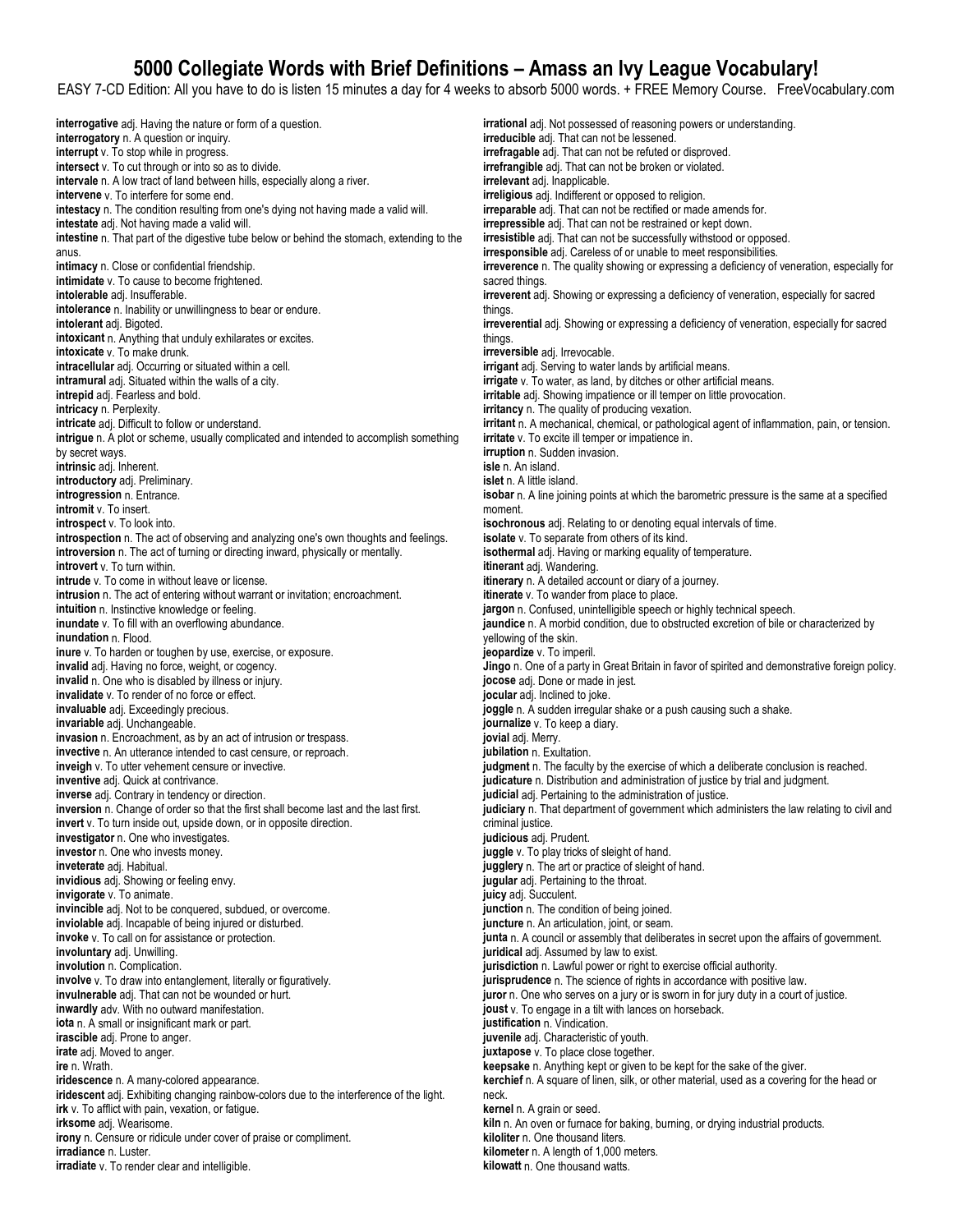**interrogative** adj. Having the nature or form of a question.
**interrogatory** n. A question or inquiry.
**interrupt** v. To stop while in progress.
**intersect** v. To cut through or into so as to divide.
**intervale** n. A low tract of land between hills, especially along a river.
**intervene** v. To interfere for some end.
**intestacy** n. The condition resulting from one's dying not having made a valid will.
**intestate** adj. Not having made a valid will.
**intestine** n. That part of the digestive tube below or behind the stomach, extending to the anus.
**intimacy** n. Close or confidential friendship.
**intimidate** v. To cause to become frightened.
**intolerable** adj. Insufferable.
**intolerance** n. Inability or unwillingness to bear or endure.
**intolerant** adj. Bigoted.
**intoxicant** n. Anything that unduly exhilarates or excites.
**intoxicate** v. To make drunk.
**intracellular** adj. Occurring or situated within a cell.
**intramural** adj. Situated within the walls of a city.
**intrepid** adj. Fearless and bold.
**intricacy** n. Perplexity.
**intricate** adj. Difficult to follow or understand.
**intrigue** n. A plot or scheme, usually complicated and intended to accomplish something by secret ways.
**intrinsic** adj. Inherent.
**introductory** adj. Preliminary.
**introgression** n. Entrance.
**intromit** v. To insert.
**introspect** v. To look into.
**introspection** n. The act of observing and analyzing one's own thoughts and feelings.
**introversion** n. The act of turning or directing inward, physically or mentally.
**introvert** v. To turn within.
**intrude** v. To come in without leave or license.
**intrusion** n. The act of entering without warrant or invitation; encroachment.
**intuition** n. Instinctive knowledge or feeling.
**inundate** v. To fill with an overflowing abundance.
**inundation** n. Flood.
**inure** v. To harden or toughen by use, exercise, or exposure.
**invalid** adj. Having no force, weight, or cogency.
**invalid** n. One who is disabled by illness or injury.
**invalidate** v. To render of no force or effect.
**invaluable** adj. Exceedingly precious.
**invariable** adj. Unchangeable.
**invasion** n. Encroachment, as by an act of intrusion or trespass.
**invective** n. An utterance intended to cast censure, or reproach.
**inveigh** v. To utter vehement censure or invective.
**inventive** adj. Quick at contrivance.
**inverse** adj. Contrary in tendency or direction.
**inversion** n. Change of order so that the first shall become last and the last first.
**invert** v. To turn inside out, upside down, or in opposite direction.
**investigator** n. One who investigates.
**investor** n. One who invests money.
**inveterate** adj. Habitual.
**invidious** adj. Showing or feeling envy.
**invigorate** v. To animate.
**invincible** adj. Not to be conquered, subdued, or overcome.
**inviolable** adj. Incapable of being injured or disturbed.
**invoke** v. To call on for assistance or protection.
**involuntary** adj. Unwilling.
**involution** n. Complication.
**involve** v. To draw into entanglement, literally or figuratively.
**invulnerable** adj. That can not be wounded or hurt.
**inwardly** adv. With no outward manifestation.
**iota** n. A small or insignificant mark or part.
**irascible** adj. Prone to anger.
**irate** adj. Moved to anger.
**ire** n. Wrath.
**iridescence** n. A many-colored appearance.
**iridescent** adj. Exhibiting changing rainbow-colors due to the interference of the light.
**irk** v. To afflict with pain, vexation, or fatigue.
**irksome** adj. Wearisome.
**irony** n. Censure or ridicule under cover of praise or compliment.
**irradiance** n. Luster.
**irradiate** v. To render clear and intelligible.
**irrational** adj. Not possessed of reasoning powers or understanding.
**irreducible** adj. That can not be lessened.
**irrefragable** adj. That can not be refuted or disproved.
**irrefrangible** adj. That can not be broken or violated.
**irrelevant** adj. Inapplicable.
**irreligious** adj. Indifferent or opposed to religion.
**irreparable** adj. That can not be rectified or made amends for.
**irrepressible** adj. That can not be restrained or kept down.
**irresistible** adj. That can not be successfully withstood or opposed.
**irresponsible** adj. Careless of or unable to meet responsibilities.
**irreverence** n. The quality showing or expressing a deficiency of veneration, especially for sacred things.
**irreverent** adj. Showing or expressing a deficiency of veneration, especially for sacred things.
**irreverential** adj. Showing or expressing a deficiency of veneration, especially for sacred things.
**irreversible** adj. Irrevocable.
**irrigant** adj. Serving to water lands by artificial means.
**irrigate** v. To water, as land, by ditches or other artificial means.
**irritable** adj. Showing impatience or ill temper on little provocation.
**irritancy** n. The quality of producing vexation.
**irritant** n. A mechanical, chemical, or pathological agent of inflammation, pain, or tension.
**irritate** v. To excite ill temper or impatience in.
**irruption** n. Sudden invasion.
**isle** n. An island.
**islet** n. A little island.
**isobar** n. A line joining points at which the barometric pressure is the same at a specified moment.
**isochronous** adj. Relating to or denoting equal intervals of time.
**isolate** v. To separate from others of its kind.
**isothermal** adj. Having or marking equality of temperature.
**itinerant** adj. Wandering.
**itinerary** n. A detailed account or diary of a journey.
**itinerate** v. To wander from place to place.
**jargon** n. Confused, unintelligible speech or highly technical speech.
**jaundice** n. A morbid condition, due to obstructed excretion of bile or characterized by yellowing of the skin.
**jeopardize** v. To imperil.
**Jingo** n. One of a party in Great Britain in favor of spirited and demonstrative foreign policy.
**jocose** adj. Done or made in jest.
**jocular** adj. Inclined to joke.
**joggle** n. A sudden irregular shake or a push causing such a shake.
**journalize** v. To keep a diary.
**jovial** adj. Merry.
**jubilation** n. Exultation.
**judgment** n. The faculty by the exercise of which a deliberate conclusion is reached.
**judicature** n. Distribution and administration of justice by trial and judgment.
**judicial** adj. Pertaining to the administration of justice.
**judiciary** n. That department of government which administers the law relating to civil and criminal justice.
**judicious** adj. Prudent.
**juggle** v. To play tricks of sleight of hand.
**jugglery** n. The art or practice of sleight of hand.
**jugular** adj. Pertaining to the throat.
**juicy** adj. Succulent.
**junction** n. The condition of being joined.
**juncture** n. An articulation, joint, or seam.
**junta** n. A council or assembly that deliberates in secret upon the affairs of government.
**juridical** adj. Assumed by law to exist.
**jurisdiction** n. Lawful power or right to exercise official authority.
**jurisprudence** n. The science of rights in accordance with positive law.
**juror** n. One who serves on a jury or is sworn in for jury duty in a court of justice.
**joust** v. To engage in a tilt with lances on horseback.
**justification** n. Vindication.
**juvenile** adj. Characteristic of youth.
**juxtapose** v. To place close together.
**keepsake** n. Anything kept or given to be kept for the sake of the giver.
**kerchief** n. A square of linen, silk, or other material, used as a covering for the head or neck.
**kernel** n. A grain or seed.
**kiln** n. An oven or furnace for baking, burning, or drying industrial products.
**kiloliter** n. One thousand liters.
**kilometer** n. A length of 1,000 meters.
**kilowatt** n. One thousand watts.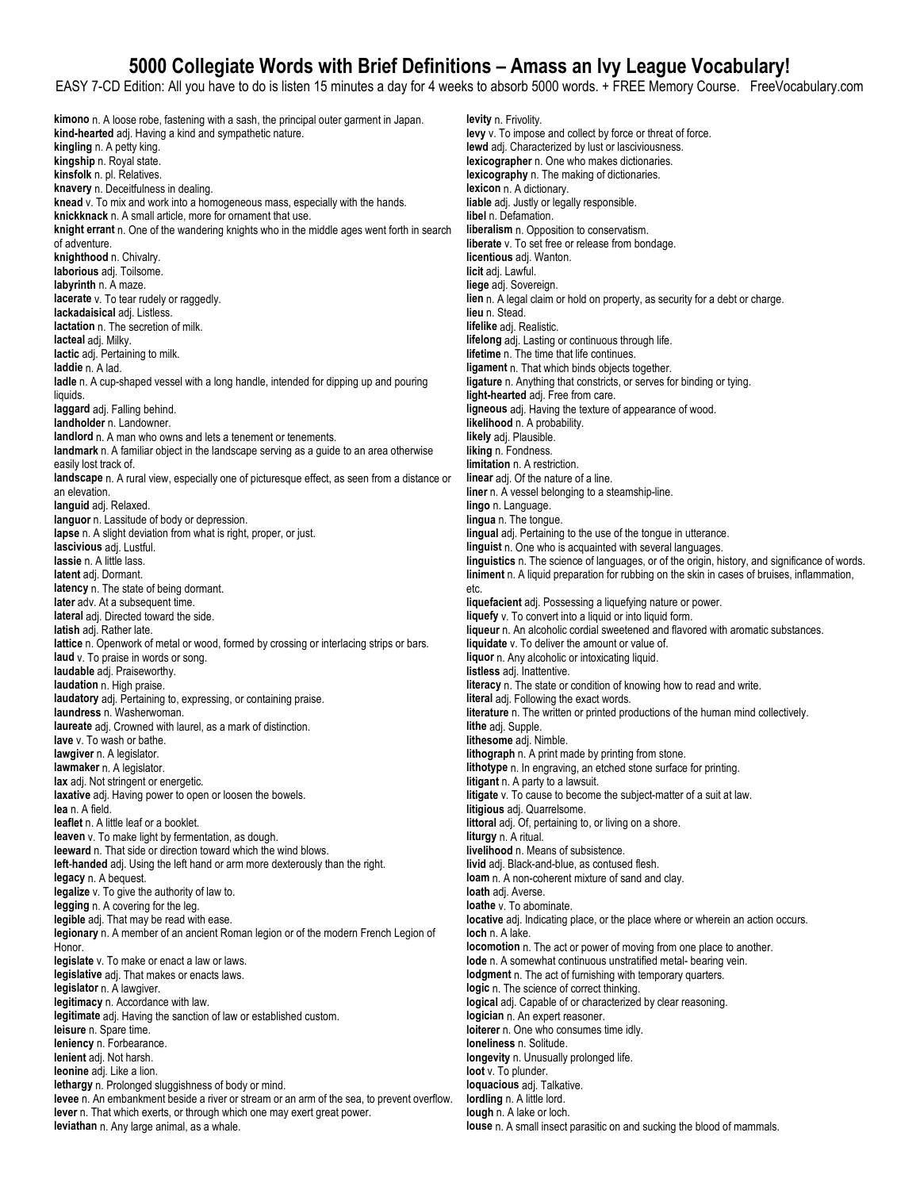# 5000 Collegiate Words with Brief Definitions – Amass an Ivy League Vocabulary!

EASY 7-CD Edition: All you have to do is listen 15 minutes a day for 4 weeks to absorb 5000 words. + FREE Memory Course. FreeVocabulary.com

**kimono** n. A loose robe, fastening with a sash, the principal outer garment in Japan.
**kind-hearted** adj. Having a kind and sympathetic nature.
**kingling** n. A petty king.
**kingship** n. Royal state.
**kinsfolk** n. pl. Relatives.
**knavery** n. Deceitfulness in dealing.
**knead** v. To mix and work into a homogeneous mass, especially with the hands.
**knickknack** n. A small article, more for ornament that use.
**knight errant** n. One of the wandering knights who in the middle ages went forth in search of adventure.
**knighthood** n. Chivalry.
**laborious** adj. Toilsome.
**labyrinth** n. A maze.
**lacerate** v. To tear rudely or raggedly.
**lackadaisical** adj. Listless.
**lactation** n. The secretion of milk.
**lacteal** adj. Milky.
**lactic** adj. Pertaining to milk.
**laddie** n. A lad.
**ladle** n. A cup-shaped vessel with a long handle, intended for dipping up and pouring liquids.
**laggard** adj. Falling behind.
**landholder** n. Landowner.
**landlord** n. A man who owns and lets a tenement or tenements.
**landmark** n. A familiar object in the landscape serving as a guide to an area otherwise easily lost track of.
**landscape** n. A rural view, especially one of picturesque effect, as seen from a distance or an elevation.
**languid** adj. Relaxed.
**languor** n. Lassitude of body or depression.
**lapse** n. A slight deviation from what is right, proper, or just.
**lascivious** adj. Lustful.
**lassie** n. A little lass.
**latent** adj. Dormant.
**latency** n. The state of being dormant.
**later** adv. At a subsequent time.
**lateral** adj. Directed toward the side.
**latish** adj. Rather late.
**lattice** n. Openwork of metal or wood, formed by crossing or interlacing strips or bars.
**laud** v. To praise in words or song.
**laudable** adj. Praiseworthy.
**laudation** n. High praise.
**laudatory** adj. Pertaining to, expressing, or containing praise.
**laundress** n. Washerwoman.
**laureate** adj. Crowned with laurel, as a mark of distinction.
**lave** v. To wash or bathe.
**lawgiver** n. A legislator.
**lawmaker** n. A legislator.
**lax** adj. Not stringent or energetic.
**laxative** adj. Having power to open or loosen the bowels.
**lea** n. A field.
**leaflet** n. A little leaf or a booklet.
**leaven** v. To make light by fermentation, as dough.
**leeward** n. That side or direction toward which the wind blows.
**left-handed** adj. Using the left hand or arm more dexterously than the right.
**legacy** n. A bequest.
**legalize** v. To give the authority of law to.
**legging** n. A covering for the leg.
**legible** adj. That may be read with ease.
**legionary** n. A member of an ancient Roman legion or of the modern French Legion of Honor.
**legislate** v. To make or enact a law or laws.
**legislative** adj. That makes or enacts laws.
**legislator** n. A lawgiver.
**legitimacy** n. Accordance with law.
**legitimate** adj. Having the sanction of law or established custom.
**leisure** n. Spare time.
**leniency** n. Forbearance.
**lenient** adj. Not harsh.
**leonine** adj. Like a lion.
**lethargy** n. Prolonged sluggishness of body or mind.
**levee** n. An embankment beside a river or stream or an arm of the sea, to prevent overflow.
**lever** n. That which exerts, or through which one may exert great power.
**leviathan** n. Any large animal, as a whale.
**levity** n. Frivolity.
**levy** v. To impose and collect by force or threat of force.
**lewd** adj. Characterized by lust or lasciviousness.
**lexicographer** n. One who makes dictionaries.
**lexicography** n. The making of dictionaries.
**lexicon** n. A dictionary.
**liable** adj. Justly or legally responsible.
**libel** n. Defamation.
**liberalism** n. Opposition to conservatism.
**liberate** v. To set free or release from bondage.
**licentious** adj. Wanton.
**licit** adj. Lawful.
**liege** adj. Sovereign.
**lien** n. A legal claim or hold on property, as security for a debt or charge.
**lieu** n. Stead.
**lifelike** adj. Realistic.
**lifelong** adj. Lasting or continuous through life.
**lifetime** n. The time that life continues.
**ligament** n. That which binds objects together.
**ligature** n. Anything that constricts, or serves for binding or tying.
**light-hearted** adj. Free from care.
**ligneous** adj. Having the texture of appearance of wood.
**likelihood** n. A probability.
**likely** adj. Plausible.
**liking** n. Fondness.
**limitation** n. A restriction.
**linear** adj. Of the nature of a line.
**liner** n. A vessel belonging to a steamship-line.
**lingo** n. Language.
**lingua** n. The tongue.
**lingual** adj. Pertaining to the use of the tongue in utterance.
**linguist** n. One who is acquainted with several languages.
**linguistics** n. The science of languages, or of the origin, history, and significance of words.
**liniment** n. A liquid preparation for rubbing on the skin in cases of bruises, inflammation, etc.
**liquefacient** adj. Possessing a liquefying nature or power.
**liquefy** v. To convert into a liquid or into liquid form.
**liqueur** n. An alcoholic cordial sweetened and flavored with aromatic substances.
**liquidate** v. To deliver the amount or value of.
**liquor** n. Any alcoholic or intoxicating liquid.
**listless** adj. Inattentive.
**literacy** n. The state or condition of knowing how to read and write.
**literal** adj. Following the exact words.
**literature** n. The written or printed productions of the human mind collectively.
**lithe** adj. Supple.
**lithesome** adj. Nimble.
**lithograph** n. A print made by printing from stone.
**lithotype** n. In engraving, an etched stone surface for printing.
**litigant** n. A party to a lawsuit.
**litigate** v. To cause to become the subject-matter of a suit at law.
**litigious** adj. Quarrelsome.
**littoral** adj. Of, pertaining to, or living on a shore.
**liturgy** n. A ritual.
**livelihood** n. Means of subsistence.
**livid** adj. Black-and-blue, as contused flesh.
**loam** n. A non-coherent mixture of sand and clay.
**loath** adj. Averse.
**loathe** v. To abominate.
**locative** adj. Indicating place, or the place where or wherein an action occurs.
**loch** n. A lake.
**locomotion** n. The act or power of moving from one place to another.
**lode** n. A somewhat continuous unstratified metal- bearing vein.
**lodgment** n. The act of furnishing with temporary quarters.
**logic** n. The science of correct thinking.
**logical** adj. Capable of or characterized by clear reasoning.
**logician** n. An expert reasoner.
**loiterer** n. One who consumes time idly.
**loneliness** n. Solitude.
**longevity** n. Unusually prolonged life.
**loot** v. To plunder.
**loquacious** adj. Talkative.
**lordling** n. A little lord.
**lough** n. A lake or loch.
**louse** n. A small insect parasitic on and sucking the blood of mammals.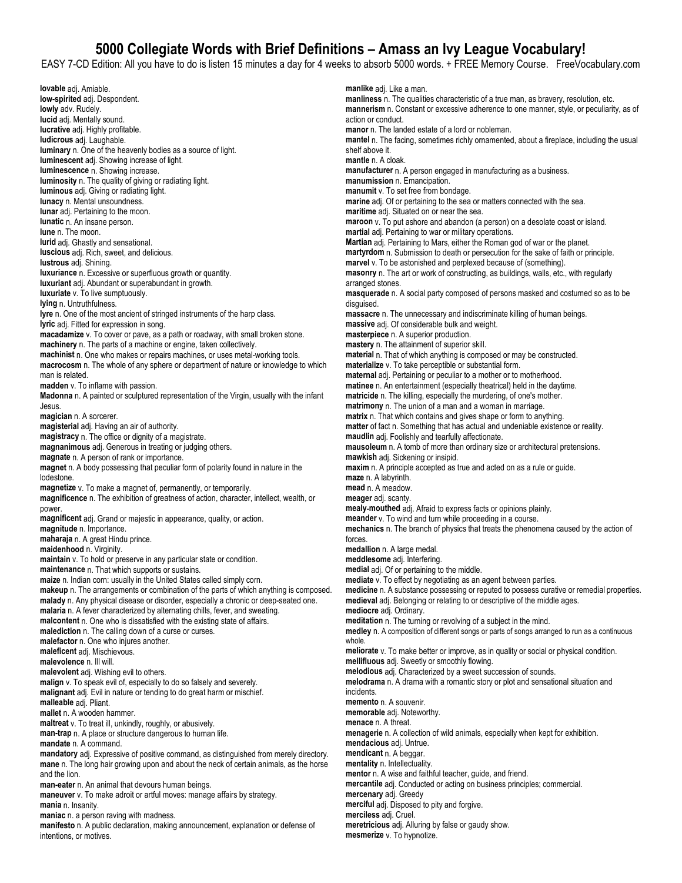# 5000 Collegiate Words with Brief Definitions – Amass an Ivy League Vocabulary!

EASY 7-CD Edition: All you have to do is listen 15 minutes a day for 4 weeks to absorb 5000 words. + FREE Memory Course. FreeVocabulary.com

**lovable** adj. Amiable.
**low-spirited** adj. Despondent.
**lowly** adv. Rudely.
**lucid** adj. Mentally sound.
**lucrative** adj. Highly profitable.
**ludicrous** adj. Laughable.
**luminary** n. One of the heavenly bodies as a source of light.
**luminescent** adj. Showing increase of light.
**luminescence** n. Showing increase.
**luminosity** n. The quality of giving or radiating light.
**luminous** adj. Giving or radiating light.
**lunacy** n. Mental unsoundness.
**lunar** adj. Pertaining to the moon.
**lunatic** n. An insane person.
**lune** n. The moon.
**lurid** adj. Ghastly and sensational.
**luscious** adj. Rich, sweet, and delicious.
**lustrous** adj. Shining.
**luxuriance** n. Excessive or superfluous growth or quantity.
**luxuriant** adj. Abundant or superabundant in growth.
**luxuriate** v. To live sumptuously.
**lying** n. Untruthfulness.
**lyre** n. One of the most ancient of stringed instruments of the harp class.
**lyric** adj. Fitted for expression in song.
**macadamize** v. To cover or pave, as a path or roadway, with small broken stone.
**machinery** n. The parts of a machine or engine, taken collectively.
**machinist** n. One who makes or repairs machines, or uses metal-working tools.
**macrocosm** n. The whole of any sphere or department of nature or knowledge to which man is related.
**madden** v. To inflame with passion.
**Madonna** n. A painted or sculptured representation of the Virgin, usually with the infant Jesus.
**magician** n. A sorcerer.
**magisterial** adj. Having an air of authority.
**magistracy** n. The office or dignity of a magistrate.
**magnanimous** adj. Generous in treating or judging others.
**magnate** n. A person of rank or importance.
**magnet** n. A body possessing that peculiar form of polarity found in nature in the lodestone.
**magnetize** v. To make a magnet of, permanently, or temporarily.
**magnificence** n. The exhibition of greatness of action, character, intellect, wealth, or power.
**magnificent** adj. Grand or majestic in appearance, quality, or action.
**magnitude** n. Importance.
**maharaja** n. A great Hindu prince.
**maidenhood** n. Virginity.
**maintain** v. To hold or preserve in any particular state or condition.
**maintenance** n. That which supports or sustains.
**maize** n. Indian corn: usually in the United States called simply corn.
**makeup** n. The arrangements or combination of the parts of which anything is composed.
**malady** n. Any physical disease or disorder, especially a chronic or deep-seated one.
**malaria** n. A fever characterized by alternating chills, fever, and sweating.
**malcontent** n. One who is dissatisfied with the existing state of affairs.
**malediction** n. The calling down of a curse or curses.
**malefactor** n. One who injures another.
**maleficent** adj. Mischievous.
**malevolence** n. Ill will.
**malevolent** adj. Wishing evil to others.
**malign** v. To speak evil of, especially to do so falsely and severely.
**malignant** adj. Evil in nature or tending to do great harm or mischief.
**malleable** adj. Pliant.
**mallet** n. A wooden hammer.
**maltreat** v. To treat ill, unkindly, roughly, or abusively.
**man-trap** n. A place or structure dangerous to human life.
**mandate** n. A command.
**mandatory** adj. Expressive of positive command, as distinguished from merely directory.
**mane** n. The long hair growing upon and about the neck of certain animals, as the horse and the lion.
**man-eater** n. An animal that devours human beings.
**maneuver** v. To make adroit or artful moves: manage affairs by strategy.
**mania** n. Insanity.
**maniac** n. a person raving with madness.
**manifesto** n. A public declaration, making announcement, explanation or defense of intentions, or motives.
**manlike** adj. Like a man.
**manliness** n. The qualities characteristic of a true man, as bravery, resolution, etc.
**mannerism** n. Constant or excessive adherence to one manner, style, or peculiarity, as of action or conduct.
**manor** n. The landed estate of a lord or nobleman.
**mantel** n. The facing, sometimes richly ornamented, about a fireplace, including the usual shelf above it.
**mantle** n. A cloak.
**manufacturer** n. A person engaged in manufacturing as a business.
**manumission** n. Emancipation.
**manumit** v. To set free from bondage.
**marine** adj. Of or pertaining to the sea or matters connected with the sea.
**maritime** adj. Situated on or near the sea.
**maroon** v. To put ashore and abandon (a person) on a desolate coast or island.
**martial** adj. Pertaining to war or military operations.
**Martian** adj. Pertaining to Mars, either the Roman god of war or the planet.
**martyrdom** n. Submission to death or persecution for the sake of faith or principle.
**marvel** v. To be astonished and perplexed because of (something).
**masonry** n. The art or work of constructing, as buildings, walls, etc., with regularly arranged stones.
**masquerade** n. A social party composed of persons masked and costumed so as to be disguised.
**massacre** n. The unnecessary and indiscriminate killing of human beings.
**massive** adj. Of considerable bulk and weight.
**masterpiece** n. A superior production.
**mastery** n. The attainment of superior skill.
**material** n. That of which anything is composed or may be constructed.
**materialize** v. To take perceptible or substantial form.
**maternal** adj. Pertaining or peculiar to a mother or to motherhood.
**matinee** n. An entertainment (especially theatrical) held in the daytime.
**matricide** n. The killing, especially the murdering, of one's mother.
**matrimony** n. The union of a man and a woman in marriage.
**matrix** n. That which contains and gives shape or form to anything.
**matter** of fact n. Something that has actual and undeniable existence or reality.
**maudlin** adj. Foolishly and tearfully affectionate.
**mausoleum** n. A tomb of more than ordinary size or architectural pretensions.
**mawkish** adj. Sickening or insipid.
**maxim** n. A principle accepted as true and acted on as a rule or guide.
**maze** n. A labyrinth.
**mead** n. A meadow.
**meager** adj. scanty.
**mealy-mouthed** adj. Afraid to express facts or opinions plainly.
**meander** v. To wind and turn while proceeding in a course.
**mechanics** n. The branch of physics that treats the phenomena caused by the action of forces.
**medallion** n. A large medal.
**meddlesome** adj. Interfering.
**medial** adj. Of or pertaining to the middle.
**mediate** v. To effect by negotiating as an agent between parties.
**medicine** n. A substance possessing or reputed to possess curative or remedial properties.
**medieval** adj. Belonging or relating to or descriptive of the middle ages.
**mediocre** adj. Ordinary.
**meditation** n. The turning or revolving of a subject in the mind.
**medley** n. A composition of different songs or parts of songs arranged to run as a continuous whole.
**meliorate** v. To make better or improve, as in quality or social or physical condition.
**mellifluous** adj. Sweetly or smoothly flowing.
**melodious** adj. Characterized by a sweet succession of sounds.
**melodrama** n. A drama with a romantic story or plot and sensational situation and incidents.
**memento** n. A souvenir.
**memorable** adj. Noteworthy.
**menace** n. A threat.
**menagerie** n. A collection of wild animals, especially when kept for exhibition.
**mendacious** adj. Untrue.
**mendicant** n. A beggar.
**mentality** n. Intellectuality.
**mentor** n. A wise and faithful teacher, guide, and friend.
**mercantile** adj. Conducted or acting on business principles; commercial.
**mercenary** adj. Greedy
**merciful** adj. Disposed to pity and forgive.
**merciless** adj. Cruel.
**meretricious** adj. Alluring by false or gaudy show.
**mesmerize** v. To hypnotize.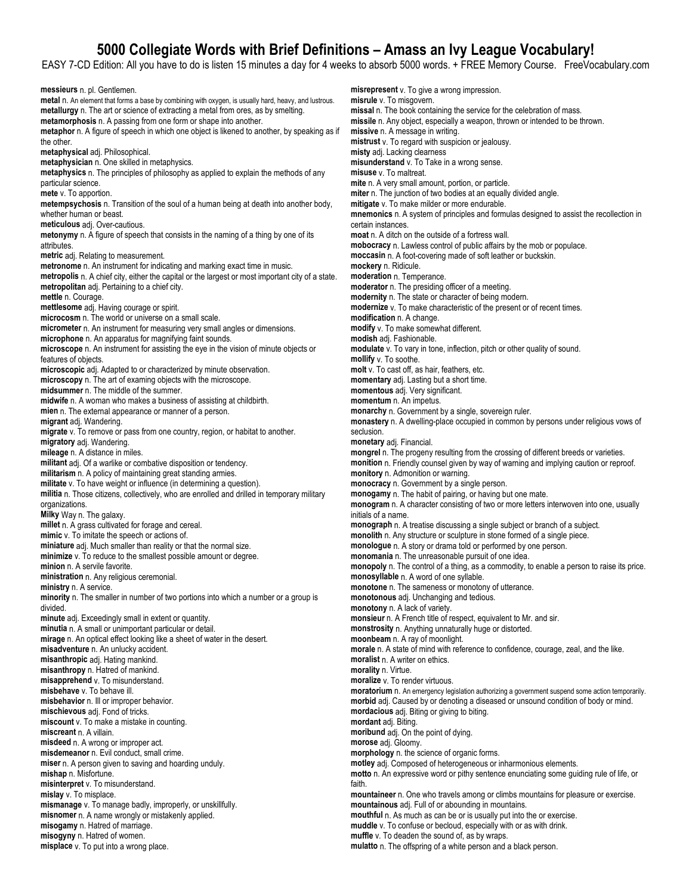# 5000 Collegiate Words with Brief Definitions – Amass an Ivy League Vocabulary!

EASY 7-CD Edition: All you have to do is listen 15 minutes a day for 4 weeks to absorb 5000 words. + FREE Memory Course. FreeVocabulary.com

**messieurs** n. pl. Gentlemen.
**metal** n. An element that forms a base by combining with oxygen, is usually hard, heavy, and lustrous.
**metallurgy** n. The art or science of extracting a metal from ores, as by smelting.
**metamorphosis** n. A passing from one form or shape into another.
**metaphor** n. A figure of speech in which one object is likened to another, by speaking as if the other.
**metaphysical** adj. Philosophical.
**metaphysician** n. One skilled in metaphysics.
**metaphysics** n. The principles of philosophy as applied to explain the methods of any particular science.
**mete** v. To apportion.
**metempsychosis** n. Transition of the soul of a human being at death into another body, whether human or beast.
**meticulous** adj. Over-cautious.
**metonymy** n. A figure of speech that consists in the naming of a thing by one of its attributes.
**metric** adj. Relating to measurement.
**metronome** n. An instrument for indicating and marking exact time in music.
**metropolis** n. A chief city, either the capital or the largest or most important city of a state.
**metropolitan** adj. Pertaining to a chief city.
**mettle** n. Courage.
**mettlesome** adj. Having courage or spirit.
**microcosm** n. The world or universe on a small scale.
**micrometer** n. An instrument for measuring very small angles or dimensions.
**microphone** n. An apparatus for magnifying faint sounds.
**microscope** n. An instrument for assisting the eye in the vision of minute objects or features of objects.
**microscopic** adj. Adapted to or characterized by minute observation.
**microscopy** n. The art of examing objects with the microscope.
**midsummer** n. The middle of the summer.
**midwife** n. A woman who makes a business of assisting at childbirth.
**mien** n. The external appearance or manner of a person.
**migrant** adj. Wandering.
**migrate** v. To remove or pass from one country, region, or habitat to another.
**migratory** adj. Wandering.
**mileage** n. A distance in miles.
**militant** adj. Of a warlike or combative disposition or tendency.
**militarism** n. A policy of maintaining great standing armies.
**militate** v. To have weight or influence (in determining a question).
**militia** n. Those citizens, collectively, who are enrolled and drilled in temporary military organizations.
**Milky** Way n. The galaxy.
**millet** n. A grass cultivated for forage and cereal.
**mimic** v. To imitate the speech or actions of.
**miniature** adj. Much smaller than reality or that the normal size.
**minimize** v. To reduce to the smallest possible amount or degree.
**minion** n. A servile favorite.
**ministration** n. Any religious ceremonial.
**ministry** n. A service.
**minority** n. The smaller in number of two portions into which a number or a group is divided.
**minute** adj. Exceedingly small in extent or quantity.
**minutia** n. A small or unimportant particular or detail.
**mirage** n. An optical effect looking like a sheet of water in the desert.
**misadventure** n. An unlucky accident.
**misanthropic** adj. Hating mankind.
**misanthropy** n. Hatred of mankind.
**misapprehend** v. To misunderstand.
**misbehave** v. To behave ill.
**misbehavior** n. Ill or improper behavior.
**mischievous** adj. Fond of tricks.
**miscount** v. To make a mistake in counting.
**miscreant** n. A villain.
**misdeed** n. A wrong or improper act.
**misdemeanor** n. Evil conduct, small crime.
**miser** n. A person given to saving and hoarding unduly.
**mishap** n. Misfortune.
**misinterpret** v. To misunderstand.
**mislay** v. To misplace.
**mismanage** v. To manage badly, improperly, or unskillfully.
**misnomer** n. A name wrongly or mistakenly applied.
**misogamy** n. Hatred of marriage.
**misogyny** n. Hatred of women.
**misplace** v. To put into a wrong place.
**misrepresent** v. To give a wrong impression.
**misrule** v. To misgovern.
**missal** n. The book containing the service for the celebration of mass.
**missile** n. Any object, especially a weapon, thrown or intended to be thrown.
**missive** n. A message in writing.
**mistrust** v. To regard with suspicion or jealousy.
**misty** adj. Lacking clearness
**misunderstand** v. To Take in a wrong sense.
**misuse** v. To maltreat.
**mite** n. A very small amount, portion, or particle.
**miter** n. The junction of two bodies at an equally divided angle.
**mitigate** v. To make milder or more endurable.
**mnemonics** n. A system of principles and formulas designed to assist the recollection in certain instances.
**moat** n. A ditch on the outside of a fortress wall.
**mobocracy** n. Lawless control of public affairs by the mob or populace.
**moccasin** n. A foot-covering made of soft leather or buckskin.
**mockery** n. Ridicule.
**moderation** n. Temperance.
**moderator** n. The presiding officer of a meeting.
**modernity** n. The state or character of being modern.
**modernize** v. To make characteristic of the present or of recent times.
**modification** n. A change.
**modify** v. To make somewhat different.
**modish** adj. Fashionable.
**modulate** v. To vary in tone, inflection, pitch or other quality of sound.
**mollify** v. To soothe.
**molt** v. To cast off, as hair, feathers, etc.
**momentary** adj. Lasting but a short time.
**momentous** adj. Very significant.
**momentum** n. An impetus.
**monarchy** n. Government by a single, sovereign ruler.
**monastery** n. A dwelling-place occupied in common by persons under religious vows of seclusion.
**monetary** adj. Financial.
**mongrel** n. The progeny resulting from the crossing of different breeds or varieties.
**monition** n. Friendly counsel given by way of warning and implying caution or reproof.
**monitory** n. Admonition or warning.
**monocracy** n. Government by a single person.
**monogamy** n. The habit of pairing, or having but one mate.
**monogram** n. A character consisting of two or more letters interwoven into one, usually initials of a name.
**monograph** n. A treatise discussing a single subject or branch of a subject.
**monolith** n. Any structure or sculpture in stone formed of a single piece.
**monologue** n. A story or drama told or performed by one person.
**monomania** n. The unreasonable pursuit of one idea.
**monopoly** n. The control of a thing, as a commodity, to enable a person to raise its price.
**monosyllable** n. A word of one syllable.
**monotone** n. The sameness or monotony of utterance.
**monotonous** adj. Unchanging and tedious.
**monotony** n. A lack of variety.
**monsieur** n. A French title of respect, equivalent to Mr. and sir.
**monstrosity** n. Anything unnaturally huge or distorted.
**moonbeam** n. A ray of moonlight.
**morale** n. A state of mind with reference to confidence, courage, zeal, and the like.
**moralist** n. A writer on ethics.
**morality** n. Virtue.
**moralize** v. To render virtuous.
**moratorium** n. An emergency legislation authorizing a government suspend some action temporarily.
**morbid** adj. Caused by or denoting a diseased or unsound condition of body or mind.
**mordacious** adj. Biting or giving to biting.
**mordant** adj. Biting.
**moribund** adj. On the point of dying.
**morose** adj. Gloomy.
**morphology** n. the science of organic forms.
**motley** adj. Composed of heterogeneous or inharmonious elements.
**motto** n. An expressive word or pithy sentence enunciating some guiding rule of life, or faith.
**mountaineer** n. One who travels among or climbs mountains for pleasure or exercise.
**mountainous** adj. Full of or abounding in mountains.
**mouthful** n. As much as can be or is usually put into the or exercise.
**muddle** v. To confuse or becloud, especially with or as with drink.
**muffle** v. To deaden the sound of, as by wraps.
**mulatto** n. The offspring of a white person and a black person.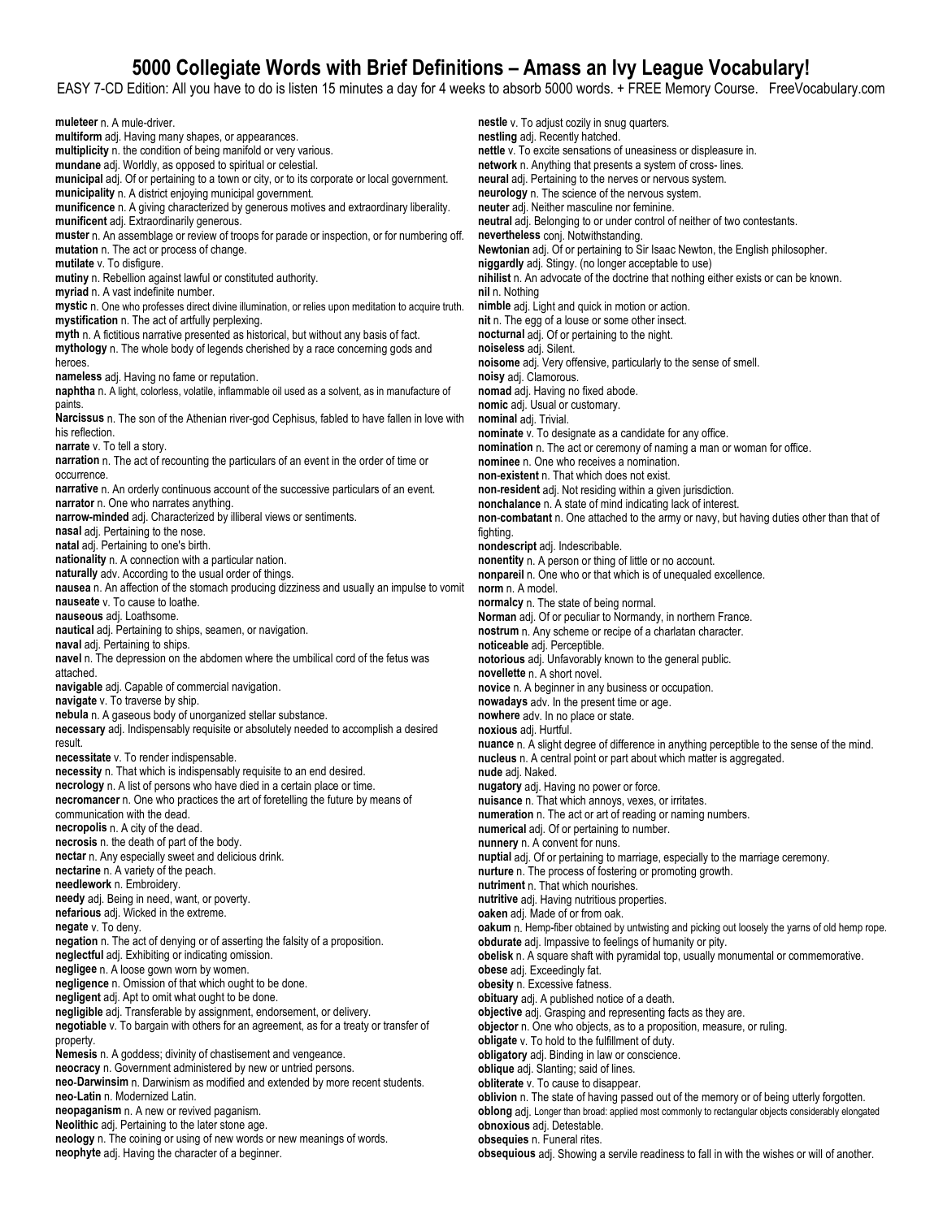# 5000 Collegiate Words with Brief Definitions – Amass an Ivy League Vocabulary!

EASY 7-CD Edition: All you have to do is listen 15 minutes a day for 4 weeks to absorb 5000 words. + FREE Memory Course. FreeVocabulary.com

**muleteer** n. A mule-driver.
**multiform** adj. Having many shapes, or appearances.
**multiplicity** n. the condition of being manifold or very various.
**mundane** adj. Worldly, as opposed to spiritual or celestial.
**municipal** adj. Of or pertaining to a town or city, or to its corporate or local government.
**municipality** n. A district enjoying municipal government.
**munificence** n. A giving characterized by generous motives and extraordinary liberality.
**munificent** adj. Extraordinarily generous.
**muster** n. An assemblage or review of troops for parade or inspection, or for numbering off.
**mutation** n. The act or process of change.
**mutilate** v. To disfigure.
**mutiny** n. Rebellion against lawful or constituted authority.
**myriad** n. A vast indefinite number.
**mystic** n. One who professes direct divine illumination, or relies upon meditation to acquire truth.
**mystification** n. The act of artfully perplexing.
**myth** n. A fictitious narrative presented as historical, but without any basis of fact.
**mythology** n. The whole body of legends cherished by a race concerning gods and heroes.
**nameless** adj. Having no fame or reputation.
**naphtha** n. A light, colorless, volatile, inflammable oil used as a solvent, as in manufacture of paints.
**Narcissus** n. The son of the Athenian river-god Cephisus, fabled to have fallen in love with his reflection.
**narrate** v. To tell a story.
**narration** n. The act of recounting the particulars of an event in the order of time or occurrence.
**narrative** n. An orderly continuous account of the successive particulars of an event.
**narrator** n. One who narrates anything.
**narrow-minded** adj. Characterized by illiberal views or sentiments.
**nasal** adj. Pertaining to the nose.
**natal** adj. Pertaining to one's birth.
**nationality** n. A connection with a particular nation.
**naturally** adv. According to the usual order of things.
**nausea** n. An affection of the stomach producing dizziness and usually an impulse to vomit
**nauseate** v. To cause to loathe.
**nauseous** adj. Loathsome.
**nautical** adj. Pertaining to ships, seamen, or navigation.
**naval** adj. Pertaining to ships.
**navel** n. The depression on the abdomen where the umbilical cord of the fetus was attached.
**navigable** adj. Capable of commercial navigation.
**navigate** v. To traverse by ship.
**nebula** n. A gaseous body of unorganized stellar substance.
**necessary** adj. Indispensably requisite or absolutely needed to accomplish a desired result.
**necessitate** v. To render indispensable.
**necessity** n. That which is indispensably requisite to an end desired.
**necrology** n. A list of persons who have died in a certain place or time.
**necromancer** n. One who practices the art of foretelling the future by means of communication with the dead.
**necropolis** n. A city of the dead.
**necrosis** n. the death of part of the body.
**nectar** n. Any especially sweet and delicious drink.
**nectarine** n. A variety of the peach.
**needlework** n. Embroidery.
**needy** adj. Being in need, want, or poverty.
**nefarious** adj. Wicked in the extreme.
**negate** v. To deny.
**negation** n. The act of denying or of asserting the falsity of a proposition.
**neglectful** adj. Exhibiting or indicating omission.
**negligee** n. A loose gown worn by women.
**negligence** n. Omission of that which ought to be done.
**negligent** adj. Apt to omit what ought to be done.
**negligible** adj. Transferable by assignment, endorsement, or delivery.
**negotiable** v. To bargain with others for an agreement, as for a treaty or transfer of property.
**Nemesis** n. A goddess; divinity of chastisement and vengeance.
**neocracy** n. Government administered by new or untried persons.
**neo-Darwinsim** n. Darwinism as modified and extended by more recent students.
**neo-Latin** n. Modernized Latin.
**neopaganism** n. A new or revived paganism.
**Neolithic** adj. Pertaining to the later stone age.
**neology** n. The coining or using of new words or new meanings of words.
**neophyte** adj. Having the character of a beginner.
**nestle** v. To adjust cozily in snug quarters.
**nestling** adj. Recently hatched.
**nettle** v. To excite sensations of uneasiness or displeasure in.
**network** n. Anything that presents a system of cross- lines.
**neural** adj. Pertaining to the nerves or nervous system.
**neurology** n. The science of the nervous system.
**neuter** adj. Neither masculine nor feminine.
**neutral** adj. Belonging to or under control of neither of two contestants.
**nevertheless** conj. Notwithstanding.
**Newtonian** adj. Of or pertaining to Sir Isaac Newton, the English philosopher.
**niggardly** adj. Stingy. (no longer acceptable to use)
**nihilist** n. An advocate of the doctrine that nothing either exists or can be known.
**nil** n. Nothing
**nimble** adj. Light and quick in motion or action.
**nit** n. The egg of a louse or some other insect.
**nocturnal** adj. Of or pertaining to the night.
**noiseless** adj. Silent.
**noisome** adj. Very offensive, particularly to the sense of smell.
**noisy** adj. Clamorous.
**nomad** adj. Having no fixed abode.
**nomic** adj. Usual or customary.
**nominal** adj. Trivial.
**nominate** v. To designate as a candidate for any office.
**nomination** n. The act or ceremony of naming a man or woman for office.
**nominee** n. One who receives a nomination.
**non-existent** n. That which does not exist.
**non-resident** adj. Not residing within a given jurisdiction.
**nonchalance** n. A state of mind indicating lack of interest.
**non-combatant** n. One attached to the army or navy, but having duties other than that of fighting.
**nondescript** adj. Indescribable.
**nonentity** n. A person or thing of little or no account.
**nonpareil** n. One who or that which is of unequaled excellence.
**norm** n. A model.
**normalcy** n. The state of being normal.
**Norman** adj. Of or peculiar to Normandy, in northern France.
**nostrum** n. Any scheme or recipe of a charlatan character.
**noticeable** adj. Perceptible.
**notorious** adj. Unfavorably known to the general public.
**novellette** n. A short novel.
**novice** n. A beginner in any business or occupation.
**nowadays** adv. In the present time or age.
**nowhere** adv. In no place or state.
**noxious** adj. Hurtful.
**nuance** n. A slight degree of difference in anything perceptible to the sense of the mind.
**nucleus** n. A central point or part about which matter is aggregated.
**nude** adj. Naked.
**nugatory** adj. Having no power or force.
**nuisance** n. That which annoys, vexes, or irritates.
**numeration** n. The act or art of reading or naming numbers.
**numerical** adj. Of or pertaining to number.
**nunnery** n. A convent for nuns.
**nuptial** adj. Of or pertaining to marriage, especially to the marriage ceremony.
**nurture** n. The process of fostering or promoting growth.
**nutriment** n. That which nourishes.
**nutritive** adj. Having nutritious properties.
**oaken** adj. Made of or from oak.
**oakum** n. Hemp-fiber obtained by untwisting and picking out loosely the yarns of old hemp rope.
**obdurate** adj. Impassive to feelings of humanity or pity.
**obelisk** n. A square shaft with pyramidal top, usually monumental or commemorative.
**obese** adj. Exceedingly fat.
**obesity** n. Excessive fatness.
**obituary** adj. A published notice of a death.
**objective** adj. Grasping and representing facts as they are.
**objector** n. One who objects, as to a proposition, measure, or ruling.
**obligate** v. To hold to the fulfillment of duty.
**obligatory** adj. Binding in law or conscience.
**oblique** adj. Slanting; said of lines.
**obliterate** v. To cause to disappear.
**oblivion** n. The state of having passed out of the memory or of being utterly forgotten.
**oblong** adj. Longer than broad: applied most commonly to rectangular objects considerably elongated
**obnoxious** adj. Detestable.
**obsequies** n. Funeral rites.
**obsequious** adj. Showing a servile readiness to fall in with the wishes or will of another.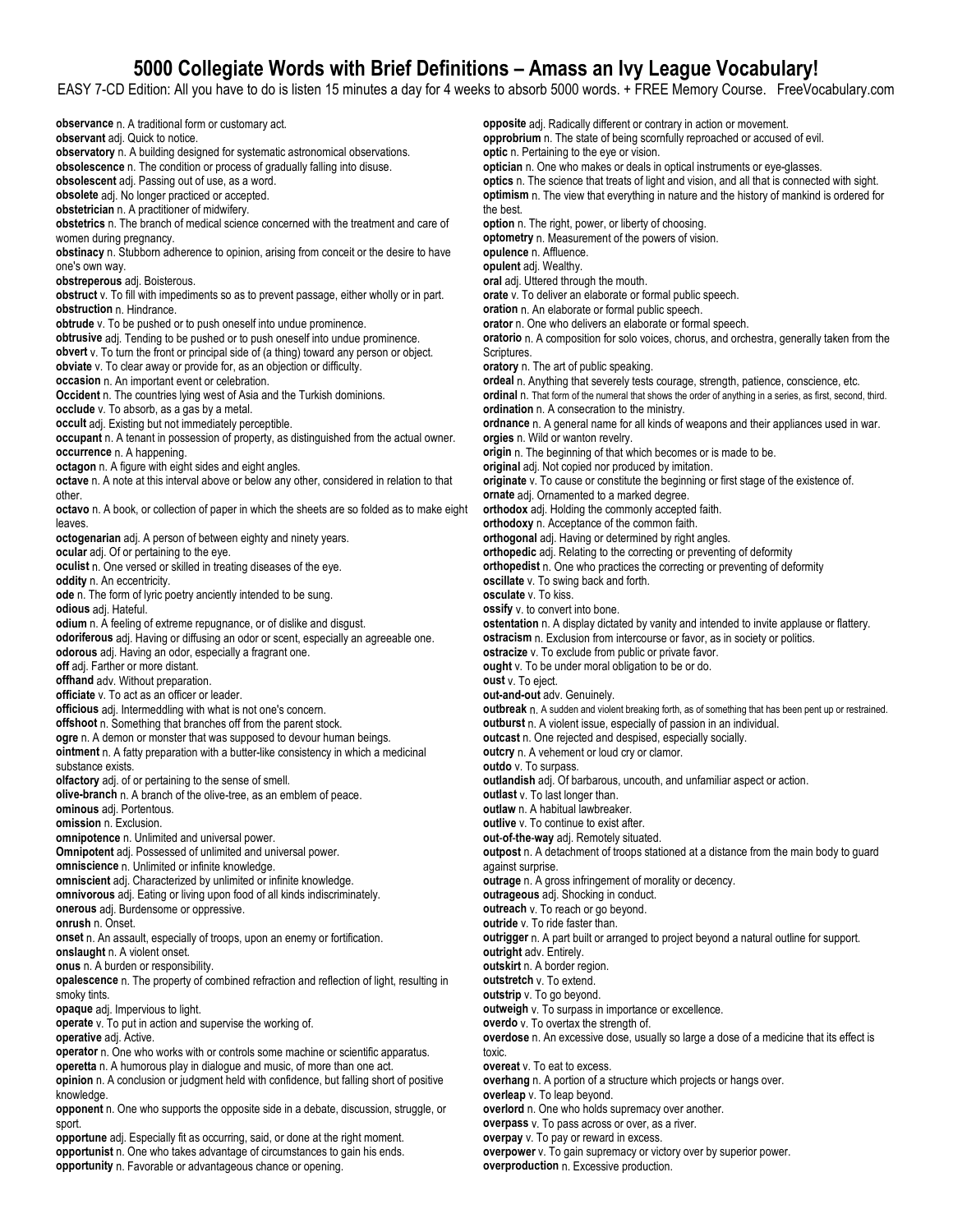# 5000 Collegiate Words with Brief Definitions – Amass an Ivy League Vocabulary!

EASY 7-CD Edition: All you have to do is listen 15 minutes a day for 4 weeks to absorb 5000 words. + FREE Memory Course. FreeVocabulary.com

**observance** n. A traditional form or customary act.
**observant** adj. Quick to notice.
**observatory** n. A building designed for systematic astronomical observations.
**obsolescence** n. The condition or process of gradually falling into disuse.
**obsolescent** adj. Passing out of use, as a word.
**obsolete** adj. No longer practiced or accepted.
**obstetrician** n. A practitioner of midwifery.
**obstetrics** n. The branch of medical science concerned with the treatment and care of women during pregnancy.
**obstinacy** n. Stubborn adherence to opinion, arising from conceit or the desire to have one's own way.
**obstreperous** adj. Boisterous.
**obstruct** v. To fill with impediments so as to prevent passage, either wholly or in part.
**obstruction** n. Hindrance.
**obtrude** v. To be pushed or to push oneself into undue prominence.
**obtrusive** adj. Tending to be pushed or to push oneself into undue prominence.
**obvert** v. To turn the front or principal side of (a thing) toward any person or object.
**obviate** v. To clear away or provide for, as an objection or difficulty.
**occasion** n. An important event or celebration.
**Occident** n. The countries lying west of Asia and the Turkish dominions.
**occlude** v. To absorb, as a gas by a metal.
**occult** adj. Existing but not immediately perceptible.
**occupant** n. A tenant in possession of property, as distinguished from the actual owner.
**occurrence** n. A happening.
**octagon** n. A figure with eight sides and eight angles.
**octave** n. A note at this interval above or below any other, considered in relation to that other.
**octavo** n. A book, or collection of paper in which the sheets are so folded as to make eight leaves.
**octogenarian** adj. A person of between eighty and ninety years.
**ocular** adj. Of or pertaining to the eye.
**oculist** n. One versed or skilled in treating diseases of the eye.
**oddity** n. An eccentricity.
**ode** n. The form of lyric poetry anciently intended to be sung.
**odious** adj. Hateful.
**odium** n. A feeling of extreme repugnance, or of dislike and disgust.
**odoriferous** adj. Having or diffusing an odor or scent, especially an agreeable one.
**odorous** adj. Having an odor, especially a fragrant one.
**off** adj. Farther or more distant.
**offhand** adv. Without preparation.
**officiate** v. To act as an officer or leader.
**officious** adj. Intermeddling with what is not one's concern.
**offshoot** n. Something that branches off from the parent stock.
**ogre** n. A demon or monster that was supposed to devour human beings.
**ointment** n. A fatty preparation with a butter-like consistency in which a medicinal substance exists.
**olfactory** adj. of or pertaining to the sense of smell.
**olive-branch** n. A branch of the olive-tree, as an emblem of peace.
**ominous** adj. Portentous.
**omission** n. Exclusion.
**omnipotence** n. Unlimited and universal power.
**Omnipotent** adj. Possessed of unlimited and universal power.
**omniscience** n. Unlimited or infinite knowledge.
**omniscient** adj. Characterized by unlimited or infinite knowledge.
**omnivorous** adj. Eating or living upon food of all kinds indiscriminately.
**onerous** adj. Burdensome or oppressive.
**onrush** n. Onset.
**onset** n. An assault, especially of troops, upon an enemy or fortification.
**onslaught** n. A violent onset.
**onus** n. A burden or responsibility.
**opalescence** n. The property of combined refraction and reflection of light, resulting in smoky tints.
**opaque** adj. Impervious to light.
**operate** v. To put in action and supervise the working of.
**operative** adj. Active.
**operator** n. One who works with or controls some machine or scientific apparatus.
**operetta** n. A humorous play in dialogue and music, of more than one act.
**opinion** n. A conclusion or judgment held with confidence, but falling short of positive knowledge.
**opponent** n. One who supports the opposite side in a debate, discussion, struggle, or sport.
**opportune** adj. Especially fit as occurring, said, or done at the right moment.
**opportunist** n. One who takes advantage of circumstances to gain his ends.
**opportunity** n. Favorable or advantageous chance or opening.
**opposite** adj. Radically different or contrary in action or movement.
**opprobrium** n. The state of being scornfully reproached or accused of evil.
**optic** n. Pertaining to the eye or vision.
**optician** n. One who makes or deals in optical instruments or eye-glasses.
**optics** n. The science that treats of light and vision, and all that is connected with sight.
**optimism** n. The view that everything in nature and the history of mankind is ordered for the best.
**option** n. The right, power, or liberty of choosing.
**optometry** n. Measurement of the powers of vision.
**opulence** n. Affluence.
**opulent** adj. Wealthy.
**oral** adj. Uttered through the mouth.
**orate** v. To deliver an elaborate or formal public speech.
**oration** n. An elaborate or formal public speech.
**orator** n. One who delivers an elaborate or formal speech.
**oratorio** n. A composition for solo voices, chorus, and orchestra, generally taken from the Scriptures.
**oratory** n. The art of public speaking.
**ordeal** n. Anything that severely tests courage, strength, patience, conscience, etc.
**ordinal** n. That form of the numeral that shows the order of anything in a series, as first, second, third.
**ordination** n. A consecration to the ministry.
**ordnance** n. A general name for all kinds of weapons and their appliances used in war.
**orgies** n. Wild or wanton revelry.
**origin** n. The beginning of that which becomes or is made to be.
**original** adj. Not copied nor produced by imitation.
**originate** v. To cause or constitute the beginning or first stage of the existence of.
**ornate** adj. Ornamented to a marked degree.
**orthodox** adj. Holding the commonly accepted faith.
**orthodoxy** n. Acceptance of the common faith.
**orthogonal** adj. Having or determined by right angles.
**orthopedic** adj. Relating to the correcting or preventing of deformity
**orthopedist** n. One who practices the correcting or preventing of deformity
**oscillate** v. To swing back and forth.
**osculate** v. To kiss.
**ossify** v. to convert into bone.
**ostentation** n. A display dictated by vanity and intended to invite applause or flattery.
**ostracism** n. Exclusion from intercourse or favor, as in society or politics.
**ostracize** v. To exclude from public or private favor.
**ought** v. To be under moral obligation to be or do.
**oust** v. To eject.
**out-and-out** adv. Genuinely.
**outbreak** n. A sudden and violent breaking forth, as of something that has been pent up or restrained.
**outburst** n. A violent issue, especially of passion in an individual.
**outcast** n. One rejected and despised, especially socially.
**outcry** n. A vehement or loud cry or clamor.
**outdo** v. To surpass.
**outlandish** adj. Of barbarous, uncouth, and unfamiliar aspect or action.
**outlast** v. To last longer than.
**outlaw** n. A habitual lawbreaker.
**outlive** v. To continue to exist after.
**out-of-the-way** adj. Remotely situated.
**outpost** n. A detachment of troops stationed at a distance from the main body to guard against surprise.
**outrage** n. A gross infringement of morality or decency.
**outrageous** adj. Shocking in conduct.
**outreach** v. To reach or go beyond.
**outride** v. To ride faster than.
**outrigger** n. A part built or arranged to project beyond a natural outline for support.
**outright** adv. Entirely.
**outskirt** n. A border region.
**outstretch** v. To extend.
**outstrip** v. To go beyond.
**outweigh** v. To surpass in importance or excellence.
**overdo** v. To overtax the strength of.
**overdose** n. An excessive dose, usually so large a dose of a medicine that its effect is toxic.
**overeat** v. To eat to excess.
**overhang** n. A portion of a structure which projects or hangs over.
**overleap** v. To leap beyond.
**overlord** n. One who holds supremacy over another.
**overpass** v. To pass across or over, as a river.
**overpay** v. To pay or reward in excess.
**overpower** v. To gain supremacy or victory over by superior power.
**overproduction** n. Excessive production.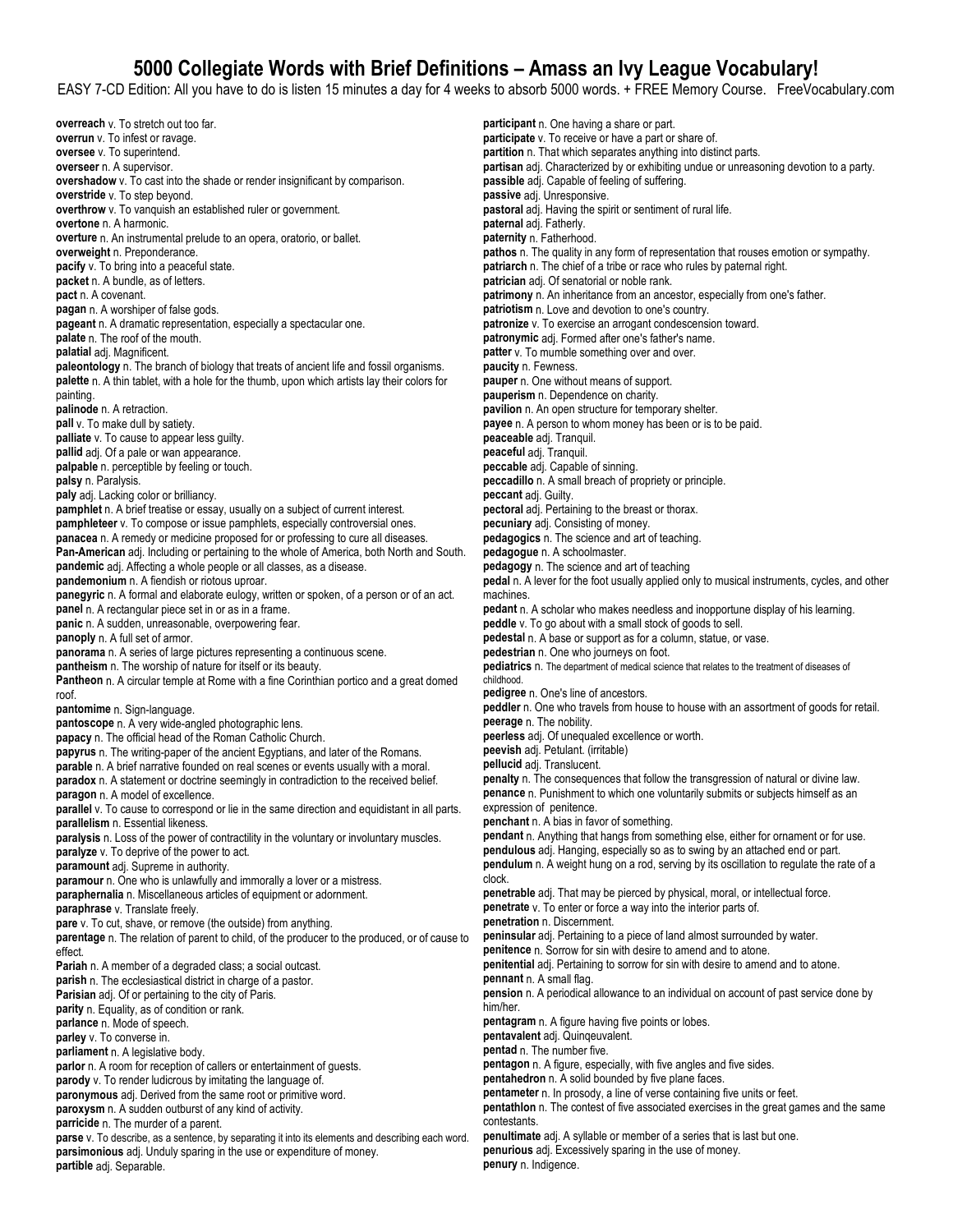# 5000 Collegiate Words with Brief Definitions – Amass an Ivy League Vocabulary!

EASY 7-CD Edition: All you have to do is listen 15 minutes a day for 4 weeks to absorb 5000 words. + FREE Memory Course. FreeVocabulary.com

**overreach** v. To stretch out too far.
**overrun** v. To infest or ravage.
**oversee** v. To superintend.
**overseer** n. A supervisor.
**overshadow** v. To cast into the shade or render insignificant by comparison.
**overstride** v. To step beyond.
**overthrow** v. To vanquish an established ruler or government.
**overtone** n. A harmonic.
**overture** n. An instrumental prelude to an opera, oratorio, or ballet.
**overweight** n. Preponderance.
**pacify** v. To bring into a peaceful state.
**packet** n. A bundle, as of letters.
**pact** n. A covenant.
**pagan** n. A worshiper of false gods.
**pageant** n. A dramatic representation, especially a spectacular one.
**palate** n. The roof of the mouth.
**palatial** adj. Magnificent.
**paleontology** n. The branch of biology that treats of ancient life and fossil organisms.
**palette** n. A thin tablet, with a hole for the thumb, upon which artists lay their colors for painting.
**palinode** n. A retraction.
**pall** v. To make dull by satiety.
**palliate** v. To cause to appear less guilty.
**pallid** adj. Of a pale or wan appearance.
**palpable** n. perceptible by feeling or touch.
**palsy** n. Paralysis.
**paly** adj. Lacking color or brilliancy.
**pamphlet** n. A brief treatise or essay, usually on a subject of current interest.
**pamphleteer** v. To compose or issue pamphlets, especially controversial ones.
**panacea** n. A remedy or medicine proposed for or professing to cure all diseases.
**Pan-American** adj. Including or pertaining to the whole of America, both North and South.
**pandemic** adj. Affecting a whole people or all classes, as a disease.
**pandemonium** n. A fiendish or riotous uproar.
**panegyric** n. A formal and elaborate eulogy, written or spoken, of a person or of an act.
**panel** n. A rectangular piece set in or as in a frame.
**panic** n. A sudden, unreasonable, overpowering fear.
**panoply** n. A full set of armor.
**panorama** n. A series of large pictures representing a continuous scene.
**pantheism** n. The worship of nature for itself or its beauty.
**Pantheon** n. A circular temple at Rome with a fine Corinthian portico and a great domed roof.
**pantomime** n. Sign-language.
**pantoscope** n. A very wide-angled photographic lens.
**papacy** n. The official head of the Roman Catholic Church.
**papyrus** n. The writing-paper of the ancient Egyptians, and later of the Romans.
**parable** n. A brief narrative founded on real scenes or events usually with a moral.
**paradox** n. A statement or doctrine seemingly in contradiction to the received belief.
**paragon** n. A model of excellence.
**parallel** v. To cause to correspond or lie in the same direction and equidistant in all parts.
**parallelism** n. Essential likeness.
**paralysis** n. Loss of the power of contractility in the voluntary or involuntary muscles.
**paralyze** v. To deprive of the power to act.
**paramount** adj. Supreme in authority.
**paramour** n. One who is unlawfully and immorally a lover or a mistress.
**paraphernalia** n. Miscellaneous articles of equipment or adornment.
**paraphrase** v. Translate freely.
**pare** v. To cut, shave, or remove (the outside) from anything.
**parentage** n. The relation of parent to child, of the producer to the produced, or of cause to effect.
**Pariah** n. A member of a degraded class; a social outcast.
**parish** n. The ecclesiastical district in charge of a pastor.
**Parisian** adj. Of or pertaining to the city of Paris.
**parity** n. Equality, as of condition or rank.
**parlance** n. Mode of speech.
**parley** v. To converse in.
**parliament** n. A legislative body.
**parlor** n. A room for reception of callers or entertainment of guests.
**parody** v. To render ludicrous by imitating the language of.
**paronymous** adj. Derived from the same root or primitive word.
**paroxysm** n. A sudden outburst of any kind of activity.
**parricide** n. The murder of a parent.
**parse** v. To describe, as a sentence, by separating it into its elements and describing each word.
**parsimonious** adj. Unduly sparing in the use or expenditure of money.
**partible** adj. Separable.
**participant** n. One having a share or part.
**participate** v. To receive or have a part or share of.
**partition** n. That which separates anything into distinct parts.
**partisan** adj. Characterized by or exhibiting undue or unreasoning devotion to a party.
**passible** adj. Capable of feeling of suffering.
**passive** adj. Unresponsive.
**pastoral** adj. Having the spirit or sentiment of rural life.
**paternal** adj. Fatherly.
**paternity** n. Fatherhood.
**pathos** n. The quality in any form of representation that rouses emotion or sympathy.
**patriarch** n. The chief of a tribe or race who rules by paternal right.
**patrician** adj. Of senatorial or noble rank.
**patrimony** n. An inheritance from an ancestor, especially from one's father.
**patriotism** n. Love and devotion to one's country.
**patronize** v. To exercise an arrogant condescension toward.
**patronymic** adj. Formed after one's father's name.
**patter** v. To mumble something over and over.
**paucity** n. Fewness.
**pauper** n. One without means of support.
**pauperism** n. Dependence on charity.
**pavilion** n. An open structure for temporary shelter.
**payee** n. A person to whom money has been or is to be paid.
**peaceable** adj. Tranquil.
**peaceful** adj. Tranquil.
**peccable** adj. Capable of sinning.
**peccadillo** n. A small breach of propriety or principle.
**peccant** adj. Guilty.
**pectoral** adj. Pertaining to the breast or thorax.
**pecuniary** adj. Consisting of money.
**pedagogics** n. The science and art of teaching.
**pedagogue** n. A schoolmaster.
**pedagogy** n. The science and art of teaching
**pedal** n. A lever for the foot usually applied only to musical instruments, cycles, and other machines.
**pedant** n. A scholar who makes needless and inopportune display of his learning.
**peddle** v. To go about with a small stock of goods to sell.
**pedestal** n. A base or support as for a column, statue, or vase.
**pedestrian** n. One who journeys on foot.
**pediatrics** n. The department of medical science that relates to the treatment of diseases of childhood.
**pedigree** n. One's line of ancestors.
**peddler** n. One who travels from house to house with an assortment of goods for retail.
**peerage** n. The nobility.
**peerless** adj. Of unequaled excellence or worth.
**peevish** adj. Petulant. (irritable)
**pellucid** adj. Translucent.
**penalty** n. The consequences that follow the transgression of natural or divine law.
**penance** n. Punishment to which one voluntarily submits or subjects himself as an expression of penitence.
**penchant** n. A bias in favor of something.
**pendant** n. Anything that hangs from something else, either for ornament or for use.
**pendulous** adj. Hanging, especially so as to swing by an attached end or part.
**pendulum** n. A weight hung on a rod, serving by its oscillation to regulate the rate of a clock.
**penetrable** adj. That may be pierced by physical, moral, or intellectual force.
**penetrate** v. To enter or force a way into the interior parts of.
**penetration** n. Discernment.
**peninsular** adj. Pertaining to a piece of land almost surrounded by water.
**penitence** n. Sorrow for sin with desire to amend and to atone.
**penitential** adj. Pertaining to sorrow for sin with desire to amend and to atone.
**pennant** n. A small flag.
**pension** n. A periodical allowance to an individual on account of past service done by him/her.
**pentagram** n. A figure having five points or lobes.
**pentavalent** adj. Quinqeuvalent.
**pentad** n. The number five.
**pentagon** n. A figure, especially, with five angles and five sides.
**pentahedron** n. A solid bounded by five plane faces.
**pentameter** n. In prosody, a line of verse containing five units or feet.
**pentathlon** n. The contest of five associated exercises in the great games and the same contestants.
**penultimate** adj. A syllable or member of a series that is last but one.
**penurious** adj. Excessively sparing in the use of money.
**penury** n. Indigence.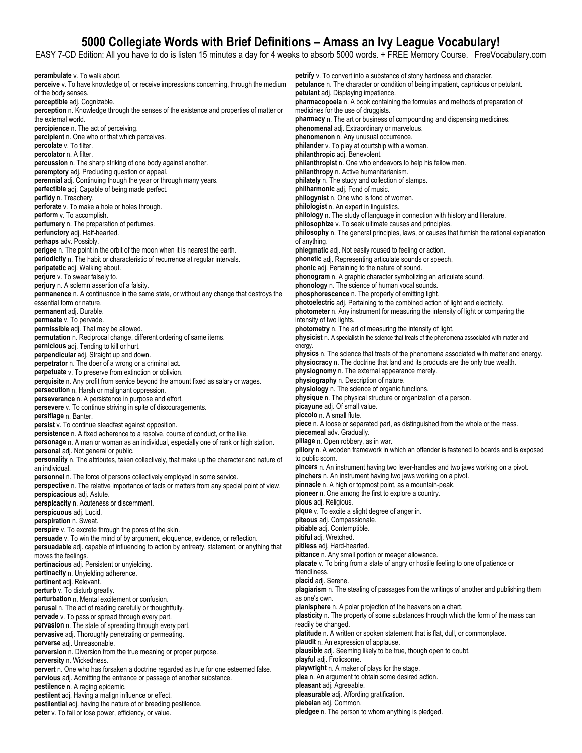# 5000 Collegiate Words with Brief Definitions – Amass an Ivy League Vocabulary!

EASY 7-CD Edition: All you have to do is listen 15 minutes a day for 4 weeks to absorb 5000 words. + FREE Memory Course. FreeVocabulary.com

**perambulate** v. To walk about.
**perceive** v. To have knowledge of, or receive impressions concerning, through the medium of the body senses.
**perceptible** adj. Cognizable.
**perception** n. Knowledge through the senses of the existence and properties of matter or the external world.
**percipience** n. The act of perceiving.
**percipient** n. One who or that which perceives.
**percolate** v. To filter.
**percolator** n. A filter.
**percussion** n. The sharp striking of one body against another.
**peremptory** adj. Precluding question or appeal.
**perennial** adj. Continuing though the year or through many years.
**perfectible** adj. Capable of being made perfect.
**perfidy** n. Treachery.
**perforate** v. To make a hole or holes through.
**perform** v. To accomplish.
**perfumery** n. The preparation of perfumes.
**perfunctory** adj. Half-hearted.
**perhaps** adv. Possibly.
**perigee** n. The point in the orbit of the moon when it is nearest the earth.
**periodicity** n. The habit or characteristic of recurrence at regular intervals.
**peripatetic** adj. Walking about.
**perjure** v. To swear falsely to.
**perjury** n. A solemn assertion of a falsity.
**permanence** n. A continuance in the same state, or without any change that destroys the essential form or nature.
**permanent** adj. Durable.
**permeate** v. To pervade.
**permissible** adj. That may be allowed.
**permutation** n. Reciprocal change, different ordering of same items.
**pernicious** adj. Tending to kill or hurt.
**perpendicular** adj. Straight up and down.
**perpetrator** n. The doer of a wrong or a criminal act.
**perpetuate** v. To preserve from extinction or oblivion.
**perquisite** n. Any profit from service beyond the amount fixed as salary or wages.
**persecution** n. Harsh or malignant oppression.
**perseverance** n. A persistence in purpose and effort.
**persevere** v. To continue striving in spite of discouragements.
**persiflage** n. Banter.
**persist** v. To continue steadfast against opposition.
**persistence** n. A fixed adherence to a resolve, course of conduct, or the like.
**personage** n. A man or woman as an individual, especially one of rank or high station.
**personal** adj. Not general or public.
**personality** n. The attributes, taken collectively, that make up the character and nature of an individual.
**personnel** n. The force of persons collectively employed in some service.
**perspective** n. The relative importance of facts or matters from any special point of view.
**perspicacious** adj. Astute.
**perspicacity** n. Acuteness or discernment.
**perspicuous** adj. Lucid.
**perspiration** n. Sweat.
**perspire** v. To excrete through the pores of the skin.
**persuade** v. To win the mind of by argument, eloquence, evidence, or reflection.
**persuadable** adj. capable of influencing to action by entreaty, statement, or anything that moves the feelings.
**pertinacious** adj. Persistent or unyielding.
**pertinacity** n. Unyielding adherence.
**pertinent** adj. Relevant.
**perturb** v. To disturb greatly.
**perturbation** n. Mental excitement or confusion.
**perusal** n. The act of reading carefully or thoughtfully.
**pervade** v. To pass or spread through every part.
**pervasion** n. The state of spreading through every part.
**pervasive** adj. Thoroughly penetrating or permeating.
**perverse** adj. Unreasonable.
**perversion** n. Diversion from the true meaning or proper purpose.
**perversity** n. Wickedness.
**pervert** n. One who has forsaken a doctrine regarded as true for one esteemed false.
**pervious** adj. Admitting the entrance or passage of another substance.
**pestilence** n. A raging epidemic.
**pestilent** adj. Having a malign influence or effect.
**pestilential** adj. having the nature of or breeding pestilence.
**peter** v. To fail or lose power, efficiency, or value.
**petrify** v. To convert into a substance of stony hardness and character.
**petulance** n. The character or condition of being impatient, capricious or petulant.
**petulant** adj. Displaying impatience.
**pharmacopoeia** n. A book containing the formulas and methods of preparation of medicines for the use of druggists.
**pharmacy** n. The art or business of compounding and dispensing medicines.
**phenomenal** adj. Extraordinary or marvelous.
**phenomenon** n. Any unusual occurrence.
**philander** v. To play at courtship with a woman.
**philanthropic** adj. Benevolent.
**philanthropist** n. One who endeavors to help his fellow men.
**philanthropy** n. Active humanitarianism.
**philately** n. The study and collection of stamps.
**philharmonic** adj. Fond of music.
**philogynist** n. One who is fond of women.
**philologist** n. An expert in linguistics.
**philology** n. The study of language in connection with history and literature.
**philosophize** v. To seek ultimate causes and principles.
**philosophy** n. The general principles, laws, or causes that furnish the rational explanation of anything.
**phlegmatic** adj. Not easily roused to feeling or action.
**phonetic** adj. Representing articulate sounds or speech.
**phonic** adj. Pertaining to the nature of sound.
**phonogram** n. A graphic character symbolizing an articulate sound.
**phonology** n. The science of human vocal sounds.
**phosphorescence** n. The property of emitting light.
**photoelectric** adj. Pertaining to the combined action of light and electricity.
**photometer** n. Any instrument for measuring the intensity of light or comparing the intensity of two lights.
**photometry** n. The art of measuring the intensity of light.
**physicist** n. A specialist in the science that treats of the phenomena associated with matter and energy.
**physics** n. The science that treats of the phenomena associated with matter and energy.
**physiocracy** n. The doctrine that land and its products are the only true wealth.
**physiognomy** n. The external appearance merely.
**physiography** n. Description of nature.
**physiology** n. The science of organic functions.
**physique** n. The physical structure or organization of a person.
**picayune** adj. Of small value.
**piccolo** n. A small flute.
**piece** n. A loose or separated part, as distinguished from the whole or the mass.
**piecemeal** adv. Gradually.
**pillage** n. Open robbery, as in war.
**pillory** n. A wooden framework in which an offender is fastened to boards and is exposed to public scorn.
**pincers** n. An instrument having two lever-handles and two jaws working on a pivot.
**pinchers** n. An instrument having two jaws working on a pivot.
**pinnacle** n. A high or topmost point, as a mountain-peak.
**pioneer** n. One among the first to explore a country.
**pious** adj. Religious.
**pique** v. To excite a slight degree of anger in.
**piteous** adj. Compassionate.
**pitiable** adj. Contemptible.
**pitiful** adj. Wretched.
**pitiless** adj. Hard-hearted.
**pittance** n. Any small portion or meager allowance.
**placate** v. To bring from a state of angry or hostile feeling to one of patience or friendliness.
**placid** adj. Serene.
**plagiarism** n. The stealing of passages from the writings of another and publishing them as one's own.
**planisphere** n. A polar projection of the heavens on a chart.
**plasticity** n. The property of some substances through which the form of the mass can readily be changed.
**platitude** n. A written or spoken statement that is flat, dull, or commonplace.
**plaudit** n. An expression of applause.
**plausible** adj. Seeming likely to be true, though open to doubt.
**playful** adj. Frolicsome.
**playwright** n. A maker of plays for the stage.
**plea** n. An argument to obtain some desired action.
**pleasant** adj. Agreeable.
**pleasurable** adj. Affording gratification.
**plebeian** adj. Common.
**pledgee** n. The person to whom anything is pledged.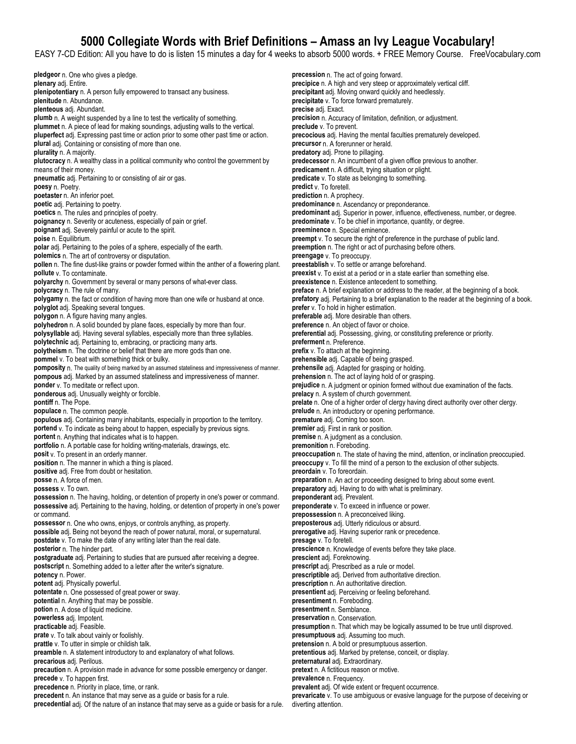# 5000 Collegiate Words with Brief Definitions – Amass an Ivy League Vocabulary!

EASY 7-CD Edition: All you have to do is listen 15 minutes a day for 4 weeks to absorb 5000 words. + FREE Memory Course. FreeVocabulary.com

**pledgeor** n. One who gives a pledge.
**plenary** adj. Entire.
**plenipotentiary** n. A person fully empowered to transact any business.
**plenitude** n. Abundance.
**plenteous** adj. Abundant.
**plumb** n. A weight suspended by a line to test the verticality of something.
**plummet** n. A piece of lead for making soundings, adjusting walls to the vertical.
**pluperfect** adj. Expressing past time or action prior to some other past time or action.
**plural** adj. Containing or consisting of more than one.
**plurality** n. A majority.
**plutocracy** n. A wealthy class in a political community who control the government by means of their money.
**pneumatic** adj. Pertaining to or consisting of air or gas.
**poesy** n. Poetry.
**poetaster** n. An inferior poet.
**poetic** adj. Pertaining to poetry.
**poetics** n. The rules and principles of poetry.
**poignancy** n. Severity or acuteness, especially of pain or grief.
**poignant** adj. Severely painful or acute to the spirit.
**poise** n. Equilibrium.
**polar** adj. Pertaining to the poles of a sphere, especially of the earth.
**polemics** n. The art of controversy or disputation.
**pollen** n. The fine dust-like grains or powder formed within the anther of a flowering plant.
**pollute** v. To contaminate.
**polyarchy** n. Government by several or many persons of what-ever class.
**polycracy** n. The rule of many.
**polygamy** n. the fact or condition of having more than one wife or husband at once.
**polyglot** adj. Speaking several tongues.
**polygon** n. A figure having many angles.
**polyhedron** n. A solid bounded by plane faces, especially by more than four.
**polysyllable** adj. Having several syllables, especially more than three syllables.
**polytechnic** adj. Pertaining to, embracing, or practicing many arts.
**polytheism** n. The doctrine or belief that there are more gods than one.
**pommel** v. To beat with something thick or bulky.
**pomposity** n. The quality of being marked by an assumed stateliness and impressiveness of manner.
**pompous** adj. Marked by an assumed stateliness and impressiveness of manner.
**ponder** v. To meditate or reflect upon.
**ponderous** adj. Unusually weighty or forcible.
**pontiff** n. The Pope.
**populace** n. The common people.
**populous** adj. Containing many inhabitants, especially in proportion to the territory.
**portend** v. To indicate as being about to happen, especially by previous signs.
**portent** n. Anything that indicates what is to happen.
**portfolio** n. A portable case for holding writing-materials, drawings, etc.
**posit** v. To present in an orderly manner.
**position** n. The manner in which a thing is placed.
**positive** adj. Free from doubt or hesitation.
**posse** n. A force of men.
**possess** v. To own.
**possession** n. The having, holding, or detention of property in one's power or command.
**possessive** adj. Pertaining to the having, holding, or detention of property in one's power or command.
**possessor** n. One who owns, enjoys, or controls anything, as property.
**possible** adj. Being not beyond the reach of power natural, moral, or supernatural.
**postdate** v. To make the date of any writing later than the real date.
**posterior** n. The hinder part.
**postgraduate** adj. Pertaining to studies that are pursued after receiving a degree.
**postscript** n. Something added to a letter after the writer's signature.
**potency** n. Power.
**potent** adj. Physically powerful.
**potentate** n. One possessed of great power or sway.
**potential** n. Anything that may be possible.
**potion** n. A dose of liquid medicine.
**powerless** adj. Impotent.
**practicable** adj. Feasible.
**prate** v. To talk about vainly or foolishly.
**prattle** v. To utter in simple or childish talk.
**preamble** n. A statement introductory to and explanatory of what follows.
**precarious** adj. Perilous.
**precaution** n. A provision made in advance for some possible emergency or danger.
**precede** v. To happen first.
**precedence** n. Priority in place, time, or rank.
**precedent** n. An instance that may serve as a guide or basis for a rule.
**precedential** adj. Of the nature of an instance that may serve as a guide or basis for a rule.
**precession** n. The act of going forward.
**precipice** n. A high and very steep or approximately vertical cliff.
**precipitant** adj. Moving onward quickly and heedlessly.
**precipitate** v. To force forward prematurely.
**precise** adj. Exact.
**precision** n. Accuracy of limitation, definition, or adjustment.
**preclude** v. To prevent.
**precocious** adj. Having the mental faculties prematurely developed.
**precursor** n. A forerunner or herald.
**predatory** adj. Prone to pillaging.
**predecessor** n. An incumbent of a given office previous to another.
**predicament** n. A difficult, trying situation or plight.
**predicate** v. To state as belonging to something.
**predict** v. To foretell.
**prediction** n. A prophecy.
**predominance** n. Ascendancy or preponderance.
**predominant** adj. Superior in power, influence, effectiveness, number, or degree.
**predominate** v. To be chief in importance, quantity, or degree.
**preeminence** n. Special eminence.
**preempt** v. To secure the right of preference in the purchase of public land.
**preemption** n. The right or act of purchasing before others.
**preengage** v. To preoccupy.
**preestablish** v. To settle or arrange beforehand.
**preexist** v. To exist at a period or in a state earlier than something else.
**preexistence** n. Existence antecedent to something.
**preface** n. A brief explanation or address to the reader, at the beginning of a book.
**prefatory** adj. Pertaining to a brief explanation to the reader at the beginning of a book.
**prefer** v. To hold in higher estimation.
**preferable** adj. More desirable than others.
**preference** n. An object of favor or choice.
**preferential** adj. Possessing, giving, or constituting preference or priority.
**preferment** n. Preference.
**prefix** v. To attach at the beginning.
**prehensible** adj. Capable of being grasped.
**prehensile** adj. Adapted for grasping or holding.
**prehension** n. The act of laying hold of or grasping.
**prejudice** n. A judgment or opinion formed without due examination of the facts.
**prelacy** n. A system of church government.
**prelate** n. One of a higher order of clergy having direct authority over other clergy.
**prelude** n. An introductory or opening performance.
**premature** adj. Coming too soon.
**premier** adj. First in rank or position.
**premise** n. A judgment as a conclusion.
**premonition** n. Foreboding.
**preoccupation** n. The state of having the mind, attention, or inclination preoccupied.
**preoccupy** v. To fill the mind of a person to the exclusion of other subjects.
**preordain** v. To foreordain.
**preparation** n. An act or proceeding designed to bring about some event.
**preparatory** adj. Having to do with what is preliminary.
**preponderant** adj. Prevalent.
**preponderate** v. To exceed in influence or power.
**prepossession** n. A preconceived liking.
**preposterous** adj. Utterly ridiculous or absurd.
**prerogative** adj. Having superior rank or precedence.
**presage** v. To foretell.
**prescience** n. Knowledge of events before they take place.
**prescient** adj. Foreknowing.
**prescript** adj. Prescribed as a rule or model.
**prescriptible** adj. Derived from authoritative direction.
**prescription** n. An authoritative direction.
**presentient** adj. Perceiving or feeling beforehand.
**presentiment** n. Foreboding.
**presentment** n. Semblance.
**preservation** n. Conservation.
**presumption** n. That which may be logically assumed to be true until disproved.
**presumptuous** adj. Assuming too much.
**pretension** n. A bold or presumptuous assertion.
**pretentious** adj. Marked by pretense, conceit, or display.
**preternatural** adj. Extraordinary.
**pretext** n. A fictitious reason or motive.
**prevalence** n. Frequency.
**prevalent** adj. Of wide extent or frequent occurrence.
**prevaricate** v. To use ambiguous or evasive language for the purpose of deceiving or diverting attention.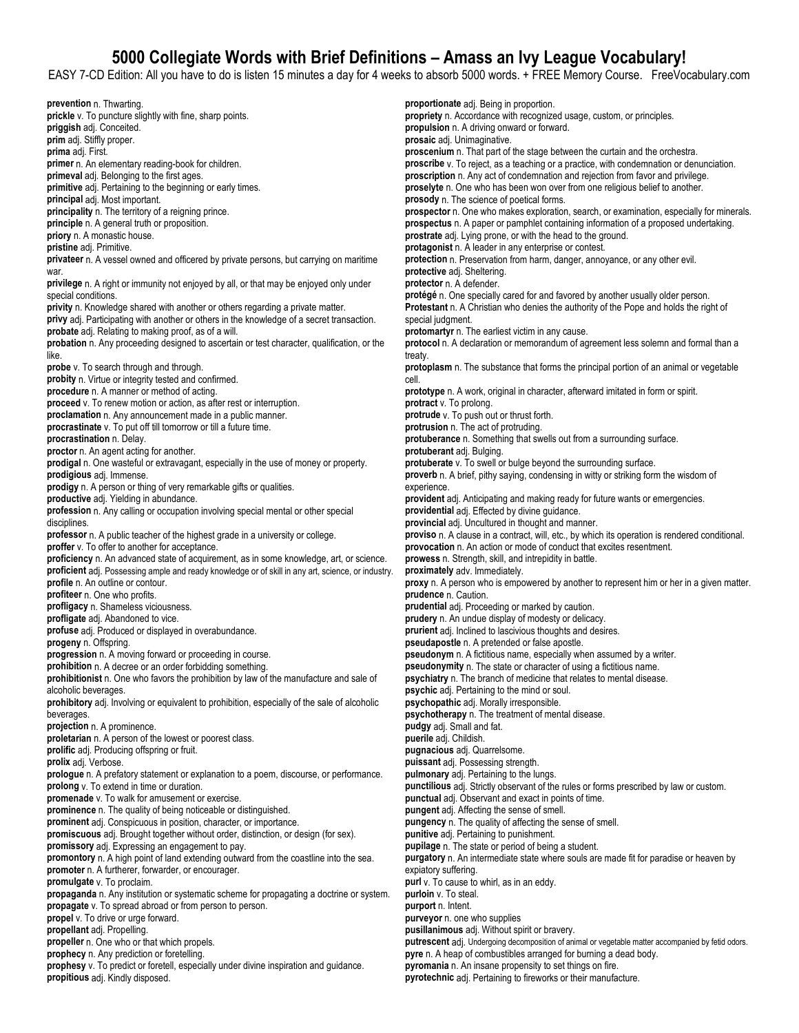# 5000 Collegiate Words with Brief Definitions – Amass an Ivy League Vocabulary!

EASY 7-CD Edition: All you have to do is listen 15 minutes a day for 4 weeks to absorb 5000 words. + FREE Memory Course. FreeVocabulary.com

**prevention** n. Thwarting.
**prickle** v. To puncture slightly with fine, sharp points.
**priggish** adj. Conceited.
**prim** adj. Stiffly proper.
**prima** adj. First.
**primer** n. An elementary reading-book for children.
**primeval** adj. Belonging to the first ages.
**primitive** adj. Pertaining to the beginning or early times.
**principal** adj. Most important.
**principality** n. The territory of a reigning prince.
**principle** n. A general truth or proposition.
**priory** n. A monastic house.
**pristine** adj. Primitive.
**privateer** n. A vessel owned and officered by private persons, but carrying on maritime war.
**privilege** n. A right or immunity not enjoyed by all, or that may be enjoyed only under special conditions.
**privity** n. Knowledge shared with another or others regarding a private matter.
**privy** adj. Participating with another or others in the knowledge of a secret transaction.
**probate** adj. Relating to making proof, as of a will.
**probation** n. Any proceeding designed to ascertain or test character, qualification, or the like.
**probe** v. To search through and through.
**probity** n. Virtue or integrity tested and confirmed.
**procedure** n. A manner or method of acting.
**proceed** v. To renew motion or action, as after rest or interruption.
**proclamation** n. Any announcement made in a public manner.
**procrastinate** v. To put off till tomorrow or till a future time.
**procrastination** n. Delay.
**proctor** n. An agent acting for another.
**prodigal** n. One wasteful or extravagant, especially in the use of money or property.
**prodigious** adj. Immense.
**prodigy** n. A person or thing of very remarkable gifts or qualities.
**productive** adj. Yielding in abundance.
**profession** n. Any calling or occupation involving special mental or other special disciplines.
**professor** n. A public teacher of the highest grade in a university or college.
**proffer** v. To offer to another for acceptance.
**proficiency** n. An advanced state of acquirement, as in some knowledge, art, or science.
**proficient** adj. Possessing ample and ready knowledge or of skill in any art, science, or industry.
**profile** n. An outline or contour.
**profiteer** n. One who profits.
**profligacy** n. Shameless viciousness.
**profligate** adj. Abandoned to vice.
**profuse** adj. Produced or displayed in overabundance.
**progeny** n. Offspring.
**progression** n. A moving forward or proceeding in course.
**prohibition** n. A decree or an order forbidding something.
**prohibitionist** n. One who favors the prohibition by law of the manufacture and sale of alcoholic beverages.
**prohibitory** adj. Involving or equivalent to prohibition, especially of the sale of alcoholic beverages.
**projection** n. A prominence.
**proletarian** n. A person of the lowest or poorest class.
**prolific** adj. Producing offspring or fruit.
**prolix** adj. Verbose.
**prologue** n. A prefatory statement or explanation to a poem, discourse, or performance.
**prolong** v. To extend in time or duration.
**promenade** v. To walk for amusement or exercise.
**prominence** n. The quality of being noticeable or distinguished.
**prominent** adj. Conspicuous in position, character, or importance.
**promiscuous** adj. Brought together without order, distinction, or design (for sex).
**promissory** adj. Expressing an engagement to pay.
**promontory** n. A high point of land extending outward from the coastline into the sea.
**promoter** n. A furtherer, forwarder, or encourager.
**promulgate** v. To proclaim.
**propaganda** n. Any institution or systematic scheme for propagating a doctrine or system.
**propagate** v. To spread abroad or from person to person.
**propel** v. To drive or urge forward.
**propellant** adj. Propelling.
**propeller** n. One who or that which propels.
**prophecy** n. Any prediction or foretelling.
**prophesy** v. To predict or foretell, especially under divine inspiration and guidance.
**propitious** adj. Kindly disposed.
**proportionate** adj. Being in proportion.
**propriety** n. Accordance with recognized usage, custom, or principles.
**propulsion** n. A driving onward or forward.
**prosaic** adj. Unimaginative.
**proscenium** n. That part of the stage between the curtain and the orchestra.
**proscribe** v. To reject, as a teaching or a practice, with condemnation or denunciation.
**proscription** n. Any act of condemnation and rejection from favor and privilege.
**proselyte** n. One who has been won over from one religious belief to another.
**prosody** n. The science of poetical forms.
**prospector** n. One who makes exploration, search, or examination, especially for minerals.
**prospectus** n. A paper or pamphlet containing information of a proposed undertaking.
**prostrate** adj. Lying prone, or with the head to the ground.
**protagonist** n. A leader in any enterprise or contest.
**protection** n. Preservation from harm, danger, annoyance, or any other evil.
**protective** adj. Sheltering.
**protector** n. A defender.
**protégé** n. One specially cared for and favored by another usually older person.
**Protestant** n. A Christian who denies the authority of the Pope and holds the right of special judgment.
**protomartyr** n. The earliest victim in any cause.
**protocol** n. A declaration or memorandum of agreement less solemn and formal than a treaty.
**protoplasm** n. The substance that forms the principal portion of an animal or vegetable cell.
**prototype** n. A work, original in character, afterward imitated in form or spirit.
**protract** v. To prolong.
**protrude** v. To push out or thrust forth.
**protrusion** n. The act of protruding.
**protuberance** n. Something that swells out from a surrounding surface.
**protuberant** adj. Bulging.
**protuberate** v. To swell or bulge beyond the surrounding surface.
**proverb** n. A brief, pithy saying, condensing in witty or striking form the wisdom of experience.
**provident** adj. Anticipating and making ready for future wants or emergencies.
**providential** adj. Effected by divine guidance.
**provincial** adj. Uncultured in thought and manner.
**proviso** n. A clause in a contract, will, etc., by which its operation is rendered conditional.
**provocation** n. An action or mode of conduct that excites resentment.
**prowess** n. Strength, skill, and intrepidity in battle.
**proximately** adv. Immediately.
**proxy** n. A person who is empowered by another to represent him or her in a given matter.
**prudence** n. Caution.
**prudential** adj. Proceeding or marked by caution.
**prudery** n. An undue display of modesty or delicacy.
**prurient** adj. Inclined to lascivious thoughts and desires.
**pseudapostle** n. A pretended or false apostle.
**pseudonym** n. A fictitious name, especially when assumed by a writer.
**pseudonymity** n. The state or character of using a fictitious name.
**psychiatry** n. The branch of medicine that relates to mental disease.
**psychic** adj. Pertaining to the mind or soul.
**psychopathic** adj. Morally irresponsible.
**psychotherapy** n. The treatment of mental disease.
**pudgy** adj. Small and fat.
**puerile** adj. Childish.
**pugnacious** adj. Quarrelsome.
**puissant** adj. Possessing strength.
**pulmonary** adj. Pertaining to the lungs.
**punctilious** adj. Strictly observant of the rules or forms prescribed by law or custom.
**punctual** adj. Observant and exact in points of time.
**pungent** adj. Affecting the sense of smell.
**pungency** n. The quality of affecting the sense of smell.
**punitive** adj. Pertaining to punishment.
**pupilage** n. The state or period of being a student.
**purgatory** n. An intermediate state where souls are made fit for paradise or heaven by expiatory suffering.
**purl** v. To cause to whirl, as in an eddy.
**purloin** v. To steal.
**purport** n. Intent.
**purveyor** n. one who supplies
**pusillanimous** adj. Without spirit or bravery.
**putrescent** adj. Undergoing decomposition of animal or vegetable matter accompanied by fetid odors.
**pyre** n. A heap of combustibles arranged for burning a dead body.
**pyromania** n. An insane propensity to set things on fire.
**pyrotechnic** adj. Pertaining to fireworks or their manufacture.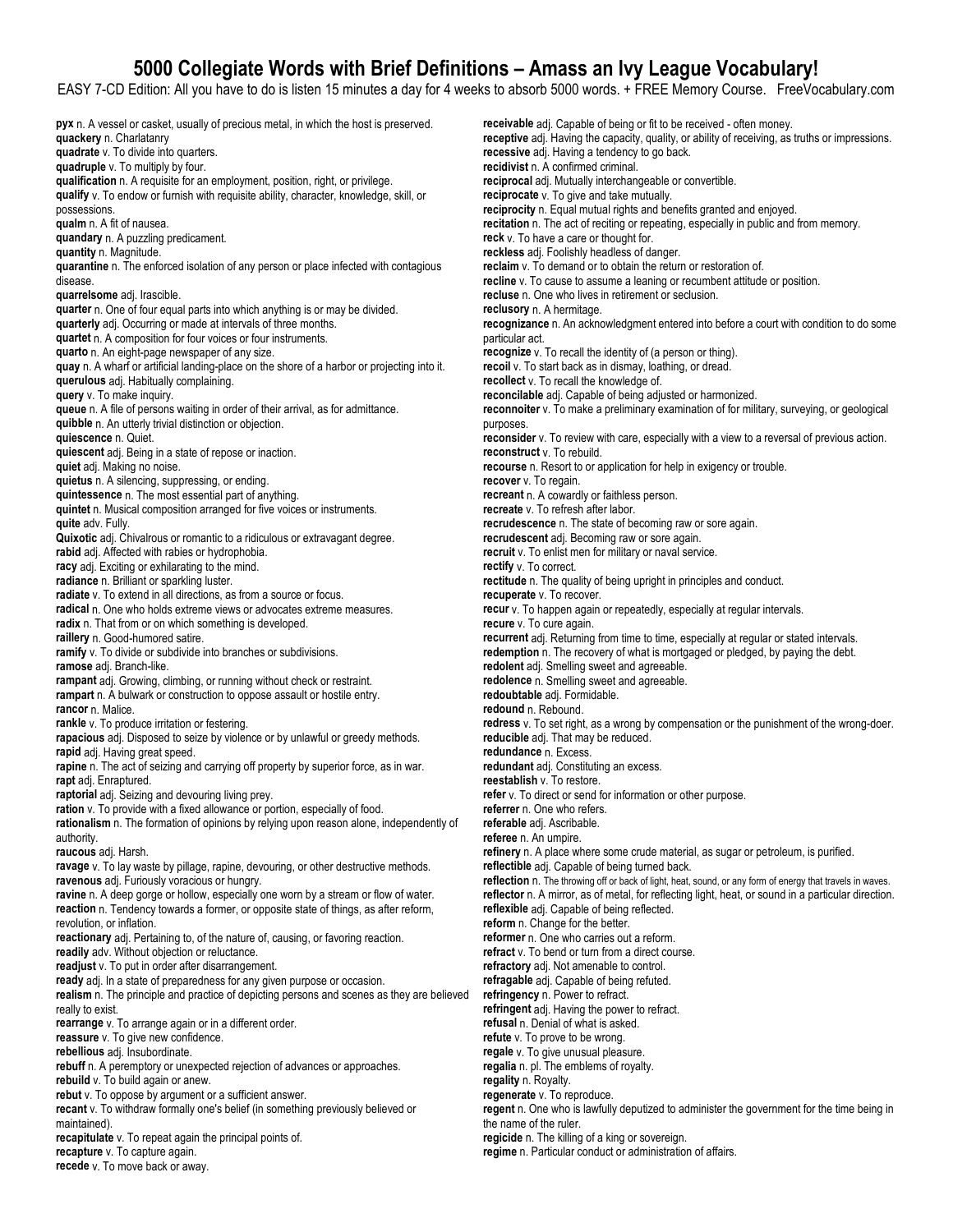# 5000 Collegiate Words with Brief Definitions – Amass an Ivy League Vocabulary!

EASY 7-CD Edition: All you have to do is listen 15 minutes a day for 4 weeks to absorb 5000 words. + FREE Memory Course. FreeVocabulary.com

**pyx** n. A vessel or casket, usually of precious metal, in which the host is preserved.
**quackery** n. Charlatanry
**quadrate** v. To divide into quarters.
**quadruple** v. To multiply by four.
**qualification** n. A requisite for an employment, position, right, or privilege.
**qualify** v. To endow or furnish with requisite ability, character, knowledge, skill, or possessions.
**qualm** n. A fit of nausea.
**quandary** n. A puzzling predicament.
**quantity** n. Magnitude.
**quarantine** n. The enforced isolation of any person or place infected with contagious disease.
**quarrelsome** adj. Irascible.
**quarter** n. One of four equal parts into which anything is or may be divided.
**quarterly** adj. Occurring or made at intervals of three months.
**quartet** n. A composition for four voices or four instruments.
**quarto** n. An eight-page newspaper of any size.
**quay** n. A wharf or artificial landing-place on the shore of a harbor or projecting into it.
**querulous** adj. Habitually complaining.
**query** v. To make inquiry.
**queue** n. A file of persons waiting in order of their arrival, as for admittance.
**quibble** n. An utterly trivial distinction or objection.
**quiescence** n. Quiet.
**quiescent** adj. Being in a state of repose or inaction.
**quiet** adj. Making no noise.
**quietus** n. A silencing, suppressing, or ending.
**quintessence** n. The most essential part of anything.
**quintet** n. Musical composition arranged for five voices or instruments.
**quite** adv. Fully.
**Quixotic** adj. Chivalrous or romantic to a ridiculous or extravagant degree.
**rabid** adj. Affected with rabies or hydrophobia.
**racy** adj. Exciting or exhilarating to the mind.
**radiance** n. Brilliant or sparkling luster.
**radiate** v. To extend in all directions, as from a source or focus.
**radical** n. One who holds extreme views or advocates extreme measures.
**radix** n. That from or on which something is developed.
**raillery** n. Good-humored satire.
**ramify** v. To divide or subdivide into branches or subdivisions.
**ramose** adj. Branch-like.
**rampant** adj. Growing, climbing, or running without check or restraint.
**rampart** n. A bulwark or construction to oppose assault or hostile entry.
**rancor** n. Malice.
**rankle** v. To produce irritation or festering.
**rapacious** adj. Disposed to seize by violence or by unlawful or greedy methods.
**rapid** adj. Having great speed.
**rapine** n. The act of seizing and carrying off property by superior force, as in war.
**rapt** adj. Enraptured.
**raptorial** adj. Seizing and devouring living prey.
**ration** v. To provide with a fixed allowance or portion, especially of food.
**rationalism** n. The formation of opinions by relying upon reason alone, independently of authority.
**raucous** adj. Harsh.
**ravage** v. To lay waste by pillage, rapine, devouring, or other destructive methods.
**ravenous** adj. Furiously voracious or hungry.
**ravine** n. A deep gorge or hollow, especially one worn by a stream or flow of water.
**reaction** n. Tendency towards a former, or opposite state of things, as after reform, revolution, or inflation.
**reactionary** adj. Pertaining to, of the nature of, causing, or favoring reaction.
**readily** adv. Without objection or reluctance.
**readjust** v. To put in order after disarrangement.
**ready** adj. In a state of preparedness for any given purpose or occasion.
**realism** n. The principle and practice of depicting persons and scenes as they are believed really to exist.
**rearrange** v. To arrange again or in a different order.
**reassure** v. To give new confidence.
**rebellious** adj. Insubordinate.
**rebuff** n. A peremptory or unexpected rejection of advances or approaches.
**rebuild** v. To build again or anew.
**rebut** v. To oppose by argument or a sufficient answer.
**recant** v. To withdraw formally one's belief (in something previously believed or maintained).
**recapitulate** v. To repeat again the principal points of.
**recapture** v. To capture again.
**recede** v. To move back or away.
**receivable** adj. Capable of being or fit to be received - often money.
**receptive** adj. Having the capacity, quality, or ability of receiving, as truths or impressions.
**recessive** adj. Having a tendency to go back.
**recidivist** n. A confirmed criminal.
**reciprocal** adj. Mutually interchangeable or convertible.
**reciprocate** v. To give and take mutually.
**reciprocity** n. Equal mutual rights and benefits granted and enjoyed.
**recitation** n. The act of reciting or repeating, especially in public and from memory.
**reck** v. To have a care or thought for.
**reckless** adj. Foolishly headless of danger.
**reclaim** v. To demand or to obtain the return or restoration of.
**recline** v. To cause to assume a leaning or recumbent attitude or position.
**recluse** n. One who lives in retirement or seclusion.
**reclusory** n. A hermitage.
**recognizance** n. An acknowledgment entered into before a court with condition to do some particular act.
**recognize** v. To recall the identity of (a person or thing).
**recoil** v. To start back as in dismay, loathing, or dread.
**recollect** v. To recall the knowledge of.
**reconcilable** adj. Capable of being adjusted or harmonized.
**reconnoiter** v. To make a preliminary examination of for military, surveying, or geological purposes.
**reconsider** v. To review with care, especially with a view to a reversal of previous action.
**reconstruct** v. To rebuild.
**recourse** n. Resort to or application for help in exigency or trouble.
**recover** v. To regain.
**recreant** n. A cowardly or faithless person.
**recreate** v. To refresh after labor.
**recrudescence** n. The state of becoming raw or sore again.
**recrudescent** adj. Becoming raw or sore again.
**recruit** v. To enlist men for military or naval service.
**rectify** v. To correct.
**rectitude** n. The quality of being upright in principles and conduct.
**recuperate** v. To recover.
**recur** v. To happen again or repeatedly, especially at regular intervals.
**recure** v. To cure again.
**recurrent** adj. Returning from time to time, especially at regular or stated intervals.
**redemption** n. The recovery of what is mortgaged or pledged, by paying the debt.
**redolent** adj. Smelling sweet and agreeable.
**redolence** n. Smelling sweet and agreeable.
**redoubtable** adj. Formidable.
**redound** n. Rebound.
**redress** v. To set right, as a wrong by compensation or the punishment of the wrong-doer.
**reducible** adj. That may be reduced.
**redundance** n. Excess.
**redundant** adj. Constituting an excess.
**reestablish** v. To restore.
**refer** v. To direct or send for information or other purpose.
**referrer** n. One who refers.
**referable** adj. Ascribable.
**referee** n. An umpire.
**refinery** n. A place where some crude material, as sugar or petroleum, is purified.
**reflectible** adj. Capable of being turned back.
**reflection** n. The throwing off or back of light, heat, sound, or any form of energy that travels in waves.
**reflector** n. A mirror, as of metal, for reflecting light, heat, or sound in a particular direction.
**reflexible** adj. Capable of being reflected.
**reform** n. Change for the better.
**reformer** n. One who carries out a reform.
**refract** v. To bend or turn from a direct course.
**refractory** adj. Not amenable to control.
**refragable** adj. Capable of being refuted.
**refringency** n. Power to refract.
**refringent** adj. Having the power to refract.
**refusal** n. Denial of what is asked.
**refute** v. To prove to be wrong.
**regale** v. To give unusual pleasure.
**regalia** n. pl. The emblems of royalty.
**regality** n. Royalty.
**regenerate** v. To reproduce.
**regent** n. One who is lawfully deputized to administer the government for the time being in the name of the ruler.
**regicide** n. The killing of a king or sovereign.
**regime** n. Particular conduct or administration of affairs.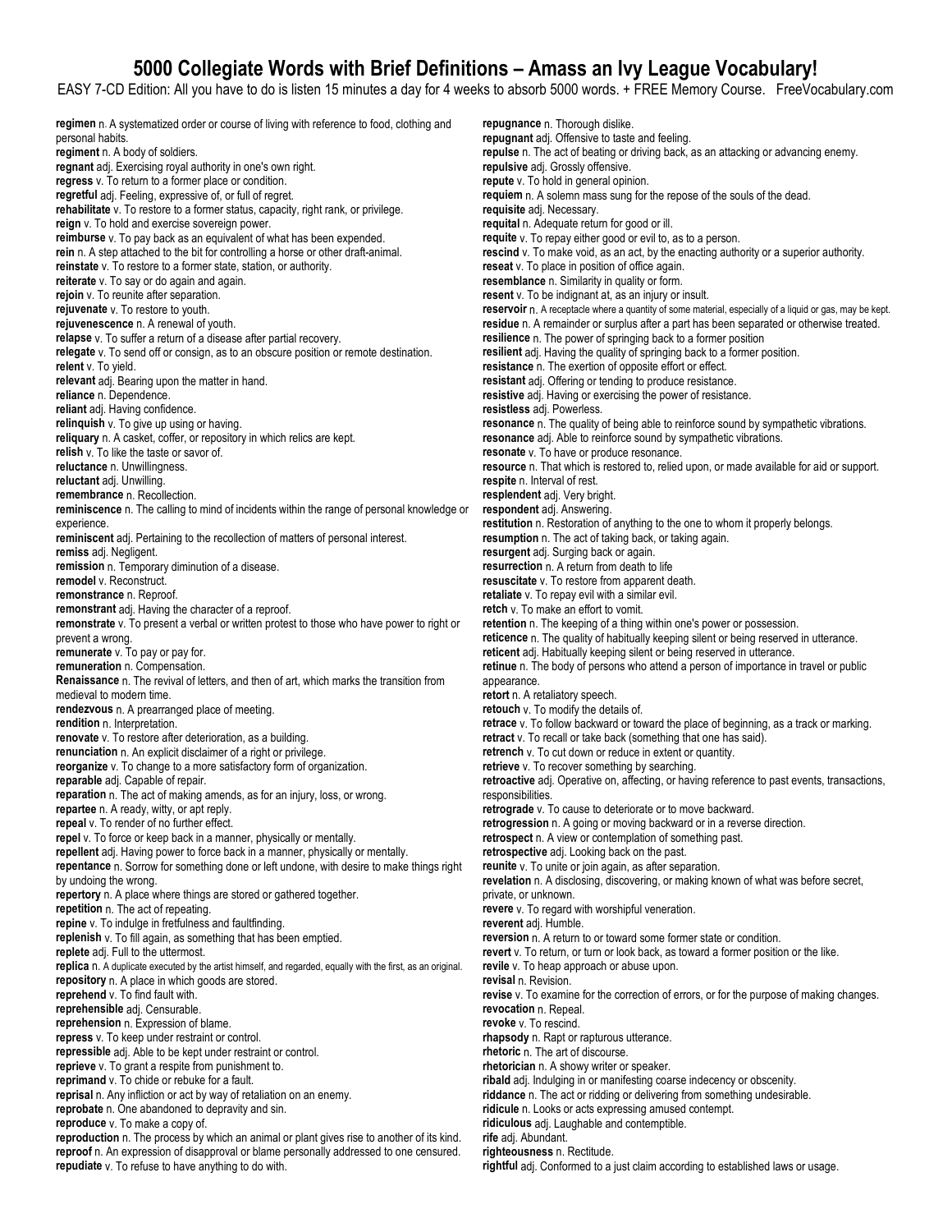# 5000 Collegiate Words with Brief Definitions – Amass an Ivy League Vocabulary!

EASY 7-CD Edition: All you have to do is listen 15 minutes a day for 4 weeks to absorb 5000 words. + FREE Memory Course. FreeVocabulary.com

**regimen** n. A systematized order or course of living with reference to food, clothing and personal habits.
**regiment** n. A body of soldiers.
**regnant** adj. Exercising royal authority in one's own right.
**regress** v. To return to a former place or condition.
**regretful** adj. Feeling, expressive of, or full of regret.
**rehabilitate** v. To restore to a former status, capacity, right rank, or privilege.
**reign** v. To hold and exercise sovereign power.
**reimburse** v. To pay back as an equivalent of what has been expended.
**rein** n. A step attached to the bit for controlling a horse or other draft-animal.
**reinstate** v. To restore to a former state, station, or authority.
**reiterate** v. To say or do again and again.
**rejoin** v. To reunite after separation.
**rejuvenate** v. To restore to youth.
**rejuvenescence** n. A renewal of youth.
**relapse** v. To suffer a return of a disease after partial recovery.
**relegate** v. To send off or consign, as to an obscure position or remote destination.
**relent** v. To yield.
**relevant** adj. Bearing upon the matter in hand.
**reliance** n. Dependence.
**reliant** adj. Having confidence.
**relinquish** v. To give up using or having.
**reliquary** n. A casket, coffer, or repository in which relics are kept.
**relish** v. To like the taste or savor of.
**reluctance** n. Unwillingness.
**reluctant** adj. Unwilling.
**remembrance** n. Recollection.
**reminiscence** n. The calling to mind of incidents within the range of personal knowledge or experience.
**reminiscent** adj. Pertaining to the recollection of matters of personal interest.
**remiss** adj. Negligent.
**remission** n. Temporary diminution of a disease.
**remodel** v. Reconstruct.
**remonstrance** n. Reproof.
**remonstrant** adj. Having the character of a reproof.
**remonstrate** v. To present a verbal or written protest to those who have power to right or prevent a wrong.
**remunerate** v. To pay or pay for.
**remuneration** n. Compensation.
**Renaissance** n. The revival of letters, and then of art, which marks the transition from medieval to modern time.
**rendezvous** n. A prearranged place of meeting.
**rendition** n. Interpretation.
**renovate** v. To restore after deterioration, as a building.
**renunciation** n. An explicit disclaimer of a right or privilege.
**reorganize** v. To change to a more satisfactory form of organization.
**reparable** adj. Capable of repair.
**reparation** n. The act of making amends, as for an injury, loss, or wrong.
**repartee** n. A ready, witty, or apt reply.
**repeal** v. To render of no further effect.
**repel** v. To force or keep back in a manner, physically or mentally.
**repellent** adj. Having power to force back in a manner, physically or mentally.
**repentance** n. Sorrow for something done or left undone, with desire to make things right by undoing the wrong.
**repertory** n. A place where things are stored or gathered together.
**repetition** n. The act of repeating.
**repine** v. To indulge in fretfulness and faultfinding.
**replenish** v. To fill again, as something that has been emptied.
**replete** adj. Full to the uttermost.
**replica** n. A duplicate executed by the artist himself, and regarded, equally with the first, as an original.
**repository** n. A place in which goods are stored.
**reprehend** v. To find fault with.
**reprehensible** adj. Censurable.
**reprehension** n. Expression of blame.
**repress** v. To keep under restraint or control.
**repressible** adj. Able to be kept under restraint or control.
**reprieve** v. To grant a respite from punishment to.
**reprimand** v. To chide or rebuke for a fault.
**reprisal** n. Any infliction or act by way of retaliation on an enemy.
**reprobate** n. One abandoned to depravity and sin.
**reproduce** v. To make a copy of.
**reproduction** n. The process by which an animal or plant gives rise to another of its kind.
**reproof** n. An expression of disapproval or blame personally addressed to one censured.
**repudiate** v. To refuse to have anything to do with.
**repugnance** n. Thorough dislike.
**repugnant** adj. Offensive to taste and feeling.
**repulse** n. The act of beating or driving back, as an attacking or advancing enemy.
**repulsive** adj. Grossly offensive.
**repute** v. To hold in general opinion.
**requiem** n. A solemn mass sung for the repose of the souls of the dead.
**requisite** adj. Necessary.
**requital** n. Adequate return for good or ill.
**requite** v. To repay either good or evil to, as to a person.
**rescind** v. To make void, as an act, by the enacting authority or a superior authority.
**reseat** v. To place in position of office again.
**resemblance** n. Similarity in quality or form.
**resent** v. To be indignant at, as an injury or insult.
**reservoir** n. A receptacle where a quantity of some material, especially of a liquid or gas, may be kept.
**residue** n. A remainder or surplus after a part has been separated or otherwise treated.
**resilience** n. The power of springing back to a former position
**resilient** adj. Having the quality of springing back to a former position.
**resistance** n. The exertion of opposite effort or effect.
**resistant** adj. Offering or tending to produce resistance.
**resistive** adj. Having or exercising the power of resistance.
**resistless** adj. Powerless.
**resonance** n. The quality of being able to reinforce sound by sympathetic vibrations.
**resonance** adj. Able to reinforce sound by sympathetic vibrations.
**resonate** v. To have or produce resonance.
**resource** n. That which is restored to, relied upon, or made available for aid or support.
**respite** n. Interval of rest.
**resplendent** adj. Very bright.
**respondent** adj. Answering.
**restitution** n. Restoration of anything to the one to whom it properly belongs.
**resumption** n. The act of taking back, or taking again.
**resurgent** adj. Surging back or again.
**resurrection** n. A return from death to life
**resuscitate** v. To restore from apparent death.
**retaliate** v. To repay evil with a similar evil.
**retch** v. To make an effort to vomit.
**retention** n. The keeping of a thing within one's power or possession.
**reticence** n. The quality of habitually keeping silent or being reserved in utterance.
**reticent** adj. Habitually keeping silent or being reserved in utterance.
**retinue** n. The body of persons who attend a person of importance in travel or public appearance.
**retort** n. A retaliatory speech.
**retouch** v. To modify the details of.
**retrace** v. To follow backward or toward the place of beginning, as a track or marking.
**retract** v. To recall or take back (something that one has said).
**retrench** v. To cut down or reduce in extent or quantity.
**retrieve** v. To recover something by searching.
**retroactive** adj. Operative on, affecting, or having reference to past events, transactions, responsibilities.
**retrograde** v. To cause to deteriorate or to move backward.
**retrogression** n. A going or moving backward or in a reverse direction.
**retrospect** n. A view or contemplation of something past.
**retrospective** adj. Looking back on the past.
**reunite** v. To unite or join again, as after separation.
**revelation** n. A disclosing, discovering, or making known of what was before secret, private, or unknown.
**revere** v. To regard with worshipful veneration.
**reverent** adj. Humble.
**reversion** n. A return to or toward some former state or condition.
**revert** v. To return, or turn or look back, as toward a former position or the like.
**revile** v. To heap approach or abuse upon.
**revisal** n. Revision.
**revise** v. To examine for the correction of errors, or for the purpose of making changes.
**revocation** n. Repeal.
**revoke** v. To rescind.
**rhapsody** n. Rapt or rapturous utterance.
**rhetoric** n. The art of discourse.
**rhetorician** n. A showy writer or speaker.
**ribald** adj. Indulging in or manifesting coarse indecency or obscenity.
**riddance** n. The act or ridding or delivering from something undesirable.
**ridicule** n. Looks or acts expressing amused contempt.
**ridiculous** adj. Laughable and contemptible.
**rife** adj. Abundant.
**righteousness** n. Rectitude.
**rightful** adj. Conformed to a just claim according to established laws or usage.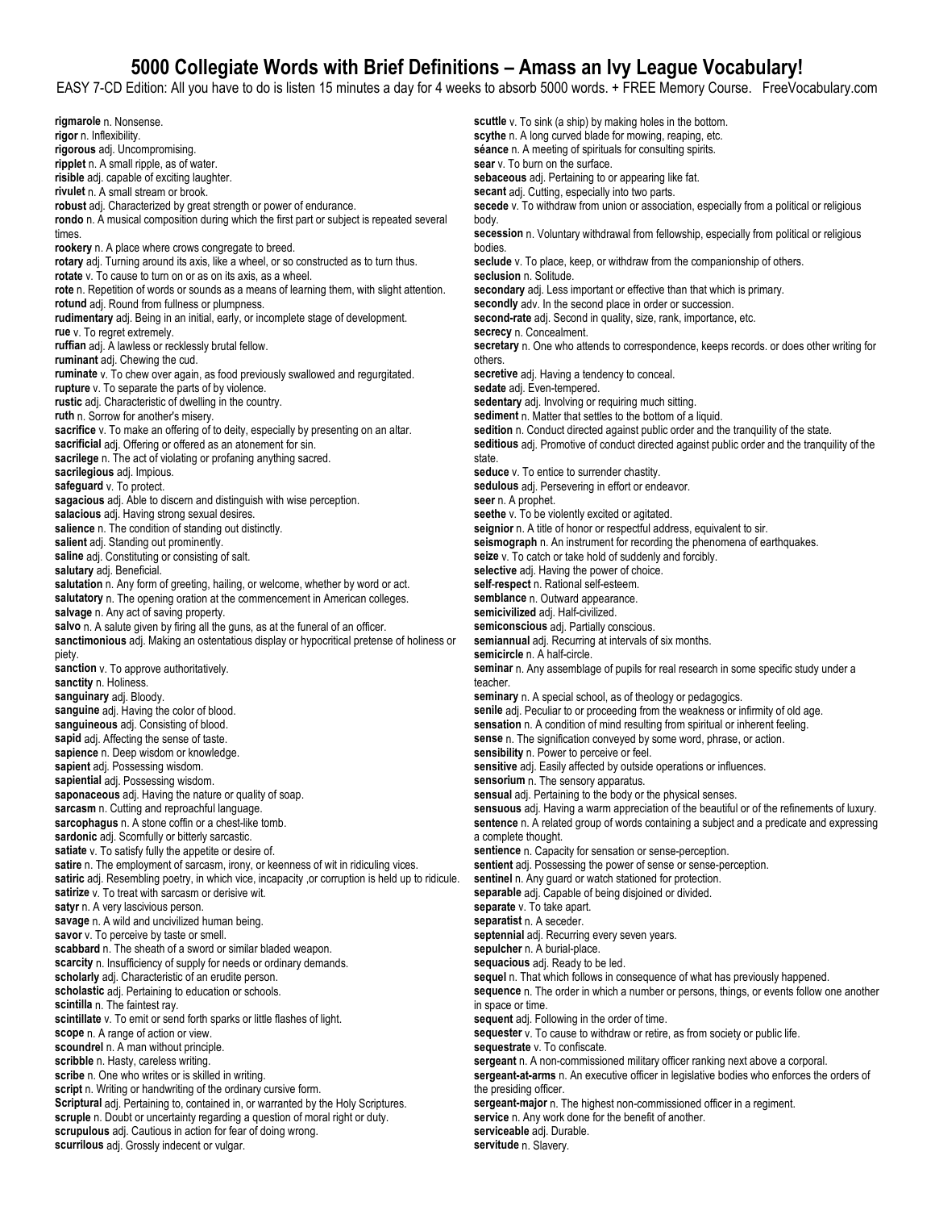# 5000 Collegiate Words with Brief Definitions – Amass an Ivy League Vocabulary!

EASY 7-CD Edition: All you have to do is listen 15 minutes a day for 4 weeks to absorb 5000 words. + FREE Memory Course. FreeVocabulary.com

**rigmarole** n. Nonsense.
**rigor** n. Inflexibility.
**rigorous** adj. Uncompromising.
**ripplet** n. A small ripple, as of water.
**risible** adj. capable of exciting laughter.
**rivulet** n. A small stream or brook.
**robust** adj. Characterized by great strength or power of endurance.
**rondo** n. A musical composition during which the first part or subject is repeated several times.
**rookery** n. A place where crows congregate to breed.
**rotary** adj. Turning around its axis, like a wheel, or so constructed as to turn thus.
**rotate** v. To cause to turn on or as on its axis, as a wheel.
**rote** n. Repetition of words or sounds as a means of learning them, with slight attention.
**rotund** adj. Round from fullness or plumpness.
**rudimentary** adj. Being in an initial, early, or incomplete stage of development.
**rue** v. To regret extremely.
**ruffian** adj. A lawless or recklessly brutal fellow.
**ruminant** adj. Chewing the cud.
**ruminate** v. To chew over again, as food previously swallowed and regurgitated.
**rupture** v. To separate the parts of by violence.
**rustic** adj. Characteristic of dwelling in the country.
**ruth** n. Sorrow for another's misery.
**sacrifice** v. To make an offering of to deity, especially by presenting on an altar.
**sacrificial** adj. Offering or offered as an atonement for sin.
**sacrilege** n. The act of violating or profaning anything sacred.
**sacrilegious** adj. Impious.
**safeguard** v. To protect.
**sagacious** adj. Able to discern and distinguish with wise perception.
**salacious** adj. Having strong sexual desires.
**salience** n. The condition of standing out distinctly.
**salient** adj. Standing out prominently.
**saline** adj. Constituting or consisting of salt.
**salutary** adj. Beneficial.
**salutation** n. Any form of greeting, hailing, or welcome, whether by word or act.
**salutatory** n. The opening oration at the commencement in American colleges.
**salvage** n. Any act of saving property.
**salvo** n. A salute given by firing all the guns, as at the funeral of an officer.
**sanctimonious** adj. Making an ostentatious display or hypocritical pretense of holiness or piety.
**sanction** v. To approve authoritatively.
**sanctity** n. Holiness.
**sanguinary** adj. Bloody.
**sanguine** adj. Having the color of blood.
**sanguineous** adj. Consisting of blood.
**sapid** adj. Affecting the sense of taste.
**sapience** n. Deep wisdom or knowledge.
**sapient** adj. Possessing wisdom.
**sapiential** adj. Possessing wisdom.
**saponaceous** adj. Having the nature or quality of soap.
**sarcasm** n. Cutting and reproachful language.
**sarcophagus** n. A stone coffin or a chest-like tomb.
**sardonic** adj. Scornfully or bitterly sarcastic.
**satiate** v. To satisfy fully the appetite or desire of.
**satire** n. The employment of sarcasm, irony, or keenness of wit in ridiculing vices.
**satiric** adj. Resembling poetry, in which vice, incapacity ,or corruption is held up to ridicule.
**satirize** v. To treat with sarcasm or derisive wit.
**satyr** n. A very lascivious person.
**savage** n. A wild and uncivilized human being.
**savor** v. To perceive by taste or smell.
**scabbard** n. The sheath of a sword or similar bladed weapon.
**scarcity** n. Insufficiency of supply for needs or ordinary demands.
**scholarly** adj. Characteristic of an erudite person.
**scholastic** adj. Pertaining to education or schools.
**scintilla** n. The faintest ray.
**scintillate** v. To emit or send forth sparks or little flashes of light.
**scope** n. A range of action or view.
**scoundrel** n. A man without principle.
**scribble** n. Hasty, careless writing.
**scribe** n. One who writes or is skilled in writing.
**script** n. Writing or handwriting of the ordinary cursive form.
**Scriptural** adj. Pertaining to, contained in, or warranted by the Holy Scriptures.
**scruple** n. Doubt or uncertainty regarding a question of moral right or duty.
**scrupulous** adj. Cautious in action for fear of doing wrong.
**scurrilous** adj. Grossly indecent or vulgar.
**scuttle** v. To sink (a ship) by making holes in the bottom.
**scythe** n. A long curved blade for mowing, reaping, etc.
**séance** n. A meeting of spirituals for consulting spirits.
**sear** v. To burn on the surface.
**sebaceous** adj. Pertaining to or appearing like fat.
**secant** adj. Cutting, especially into two parts.
**secede** v. To withdraw from union or association, especially from a political or religious body.
**secession** n. Voluntary withdrawal from fellowship, especially from political or religious bodies.
**seclude** v. To place, keep, or withdraw from the companionship of others.
**seclusion** n. Solitude.
**secondary** adj. Less important or effective than that which is primary.
**secondly** adv. In the second place in order or succession.
**second-rate** adj. Second in quality, size, rank, importance, etc.
**secrecy** n. Concealment.
**secretary** n. One who attends to correspondence, keeps records. or does other writing for others.
**secretive** adj. Having a tendency to conceal.
**sedate** adj. Even-tempered.
**sedentary** adj. Involving or requiring much sitting.
**sediment** n. Matter that settles to the bottom of a liquid.
**sedition** n. Conduct directed against public order and the tranquility of the state.
**seditious** adj. Promotive of conduct directed against public order and the tranquility of the state.
**seduce** v. To entice to surrender chastity.
**sedulous** adj. Persevering in effort or endeavor.
**seer** n. A prophet.
**seethe** v. To be violently excited or agitated.
**seignior** n. A title of honor or respectful address, equivalent to sir.
**seismograph** n. An instrument for recording the phenomena of earthquakes.
**seize** v. To catch or take hold of suddenly and forcibly.
**selective** adj. Having the power of choice.
**self-respect** n. Rational self-esteem.
**semblance** n. Outward appearance.
**semicivilized** adj. Half-civilized.
**semiconscious** adj. Partially conscious.
**semiannual** adj. Recurring at intervals of six months.
**semicircle** n. A half-circle.
**seminar** n. Any assemblage of pupils for real research in some specific study under a teacher.
**seminary** n. A special school, as of theology or pedagogics.
**senile** adj. Peculiar to or proceeding from the weakness or infirmity of old age.
**sensation** n. A condition of mind resulting from spiritual or inherent feeling.
**sense** n. The signification conveyed by some word, phrase, or action.
**sensibility** n. Power to perceive or feel.
**sensitive** adj. Easily affected by outside operations or influences.
**sensorium** n. The sensory apparatus.
**sensual** adj. Pertaining to the body or the physical senses.
**sensuous** adj. Having a warm appreciation of the beautiful or of the refinements of luxury.
**sentence** n. A related group of words containing a subject and a predicate and expressing a complete thought.
**sentience** n. Capacity for sensation or sense-perception.
**sentient** adj. Possessing the power of sense or sense-perception.
**sentinel** n. Any guard or watch stationed for protection.
**separable** adj. Capable of being disjoined or divided.
**separate** v. To take apart.
**separatist** n. A seceder.
**septennial** adj. Recurring every seven years.
**sepulcher** n. A burial-place.
**sequacious** adj. Ready to be led.
**sequel** n. That which follows in consequence of what has previously happened.
**sequence** n. The order in which a number or persons, things, or events follow one another in space or time.
**sequent** adj. Following in the order of time.
**sequester** v. To cause to withdraw or retire, as from society or public life.
**sequestrate** v. To confiscate.
**sergeant** n. A non-commissioned military officer ranking next above a corporal.
**sergeant-at-arms** n. An executive officer in legislative bodies who enforces the orders of the presiding officer.
**sergeant-major** n. The highest non-commissioned officer in a regiment.
**service** n. Any work done for the benefit of another.
**serviceable** adj. Durable.
**servitude** n. Slavery.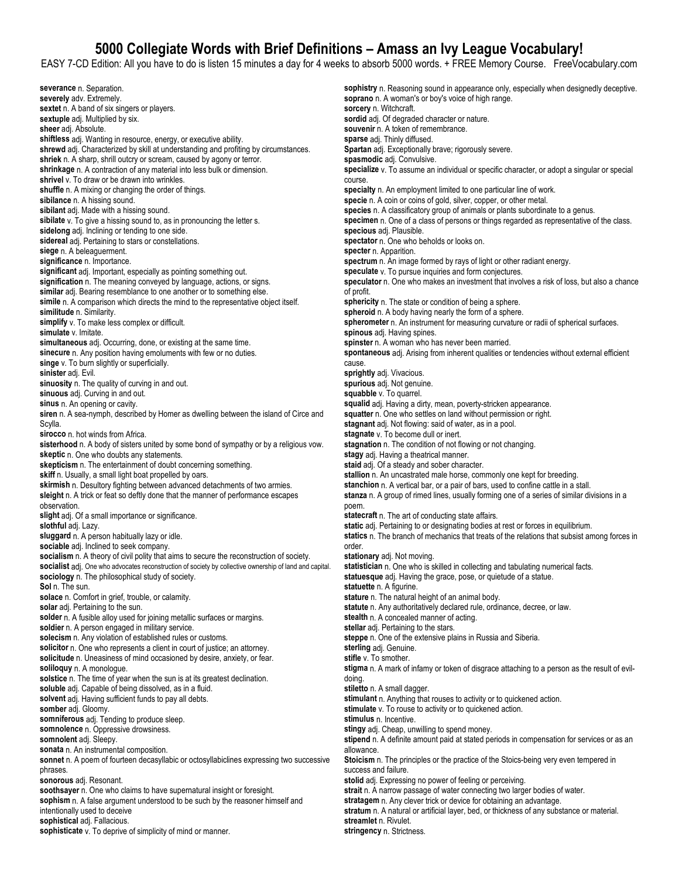# 5000 Collegiate Words with Brief Definitions – Amass an Ivy League Vocabulary!

EASY 7-CD Edition: All you have to do is listen 15 minutes a day for 4 weeks to absorb 5000 words. + FREE Memory Course. FreeVocabulary.com

**severance** n. Separation.
**severely** adv. Extremely.
**sextet** n. A band of six singers or players.
**sextuple** adj. Multiplied by six.
**sheer** adj. Absolute.
**shiftless** adj. Wanting in resource, energy, or executive ability.
**shrewd** adj. Characterized by skill at understanding and profiting by circumstances.
**shriek** n. A sharp, shrill outcry or scream, caused by agony or terror.
**shrinkage** n. A contraction of any material into less bulk or dimension.
**shrivel** v. To draw or be drawn into wrinkles.
**shuffle** n. A mixing or changing the order of things.
**sibilance** n. A hissing sound.
**sibilant** adj. Made with a hissing sound.
**sibilate** v. To give a hissing sound to, as in pronouncing the letter s.
**sidelong** adj. Inclining or tending to one side.
**sidereal** adj. Pertaining to stars or constellations.
**siege** n. A beleaguerment.
**significance** n. Importance.
**significant** adj. Important, especially as pointing something out.
**signification** n. The meaning conveyed by language, actions, or signs.
**similar** adj. Bearing resemblance to one another or to something else.
**simile** n. A comparison which directs the mind to the representative object itself.
**similitude** n. Similarity.
**simplify** v. To make less complex or difficult.
**simulate** v. Imitate.
**simultaneous** adj. Occurring, done, or existing at the same time.
**sinecure** n. Any position having emoluments with few or no duties.
**singe** v. To burn slightly or superficially.
**sinister** adj. Evil.
**sinuosity** n. The quality of curving in and out.
**sinuous** adj. Curving in and out.
**sinus** n. An opening or cavity.
**siren** n. A sea-nymph, described by Homer as dwelling between the island of Circe and Scylla.
**sirocco** n. hot winds from Africa.
**sisterhood** n. A body of sisters united by some bond of sympathy or by a religious vow.
**skeptic** n. One who doubts any statements.
**skepticism** n. The entertainment of doubt concerning something.
**skiff** n. Usually, a small light boat propelled by oars.
**skirmish** n. Desultory fighting between advanced detachments of two armies.
**sleight** n. A trick or feat so deftly done that the manner of performance escapes observation.
**slight** adj. Of a small importance or significance.
**slothful** adj. Lazy.
**sluggard** n. A person habitually lazy or idle.
**sociable** adj. Inclined to seek company.
**socialism** n. A theory of civil polity that aims to secure the reconstruction of society.
**socialist** adj. One who advocates reconstruction of society by collective ownership of land and capital.
**sociology** n. The philosophical study of society.
**Sol** n. The sun.
**solace** n. Comfort in grief, trouble, or calamity.
**solar** adj. Pertaining to the sun.
**solder** n. A fusible alloy used for joining metallic surfaces or margins.
**soldier** n. A person engaged in military service.
**solecism** n. Any violation of established rules or customs.
**solicitor** n. One who represents a client in court of justice; an attorney.
**solicitude** n. Uneasiness of mind occasioned by desire, anxiety, or fear.
**soliloquy** n. A monologue.
**solstice** n. The time of year when the sun is at its greatest declination.
**soluble** adj. Capable of being dissolved, as in a fluid.
**solvent** adj. Having sufficient funds to pay all debts.
**somber** adj. Gloomy.
**somniferous** adj. Tending to produce sleep.
**somnolence** n. Oppressive drowsiness.
**somnolent** adj. Sleepy.
**sonata** n. An instrumental composition.
**sonnet** n. A poem of fourteen decasyllabic or octosyllabiclines expressing two successive phrases.
**sonorous** adj. Resonant.
**soothsayer** n. One who claims to have supernatural insight or foresight.
**sophism** n. A false argument understood to be such by the reasoner himself and intentionally used to deceive
**sophistical** adj. Fallacious.
**sophisticate** v. To deprive of simplicity of mind or manner.
**sophistry** n. Reasoning sound in appearance only, especially when designedly deceptive.
**soprano** n. A woman's or boy's voice of high range.
**sorcery** n. Witchcraft.
**sordid** adj. Of degraded character or nature.
**souvenir** n. A token of remembrance.
**sparse** adj. Thinly diffused.
**Spartan** adj. Exceptionally brave; rigorously severe.
**spasmodic** adj. Convulsive.
**specialize** v. To assume an individual or specific character, or adopt a singular or special course.
**specialty** n. An employment limited to one particular line of work.
**specie** n. A coin or coins of gold, silver, copper, or other metal.
**species** n. A classificatory group of animals or plants subordinate to a genus.
**specimen** n. One of a class of persons or things regarded as representative of the class.
**specious** adj. Plausible.
**spectator** n. One who beholds or looks on.
**specter** n. Apparition.
**spectrum** n. An image formed by rays of light or other radiant energy.
**speculate** v. To pursue inquiries and form conjectures.
**speculator** n. One who makes an investment that involves a risk of loss, but also a chance of profit.
**sphericity** n. The state or condition of being a sphere.
**spheroid** n. A body having nearly the form of a sphere.
**spherometer** n. An instrument for measuring curvature or radii of spherical surfaces.
**spinous** adj. Having spines.
**spinster** n. A woman who has never been married.
**spontaneous** adj. Arising from inherent qualities or tendencies without external efficient cause.
**sprightly** adj. Vivacious.
**spurious** adj. Not genuine.
**squabble** v. To quarrel.
**squalid** adj. Having a dirty, mean, poverty-stricken appearance.
**squatter** n. One who settles on land without permission or right.
**stagnant** adj. Not flowing: said of water, as in a pool.
**stagnate** v. To become dull or inert.
**stagnation** n. The condition of not flowing or not changing.
**stagy** adj. Having a theatrical manner.
**staid** adj. Of a steady and sober character.
**stallion** n. An uncastrated male horse, commonly one kept for breeding.
**stanchion** n. A vertical bar, or a pair of bars, used to confine cattle in a stall.
**stanza** n. A group of rimed lines, usually forming one of a series of similar divisions in a poem.
**statecraft** n. The art of conducting state affairs.
**static** adj. Pertaining to or designating bodies at rest or forces in equilibrium.
**statics** n. The branch of mechanics that treats of the relations that subsist among forces in order.
**stationary** adj. Not moving.
**statistician** n. One who is skilled in collecting and tabulating numerical facts.
**statuesque** adj. Having the grace, pose, or quietude of a statue.
**statuette** n. A figurine.
**stature** n. The natural height of an animal body.
**statute** n. Any authoritatively declared rule, ordinance, decree, or law.
**stealth** n. A concealed manner of acting.
**stellar** adj. Pertaining to the stars.
**steppe** n. One of the extensive plains in Russia and Siberia.
**sterling** adj. Genuine.
**stifle** v. To smother.
**stigma** n. A mark of infamy or token of disgrace attaching to a person as the result of evil-doing.
**stiletto** n. A small dagger.
**stimulant** n. Anything that rouses to activity or to quickened action.
**stimulate** v. To rouse to activity or to quickened action.
**stimulus** n. Incentive.
**stingy** adj. Cheap, unwilling to spend money.
**stipend** n. A definite amount paid at stated periods in compensation for services or as an allowance.
**Stoicism** n. The principles or the practice of the Stoics-being very even tempered in success and failure.
**stolid** adj. Expressing no power of feeling or perceiving.
**strait** n. A narrow passage of water connecting two larger bodies of water.
**stratagem** n. Any clever trick or device for obtaining an advantage.
**stratum** n. A natural or artificial layer, bed, or thickness of any substance or material.
**streamlet** n. Rivulet.
**stringency** n. Strictness.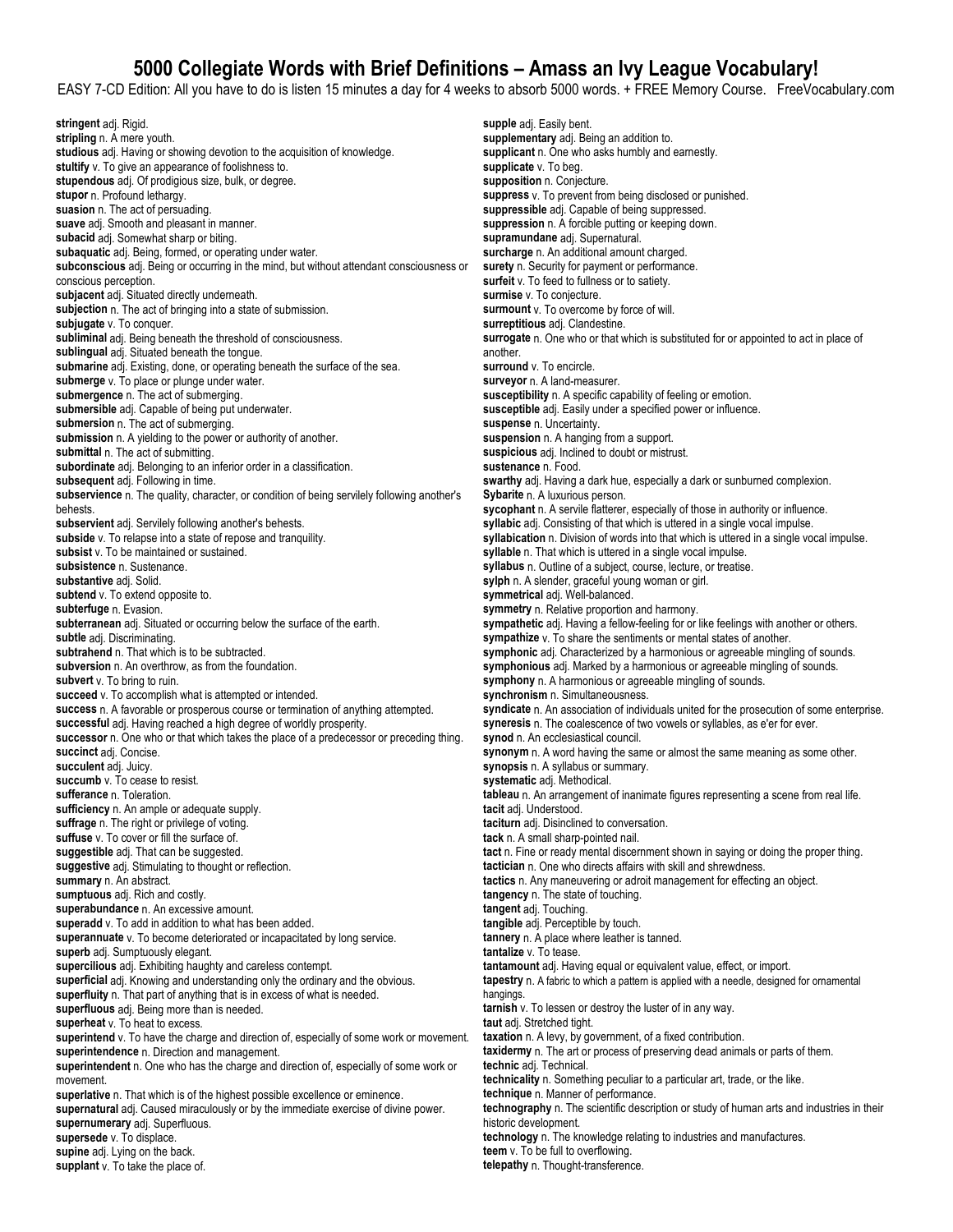# 5000 Collegiate Words with Brief Definitions – Amass an Ivy League Vocabulary!

EASY 7-CD Edition: All you have to do is listen 15 minutes a day for 4 weeks to absorb 5000 words. + FREE Memory Course. FreeVocabulary.com

**stringent** adj. Rigid.
**stripling** n. A mere youth.
**studious** adj. Having or showing devotion to the acquisition of knowledge.
**stultify** v. To give an appearance of foolishness to.
**stupendous** adj. Of prodigious size, bulk, or degree.
**stupor** n. Profound lethargy.
**suasion** n. The act of persuading.
**suave** adj. Smooth and pleasant in manner.
**subacid** adj. Somewhat sharp or biting.
**subaquatic** adj. Being, formed, or operating under water.
**subconscious** adj. Being or occurring in the mind, but without attendant consciousness or conscious perception.
**subjacent** adj. Situated directly underneath.
**subjection** n. The act of bringing into a state of submission.
**subjugate** v. To conquer.
**subliminal** adj. Being beneath the threshold of consciousness.
**sublingual** adj. Situated beneath the tongue.
**submarine** adj. Existing, done, or operating beneath the surface of the sea.
**submerge** v. To place or plunge under water.
**submergence** n. The act of submerging.
**submersible** adj. Capable of being put underwater.
**submersion** n. The act of submerging.
**submission** n. A yielding to the power or authority of another.
**submittal** n. The act of submitting.
**subordinate** adj. Belonging to an inferior order in a classification.
**subsequent** adj. Following in time.
**subservience** n. The quality, character, or condition of being servilely following another's behests.
**subservient** adj. Servilely following another's behests.
**subside** v. To relapse into a state of repose and tranquility.
**subsist** v. To be maintained or sustained.
**subsistence** n. Sustenance.
**substantive** adj. Solid.
**subtend** v. To extend opposite to.
**subterfuge** n. Evasion.
**subterranean** adj. Situated or occurring below the surface of the earth.
**subtle** adj. Discriminating.
**subtrahend** n. That which is to be subtracted.
**subversion** n. An overthrow, as from the foundation.
**subvert** v. To bring to ruin.
**succeed** v. To accomplish what is attempted or intended.
**success** n. A favorable or prosperous course or termination of anything attempted.
**successful** adj. Having reached a high degree of worldly prosperity.
**successor** n. One who or that which takes the place of a predecessor or preceding thing.
**succinct** adj. Concise.
**succulent** adj. Juicy.
**succumb** v. To cease to resist.
**sufferance** n. Toleration.
**sufficiency** n. An ample or adequate supply.
**suffrage** n. The right or privilege of voting.
**suffuse** v. To cover or fill the surface of.
**suggestible** adj. That can be suggested.
**suggestive** adj. Stimulating to thought or reflection.
**summary** n. An abstract.
**sumptuous** adj. Rich and costly.
**superabundance** n. An excessive amount.
**superadd** v. To add in addition to what has been added.
**superannuate** v. To become deteriorated or incapacitated by long service.
**superb** adj. Sumptuously elegant.
**supercilious** adj. Exhibiting haughty and careless contempt.
**superficial** adj. Knowing and understanding only the ordinary and the obvious.
**superfluity** n. That part of anything that is in excess of what is needed.
**superfluous** adj. Being more than is needed.
**superheat** v. To heat to excess.
**superintend** v. To have the charge and direction of, especially of some work or movement.
**superintendence** n. Direction and management.
**superintendent** n. One who has the charge and direction of, especially of some work or movement.
**superlative** n. That which is of the highest possible excellence or eminence.
**supernatural** adj. Caused miraculously or by the immediate exercise of divine power.
**supernumerary** adj. Superfluous.
**supersede** v. To displace.
**supine** adj. Lying on the back.
**supplant** v. To take the place of.
**supple** adj. Easily bent.
**supplementary** adj. Being an addition to.
**supplicant** n. One who asks humbly and earnestly.
**supplicate** v. To beg.
**supposition** n. Conjecture.
**suppress** v. To prevent from being disclosed or punished.
**suppressible** adj. Capable of being suppressed.
**suppression** n. A forcible putting or keeping down.
**supramundane** adj. Supernatural.
**surcharge** n. An additional amount charged.
**surety** n. Security for payment or performance.
**surfeit** v. To feed to fullness or to satiety.
**surmise** v. To conjecture.
**surmount** v. To overcome by force of will.
**surreptitious** adj. Clandestine.
**surrogate** n. One who or that which is substituted for or appointed to act in place of another.
**surround** v. To encircle.
**surveyor** n. A land-measurer.
**susceptibility** n. A specific capability of feeling or emotion.
**susceptible** adj. Easily under a specified power or influence.
**suspense** n. Uncertainty.
**suspension** n. A hanging from a support.
**suspicious** adj. Inclined to doubt or mistrust.
**sustenance** n. Food.
**swarthy** adj. Having a dark hue, especially a dark or sunburned complexion.
**Sybarite** n. A luxurious person.
**sycophant** n. A servile flatterer, especially of those in authority or influence.
**syllabic** adj. Consisting of that which is uttered in a single vocal impulse.
**syllabication** n. Division of words into that which is uttered in a single vocal impulse.
**syllable** n. That which is uttered in a single vocal impulse.
**syllabus** n. Outline of a subject, course, lecture, or treatise.
**sylph** n. A slender, graceful young woman or girl.
**symmetrical** adj. Well-balanced.
**symmetry** n. Relative proportion and harmony.
**sympathetic** adj. Having a fellow-feeling for or like feelings with another or others.
**sympathize** v. To share the sentiments or mental states of another.
**symphonic** adj. Characterized by a harmonious or agreeable mingling of sounds.
**symphonious** adj. Marked by a harmonious or agreeable mingling of sounds.
**symphony** n. A harmonious or agreeable mingling of sounds.
**synchronism** n. Simultaneousness.
**syndicate** n. An association of individuals united for the prosecution of some enterprise.
**syneresis** n. The coalescence of two vowels or syllables, as e'er for ever.
**synod** n. An ecclesiastical council.
**synonym** n. A word having the same or almost the same meaning as some other.
**synopsis** n. A syllabus or summary.
**systematic** adj. Methodical.
**tableau** n. An arrangement of inanimate figures representing a scene from real life.
**tacit** adj. Understood.
**taciturn** adj. Disinclined to conversation.
**tack** n. A small sharp-pointed nail.
**tact** n. Fine or ready mental discernment shown in saying or doing the proper thing.
**tactician** n. One who directs affairs with skill and shrewdness.
**tactics** n. Any maneuvering or adroit management for effecting an object.
**tangency** n. The state of touching.
**tangent** adj. Touching.
**tangible** adj. Perceptible by touch.
**tannery** n. A place where leather is tanned.
**tantalize** v. To tease.
**tantamount** adj. Having equal or equivalent value, effect, or import.
**tapestry** n. A fabric to which a pattern is applied with a needle, designed for ornamental hangings.
**tarnish** v. To lessen or destroy the luster of in any way.
**taut** adj. Stretched tight.
**taxation** n. A levy, by government, of a fixed contribution.
**taxidermy** n. The art or process of preserving dead animals or parts of them.
**technic** adj. Technical.
**technicality** n. Something peculiar to a particular art, trade, or the like.
**technique** n. Manner of performance.
**technography** n. The scientific description or study of human arts and industries in their historic development.
**technology** n. The knowledge relating to industries and manufactures.
**teem** v. To be full to overflowing.
**telepathy** n. Thought-transference.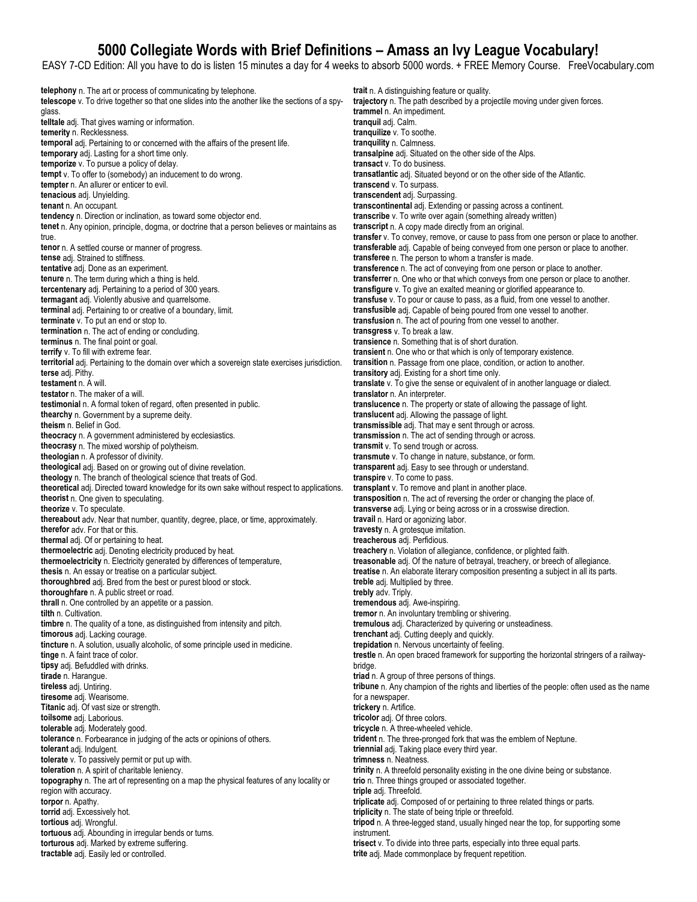# 5000 Collegiate Words with Brief Definitions – Amass an Ivy League Vocabulary!

EASY 7-CD Edition: All you have to do is listen 15 minutes a day for 4 weeks to absorb 5000 words. + FREE Memory Course. FreeVocabulary.com

**telephony** n. The art or process of communicating by telephone.
**telescope** v. To drive together so that one slides into the another like the sections of a spy-glass.
**telltale** adj. That gives warning or information.
**temerity** n. Recklessness.
**temporal** adj. Pertaining to or concerned with the affairs of the present life.
**temporary** adj. Lasting for a short time only.
**temporize** v. To pursue a policy of delay.
**tempt** v. To offer to (somebody) an inducement to do wrong.
**tempter** n. An allurer or enticer to evil.
**tenacious** adj. Unyielding.
**tenant** n. An occupant.
**tendency** n. Direction or inclination, as toward some objector end.
**tenet** n. Any opinion, principle, dogma, or doctrine that a person believes or maintains as true.
**tenor** n. A settled course or manner of progress.
**tense** adj. Strained to stiffness.
**tentative** adj. Done as an experiment.
**tenure** n. The term during which a thing is held.
**tercentenary** adj. Pertaining to a period of 300 years.
**termagant** adj. Violently abusive and quarrelsome.
**terminal** adj. Pertaining to or creative of a boundary, limit.
**terminate** v. To put an end or stop to.
**termination** n. The act of ending or concluding.
**terminus** n. The final point or goal.
**terrify** v. To fill with extreme fear.
**territorial** adj. Pertaining to the domain over which a sovereign state exercises jurisdiction.
**terse** adj. Pithy.
**testament** n. A will.
**testator** n. The maker of a will.
**testimonial** n. A formal token of regard, often presented in public.
**thearchy** n. Government by a supreme deity.
**theism** n. Belief in God.
**theocracy** n. A government administered by ecclesiastics.
**theocrasy** n. The mixed worship of polytheism.
**theologian** n. A professor of divinity.
**theological** adj. Based on or growing out of divine revelation.
**theology** n. The branch of theological science that treats of God.
**theoretical** adj. Directed toward knowledge for its own sake without respect to applications.
**theorist** n. One given to speculating.
**theorize** v. To speculate.
**thereabout** adv. Near that number, quantity, degree, place, or time, approximately.
**therefor** adv. For that or this.
**thermal** adj. Of or pertaining to heat.
**thermoelectric** adj. Denoting electricity produced by heat.
**thermoelectricity** n. Electricity generated by differences of temperature,
**thesis** n. An essay or treatise on a particular subject.
**thoroughbred** adj. Bred from the best or purest blood or stock.
**thoroughfare** n. A public street or road.
**thrall** n. One controlled by an appetite or a passion.
**tilth** n. Cultivation.
**timbre** n. The quality of a tone, as distinguished from intensity and pitch.
**timorous** adj. Lacking courage.
**tincture** n. A solution, usually alcoholic, of some principle used in medicine.
**tinge** n. A faint trace of color.
**tipsy** adj. Befuddled with drinks.
**tirade** n. Harangue.
**tireless** adj. Untiring.
**tiresome** adj. Wearisome.
**Titanic** adj. Of vast size or strength.
**toilsome** adj. Laborious.
**tolerable** adj. Moderately good.
**tolerance** n. Forbearance in judging of the acts or opinions of others.
**tolerant** adj. Indulgent.
**tolerate** v. To passively permit or put up with.
**toleration** n. A spirit of charitable leniency.
**topography** n. The art of representing on a map the physical features of any locality or region with accuracy.
**torpor** n. Apathy.
**torrid** adj. Excessively hot.
**tortious** adj. Wrongful.
**tortuous** adj. Abounding in irregular bends or turns.
**torturous** adj. Marked by extreme suffering.
**tractable** adj. Easily led or controlled.
**trait** n. A distinguishing feature or quality.
**trajectory** n. The path described by a projectile moving under given forces.
**trammel** n. An impediment.
**tranquil** adj. Calm.
**tranquilize** v. To soothe.
**tranquility** n. Calmness.
**transalpine** adj. Situated on the other side of the Alps.
**transact** v. To do business.
**transatlantic** adj. Situated beyond or on the other side of the Atlantic.
**transcend** v. To surpass.
**transcendent** adj. Surpassing.
**transcontinental** adj. Extending or passing across a continent.
**transcribe** v. To write over again (something already written)
**transcript** n. A copy made directly from an original.
**transfer** v. To convey, remove, or cause to pass from one person or place to another.
**transferable** adj. Capable of being conveyed from one person or place to another.
**transferee** n. The person to whom a transfer is made.
**transference** n. The act of conveying from one person or place to another.
**transferrer** n. One who or that which conveys from one person or place to another.
**transfigure** v. To give an exalted meaning or glorified appearance to.
**transfuse** v. To pour or cause to pass, as a fluid, from one vessel to another.
**transfusible** adj. Capable of being poured from one vessel to another.
**transfusion** n. The act of pouring from one vessel to another.
**transgress** v. To break a law.
**transience** n. Something that is of short duration.
**transient** n. One who or that which is only of temporary existence.
**transition** n. Passage from one place, condition, or action to another.
**transitory** adj. Existing for a short time only.
**translate** v. To give the sense or equivalent of in another language or dialect.
**translator** n. An interpreter.
**translucence** n. The property or state of allowing the passage of light.
**translucent** adj. Allowing the passage of light.
**transmissible** adj. That may e sent through or across.
**transmission** n. The act of sending through or across.
**transmit** v. To send trough or across.
**transmute** v. To change in nature, substance, or form.
**transparent** adj. Easy to see through or understand.
**transpire** v. To come to pass.
**transplant** v. To remove and plant in another place.
**transposition** n. The act of reversing the order or changing the place of.
**transverse** adj. Lying or being across or in a crosswise direction.
**travail** n. Hard or agonizing labor.
**travesty** n. A grotesque imitation.
**treacherous** adj. Perfidious.
**treachery** n. Violation of allegiance, confidence, or plighted faith.
**treasonable** adj. Of the nature of betrayal, treachery, or breech of allegiance.
**treatise** n. An elaborate literary composition presenting a subject in all its parts.
**treble** adj. Multiplied by three.
**trebly** adv. Triply.
**tremendous** adj. Awe-inspiring.
**tremor** n. An involuntary trembling or shivering.
**tremulous** adj. Characterized by quivering or unsteadiness.
**trenchant** adj. Cutting deeply and quickly.
**trepidation** n. Nervous uncertainty of feeling.
**trestle** n. An open braced framework for supporting the horizontal stringers of a railway-bridge.
**triad** n. A group of three persons of things.
**tribune** n. Any champion of the rights and liberties of the people: often used as the name for a newspaper.
**trickery** n. Artifice.
**tricolor** adj. Of three colors.
**tricycle** n. A three-wheeled vehicle.
**trident** n. The three-pronged fork that was the emblem of Neptune.
**triennial** adj. Taking place every third year.
**trimness** n. Neatness.
**trinity** n. A threefold personality existing in the one divine being or substance.
**trio** n. Three things grouped or associated together.
**triple** adj. Threefold.
**triplicate** adj. Composed of or pertaining to three related things or parts.
**triplicity** n. The state of being triple or threefold.
**tripod** n. A three-legged stand, usually hinged near the top, for supporting some instrument.
**trisect** v. To divide into three parts, especially into three equal parts.
**trite** adj. Made commonplace by frequent repetition.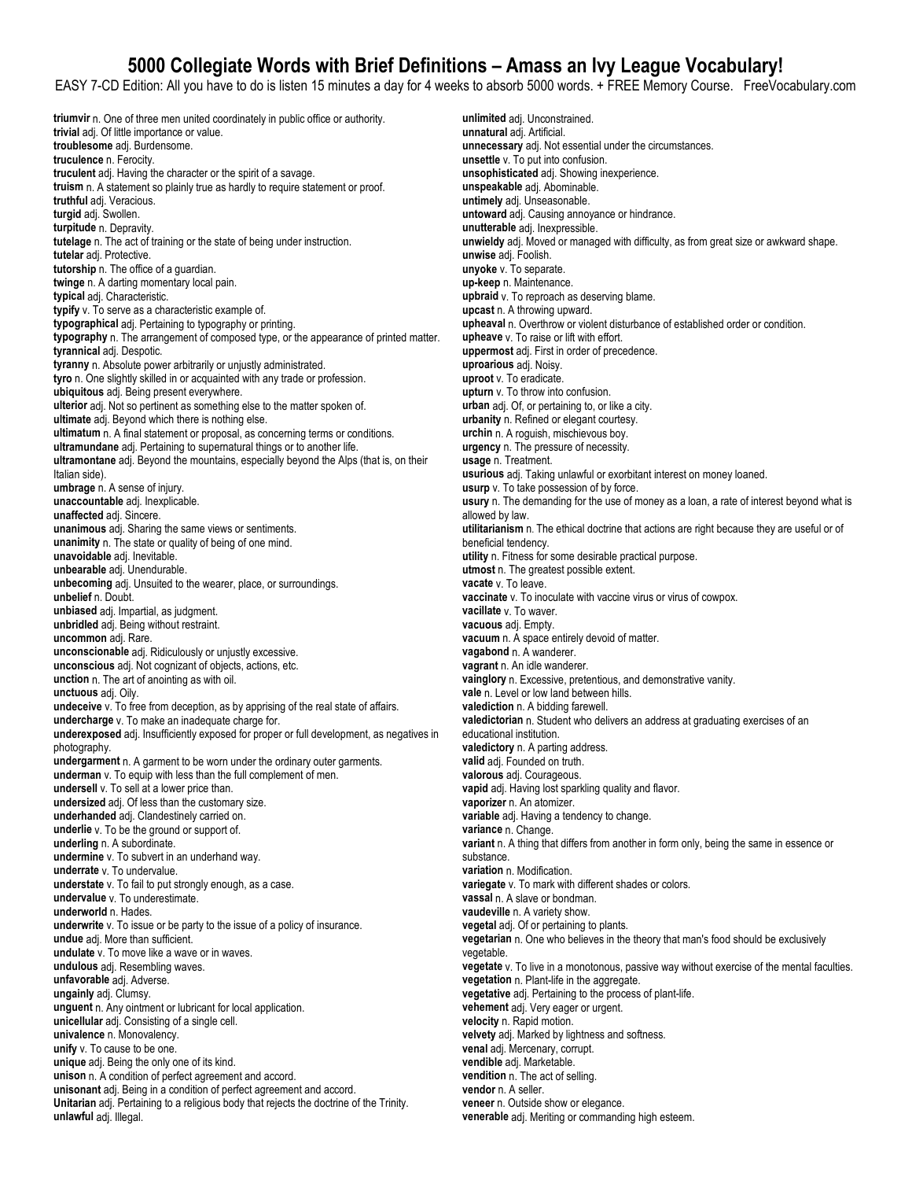# 5000 Collegiate Words with Brief Definitions – Amass an Ivy League Vocabulary!

EASY 7-CD Edition: All you have to do is listen 15 minutes a day for 4 weeks to absorb 5000 words. + FREE Memory Course. FreeVocabulary.com

**triumvir** n. One of three men united coordinately in public office or authority.
**trivial** adj. Of little importance or value.
**troublesome** adj. Burdensome.
**truculence** n. Ferocity.
**truculent** adj. Having the character or the spirit of a savage.
**truism** n. A statement so plainly true as hardly to require statement or proof.
**truthful** adj. Veracious.
**turgid** adj. Swollen.
**turpitude** n. Depravity.
**tutelage** n. The act of training or the state of being under instruction.
**tutelar** adj. Protective.
**tutorship** n. The office of a guardian.
**twinge** n. A darting momentary local pain.
**typical** adj. Characteristic.
**typify** v. To serve as a characteristic example of.
**typographical** adj. Pertaining to typography or printing.
**typography** n. The arrangement of composed type, or the appearance of printed matter.
**tyrannical** adj. Despotic.
**tyranny** n. Absolute power arbitrarily or unjustly administrated.
**tyro** n. One slightly skilled in or acquainted with any trade or profession.
**ubiquitous** adj. Being present everywhere.
**ulterior** adj. Not so pertinent as something else to the matter spoken of.
**ultimate** adj. Beyond which there is nothing else.
**ultimatum** n. A final statement or proposal, as concerning terms or conditions.
**ultramundane** adj. Pertaining to supernatural things or to another life.
**ultramontane** adj. Beyond the mountains, especially beyond the Alps (that is, on their Italian side).
**umbrage** n. A sense of injury.
**unaccountable** adj. Inexplicable.
**unaffected** adj. Sincere.
**unanimous** adj. Sharing the same views or sentiments.
**unanimity** n. The state or quality of being of one mind.
**unavoidable** adj. Inevitable.
**unbearable** adj. Unendurable.
**unbecoming** adj. Unsuited to the wearer, place, or surroundings.
**unbelief** n. Doubt.
**unbiased** adj. Impartial, as judgment.
**unbridled** adj. Being without restraint.
**uncommon** adj. Rare.
**unconscionable** adj. Ridiculously or unjustly excessive.
**unconscious** adj. Not cognizant of objects, actions, etc.
**unction** n. The art of anointing as with oil.
**unctuous** adj. Oily.
**undeceive** v. To free from deception, as by apprising of the real state of affairs.
**undercharge** v. To make an inadequate charge for.
**underexposed** adj. Insufficiently exposed for proper or full development, as negatives in photography.
**undergarment** n. A garment to be worn under the ordinary outer garments.
**underman** v. To equip with less than the full complement of men.
**undersell** v. To sell at a lower price than.
**undersized** adj. Of less than the customary size.
**underhanded** adj. Clandestinely carried on.
**underlie** v. To be the ground or support of.
**underling** n. A subordinate.
**undermine** v. To subvert in an underhand way.
**underrate** v. To undervalue.
**understate** v. To fail to put strongly enough, as a case.
**undervalue** v. To underestimate.
**underworld** n. Hades.
**underwrite** v. To issue or be party to the issue of a policy of insurance.
**undue** adj. More than sufficient.
**undulate** v. To move like a wave or in waves.
**undulous** adj. Resembling waves.
**unfavorable** adj. Adverse.
**ungainly** adj. Clumsy.
**unguent** n. Any ointment or lubricant for local application.
**unicellular** adj. Consisting of a single cell.
**univalence** n. Monovalency.
**unify** v. To cause to be one.
**unique** adj. Being the only one of its kind.
**unison** n. A condition of perfect agreement and accord.
**unisonant** adj. Being in a condition of perfect agreement and accord.
**Unitarian** adj. Pertaining to a religious body that rejects the doctrine of the Trinity.
**unlawful** adj. Illegal.
**unlimited** adj. Unconstrained.
**unnatural** adj. Artificial.
**unnecessary** adj. Not essential under the circumstances.
**unsettle** v. To put into confusion.
**unsophisticated** adj. Showing inexperience.
**unspeakable** adj. Abominable.
**untimely** adj. Unseasonable.
**untoward** adj. Causing annoyance or hindrance.
**unutterable** adj. Inexpressible.
**unwieldy** adj. Moved or managed with difficulty, as from great size or awkward shape.
**unwise** adj. Foolish.
**unyoke** v. To separate.
**up-keep** n. Maintenance.
**upbraid** v. To reproach as deserving blame.
**upcast** n. A throwing upward.
**upheaval** n. Overthrow or violent disturbance of established order or condition.
**upheave** v. To raise or lift with effort.
**uppermost** adj. First in order of precedence.
**uproarious** adj. Noisy.
**uproot** v. To eradicate.
**upturn** v. To throw into confusion.
**urban** adj. Of, or pertaining to, or like a city.
**urbanity** n. Refined or elegant courtesy.
**urchin** n. A roguish, mischievous boy.
**urgency** n. The pressure of necessity.
**usage** n. Treatment.
**usurious** adj. Taking unlawful or exorbitant interest on money loaned.
**usurp** v. To take possession of by force.
**usury** n. The demanding for the use of money as a loan, a rate of interest beyond what is allowed by law.
**utilitarianism** n. The ethical doctrine that actions are right because they are useful or of beneficial tendency.
**utility** n. Fitness for some desirable practical purpose.
**utmost** n. The greatest possible extent.
**vacate** v. To leave.
**vaccinate** v. To inoculate with vaccine virus or virus of cowpox.
**vacillate** v. To waver.
**vacuous** adj. Empty.
**vacuum** n. A space entirely devoid of matter.
**vagabond** n. A wanderer.
**vagrant** n. An idle wanderer.
**vainglory** n. Excessive, pretentious, and demonstrative vanity.
**vale** n. Level or low land between hills.
**valediction** n. A bidding farewell.
**valedictorian** n. Student who delivers an address at graduating exercises of an educational institution.
**valedictory** n. A parting address.
**valid** adj. Founded on truth.
**valorous** adj. Courageous.
**vapid** adj. Having lost sparkling quality and flavor.
**vaporizer** n. An atomizer.
**variable** adj. Having a tendency to change.
**variance** n. Change.
**variant** n. A thing that differs from another in form only, being the same in essence or substance.
**variation** n. Modification.
**variegate** v. To mark with different shades or colors.
**vassal** n. A slave or bondman.
**vaudeville** n. A variety show.
**vegetal** adj. Of or pertaining to plants.
**vegetarian** n. One who believes in the theory that man's food should be exclusively vegetable.
**vegetate** v. To live in a monotonous, passive way without exercise of the mental faculties.
**vegetation** n. Plant-life in the aggregate.
**vegetative** adj. Pertaining to the process of plant-life.
**vehement** adj. Very eager or urgent.
**velocity** n. Rapid motion.
**velvety** adj. Marked by lightness and softness.
**venal** adj. Mercenary, corrupt.
**vendible** adj. Marketable.
**vendition** n. The act of selling.
**vendor** n. A seller.
**veneer** n. Outside show or elegance.
**venerable** adj. Meriting or commanding high esteem.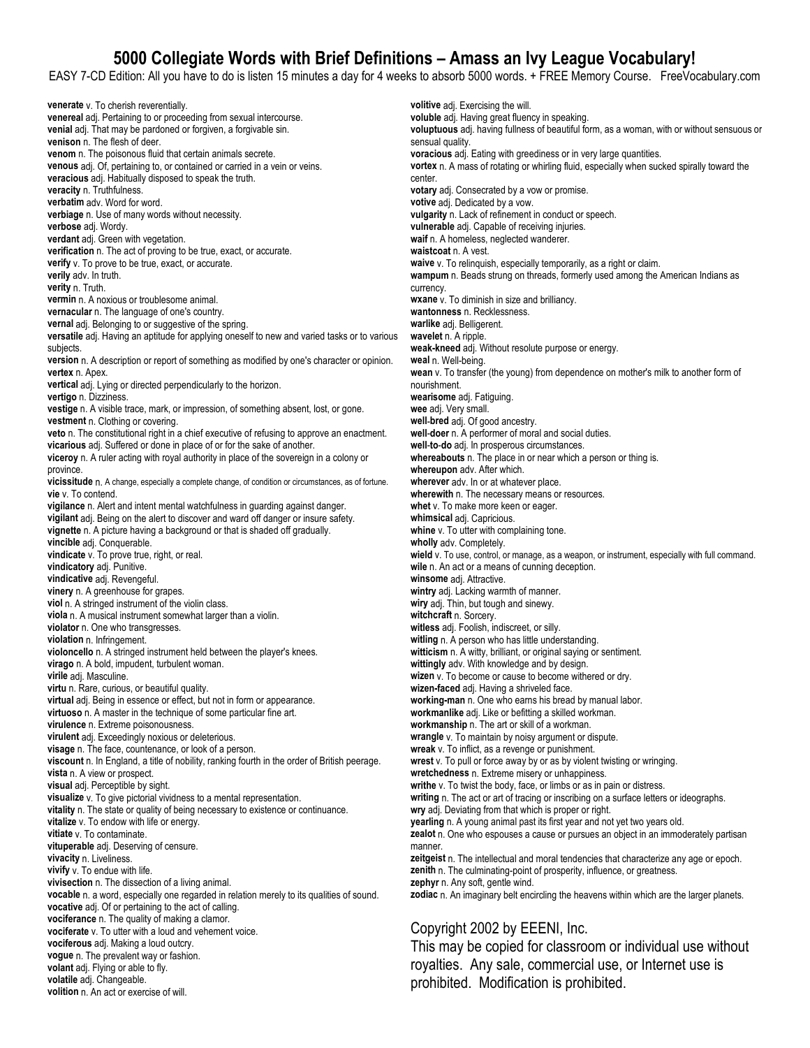# 5000 Collegiate Words with Brief Definitions – Amass an Ivy League Vocabulary!

EASY 7-CD Edition: All you have to do is listen 15 minutes a day for 4 weeks to absorb 5000 words. + FREE Memory Course. FreeVocabulary.com

**venerate** v. To cherish reverentially.
**venereal** adj. Pertaining to or proceeding from sexual intercourse.
**venial** adj. That may be pardoned or forgiven, a forgivable sin.
**venison** n. The flesh of deer.
**venom** n. The poisonous fluid that certain animals secrete.
**venous** adj. Of, pertaining to, or contained or carried in a vein or veins.
**veracious** adj. Habitually disposed to speak the truth.
**veracity** n. Truthfulness.
**verbatim** adv. Word for word.
**verbiage** n. Use of many words without necessity.
**verbose** adj. Wordy.
**verdant** adj. Green with vegetation.
**verification** n. The act of proving to be true, exact, or accurate.
**verify** v. To prove to be true, exact, or accurate.
**verily** adv. In truth.
**verity** n. Truth.
**vermin** n. A noxious or troublesome animal.
**vernacular** n. The language of one's country.
**vernal** adj. Belonging to or suggestive of the spring.
**versatile** adj. Having an aptitude for applying oneself to new and varied tasks or to various subjects.
**version** n. A description or report of something as modified by one's character or opinion.
**vertex** n. Apex.
**vertical** adj. Lying or directed perpendicularly to the horizon.
**vertigo** n. Dizziness.
**vestige** n. A visible trace, mark, or impression, of something absent, lost, or gone.
**vestment** n. Clothing or covering.
**veto** n. The constitutional right in a chief executive of refusing to approve an enactment.
**vicarious** adj. Suffered or done in place of or for the sake of another.
**viceroy** n. A ruler acting with royal authority in place of the sovereign in a colony or province.
**vicissitude** n. A change, especially a complete change, of condition or circumstances, as of fortune.
**vie** v. To contend.
**vigilance** n. Alert and intent mental watchfulness in guarding against danger.
**vigilant** adj. Being on the alert to discover and ward off danger or insure safety.
**vignette** n. A picture having a background or that is shaded off gradually.
**vincible** adj. Conquerable.
**vindicate** v. To prove true, right, or real.
**vindicatory** adj. Punitive.
**vindicative** adj. Revengeful.
**vinery** n. A greenhouse for grapes.
**viol** n. A stringed instrument of the violin class.
**viola** n. A musical instrument somewhat larger than a violin.
**violator** n. One who transgresses.
**violation** n. Infringement.
**violoncello** n. A stringed instrument held between the player's knees.
**virago** n. A bold, impudent, turbulent woman.
**virile** adj. Masculine.
**virtu** n. Rare, curious, or beautiful quality.
**virtual** adj. Being in essence or effect, but not in form or appearance.
**virtuoso** n. A master in the technique of some particular fine art.
**virulence** n. Extreme poisonousness.
**virulent** adj. Exceedingly noxious or deleterious.
**visage** n. The face, countenance, or look of a person.
**viscount** n. In England, a title of nobility, ranking fourth in the order of British peerage.
**vista** n. A view or prospect.
**visual** adj. Perceptible by sight.
**visualize** v. To give pictorial vividness to a mental representation.
**vitality** n. The state or quality of being necessary to existence or continuance.
**vitalize** v. To endow with life or energy.
**vitiate** v. To contaminate.
**vituperable** adj. Deserving of censure.
**vivacity** n. Liveliness.
**vivify** v. To endue with life.
**vivisection** n. The dissection of a living animal.
**vocable** n. a word, especially one regarded in relation merely to its qualities of sound.
**vocative** adj. Of or pertaining to the act of calling.
**vociferance** n. The quality of making a clamor.
**vociferate** v. To utter with a loud and vehement voice.
**vociferous** adj. Making a loud outcry.
**vogue** n. The prevalent way or fashion.
**volant** adj. Flying or able to fly.
**volatile** adj. Changeable.
**volition** n. An act or exercise of will.
**volitive** adj. Exercising the will.
**voluble** adj. Having great fluency in speaking.
**voluptuous** adj. having fullness of beautiful form, as a woman, with or without sensuous or sensual quality.
**voracious** adj. Eating with greediness or in very large quantities.
**vortex** n. A mass of rotating or whirling fluid, especially when sucked spirally toward the center.
**votary** adj. Consecrated by a vow or promise.
**votive** adj. Dedicated by a vow.
**vulgarity** n. Lack of refinement in conduct or speech.
**vulnerable** adj. Capable of receiving injuries.
**waif** n. A homeless, neglected wanderer.
**waistcoat** n. A vest.
**waive** v. To relinquish, especially temporarily, as a right or claim.
**wampum** n. Beads strung on threads, formerly used among the American Indians as currency.
**wxane** v. To diminish in size and brilliancy.
**wantonness** n. Recklessness.
**warlike** adj. Belligerent.
**wavelet** n. A ripple.
**weak-kneed** adj. Without resolute purpose or energy.
**weal** n. Well-being.
**wean** v. To transfer (the young) from dependence on mother's milk to another form of nourishment.
**wearisome** adj. Fatiguing.
**wee** adj. Very small.
**well-bred** adj. Of good ancestry.
**well-doer** n. A performer of moral and social duties.
**well-to-do** adj. In prosperous circumstances.
**whereabouts** n. The place in or near which a person or thing is.
**whereupon** adv. After which.
**wherever** adv. In or at whatever place.
**wherewith** n. The necessary means or resources.
**whet** v. To make more keen or eager.
**whimsical** adj. Capricious.
**whine** v. To utter with complaining tone.
**wholly** adv. Completely.
**wield** v. To use, control, or manage, as a weapon, or instrument, especially with full command.
**wile** n. An act or a means of cunning deception.
**winsome** adj. Attractive.
**wintry** adj. Lacking warmth of manner.
**wiry** adj. Thin, but tough and sinewy.
**witchcraft** n. Sorcery.
**witless** adj. Foolish, indiscreet, or silly.
**witling** n. A person who has little understanding.
**witticism** n. A witty, brilliant, or original saying or sentiment.
**wittingly** adv. With knowledge and by design.
**wizen** v. To become or cause to become withered or dry.
**wizen-faced** adj. Having a shriveled face.
**working-man** n. One who earns his bread by manual labor.
**workmanlike** adj. Like or befitting a skilled workman.
**workmanship** n. The art or skill of a workman.
**wrangle** v. To maintain by noisy argument or dispute.
**wreak** v. To inflict, as a revenge or punishment.
**wrest** v. To pull or force away by or as by violent twisting or wringing.
**wretchedness** n. Extreme misery or unhappiness.
**writhe** v. To twist the body, face, or limbs or as in pain or distress.
**writing** n. The act or art of tracing or inscribing on a surface letters or ideographs.
**wry** adj. Deviating from that which is proper or right.
**yearling** n. A young animal past its first year and not yet two years old.
**zealot** n. One who espouses a cause or pursues an object in an immoderately partisan manner.
**zeitgeist** n. The intellectual and moral tendencies that characterize any age or epoch.
**zenith** n. The culminating-point of prosperity, influence, or greatness.
**zephyr** n. Any soft, gentle wind.
**zodiac** n. An imaginary belt encircling the heavens within which are the larger planets.

Copyright 2002 by EEENI, Inc.
This may be copied for classroom or individual use without royalties. Any sale, commercial use, or Internet use is prohibited. Modification is prohibited.